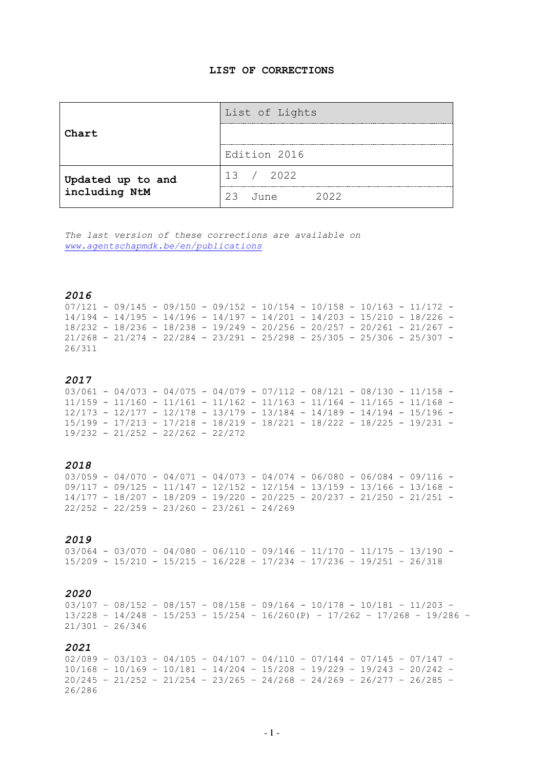# LIST OF CORRECTIONS

| **Chart** | List of Lights |
|---|---|
| | |
| | Edition 2016 |
| **Updated up to and including NtM** | 13 / 2022 |
| | 23 June 2022 |

*The last version of these corrections are available on* *www.agentschapmdk.be/en/publications*

### *2016*

07/121 - 09/145 - 09/150 - 09/152 - 10/154 - 10/158 - 10/163 - 11/172 - 14/194 - 14/195 - 14/196 - 14/197 - 14/201 - 14/203 - 15/210 - 18/226 - 18/232 - 18/236 - 18/238 - 19/249 - 20/256 - 20/257 - 20/261 - 21/267 - 21/268 - 21/274 - 22/284 - 23/291 - 25/298 - 25/305 - 25/306 - 25/307 - 26/311

### *2017*

03/061 - 04/073 - 04/075 - 04/079 - 07/112 - 08/121 - 08/130 - 11/158 - 11/159 - 11/160 - 11/161 - 11/162 - 11/163 - 11/164 - 11/165 - 11/168 - 12/173 - 12/177 - 12/178 - 13/179 - 13/184 - 14/189 - 14/194 - 15/196 - 15/199 - 17/213 - 17/218 - 18/219 - 18/221 - 18/222 - 18/225 - 19/231 - 19/232 - 21/252 - 22/262 - 22/272

### *2018*

03/059 - 04/070 - 04/071 - 04/073 - 04/074 - 06/080 - 06/084 - 09/116 - 09/117 - 09/125 - 11/147 - 12/152 - 12/154 - 13/159 - 13/166 - 13/168 - 14/177 - 18/207 - 18/209 - 19/220 - 20/225 - 20/237 - 21/250 - 21/251 - 22/252 - 22/259 - 23/260 - 23/261 - 24/269

### *2019*

03/064 - 03/070 - 04/080 - 06/110 - 09/146 - 11/170 - 11/175 - 13/190 - 15/209 - 15/210 - 15/215 - 16/228 - 17/234 - 17/236 - 19/251 - 26/318

### *2020*

03/107 - 08/152 - 08/157 - 08/158 - 09/164 - 10/178 - 10/181 - 11/203 - 13/228 - 14/248 - 15/253 - 15/254 - 16/260(P) - 17/262 - 17/268 - 19/286 - 21/301 - 26/346

### *2021*

02/089 - 03/103 - 04/105 - 04/107 - 04/110 - 07/144 - 07/145 - 07/147 - 10/168 - 10/169 - 10/181 - 14/204 - 15/208 - 19/229 - 19/243 - 20/242 - 20/245 - 21/252 - 21/254 - 23/265 - 24/268 - 24/269 - 26/277 - 26/285 - 26/286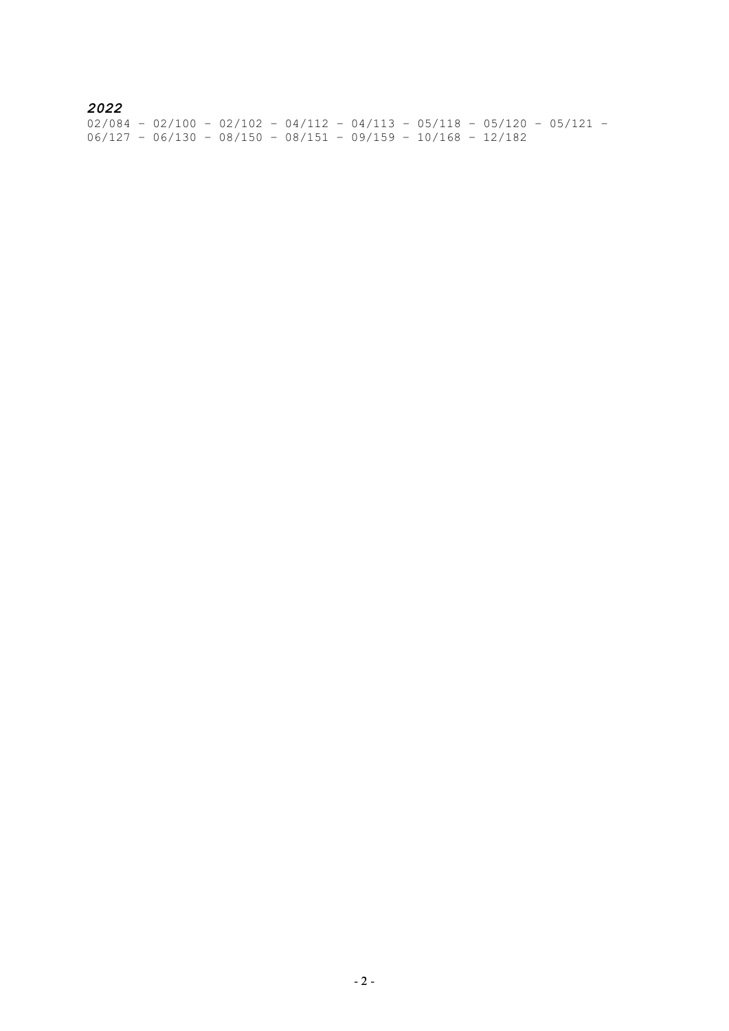***2022***

02/084 – 02/100 – 02/102 – 04/112 – 04/113 – 05/118 – 05/120 – 05/121 – 06/127 – 06/130 – 08/150 – 08/151 – 09/159 – 10/168 – 12/182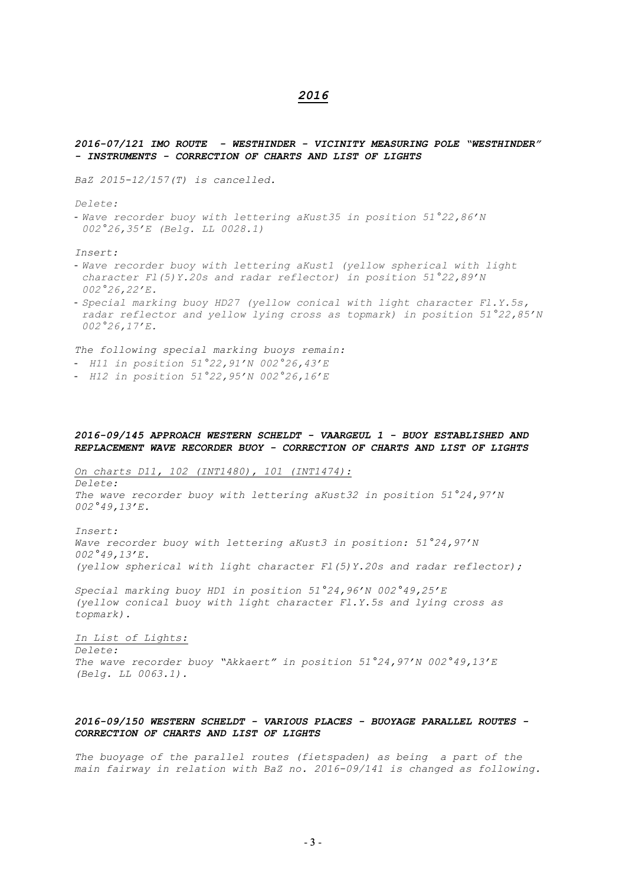# *2016*

### *2016-07/121 IMO ROUTE - WESTHINDER - VICINITY MEASURING POLE "WESTHINDER" - INSTRUMENTS - CORRECTION OF CHARTS AND LIST OF LIGHTS*

*BaZ 2015-12/157(T) is cancelled.*

*Delete:*

- *Wave recorder buoy with lettering aKust35 in position 51°22,86'N 002°26,35'E (Belg. LL 0028.1)*

*Insert:*

- *Wave recorder buoy with lettering aKust1 (yellow spherical with light character Fl(5)Y.20s and radar reflector) in position 51°22,89'N 002°26,22'E.*
- *Special marking buoy HD27 (yellow conical with light character Fl.Y.5s, radar reflector and yellow lying cross as topmark) in position 51°22,85'N 002°26,17'E.*

*The following special marking buoys remain:*

- *H11 in position 51°22,91'N 002°26,43'E*
- *H12 in position 51°22,95'N 002°26,16'E*

### *2016-09/145 APPROACH WESTERN SCHELDT - VAARGEUL 1 - BUOY ESTABLISHED AND REPLACEMENT WAVE RECORDER BUOY - CORRECTION OF CHARTS AND LIST OF LIGHTS*

*On charts D11, 102 (INT1480), 101 (INT1474):*

*Delete:*
*The wave recorder buoy with lettering aKust32 in position 51°24,97'N 002°49,13'E.*

*Insert:*
*Wave recorder buoy with lettering aKust3 in position: 51°24,97'N 002°49,13'E.*
*(yellow spherical with light character Fl(5)Y.20s and radar reflector);*

*Special marking buoy HD1 in position 51°24,96'N 002°49,25'E (yellow conical buoy with light character Fl.Y.5s and lying cross as topmark).*

*In List of Lights:*

*Delete:*
*The wave recorder buoy "Akkaert" in position 51°24,97'N 002°49,13'E (Belg. LL 0063.1).*

### *2016-09/150 WESTERN SCHELDT - VARIOUS PLACES - BUOYAGE PARALLEL ROUTES - CORRECTION OF CHARTS AND LIST OF LIGHTS*

*The buoyage of the parallel routes (fietspaden) as being a part of the main fairway in relation with BaZ no. 2016-09/141 is changed as following.*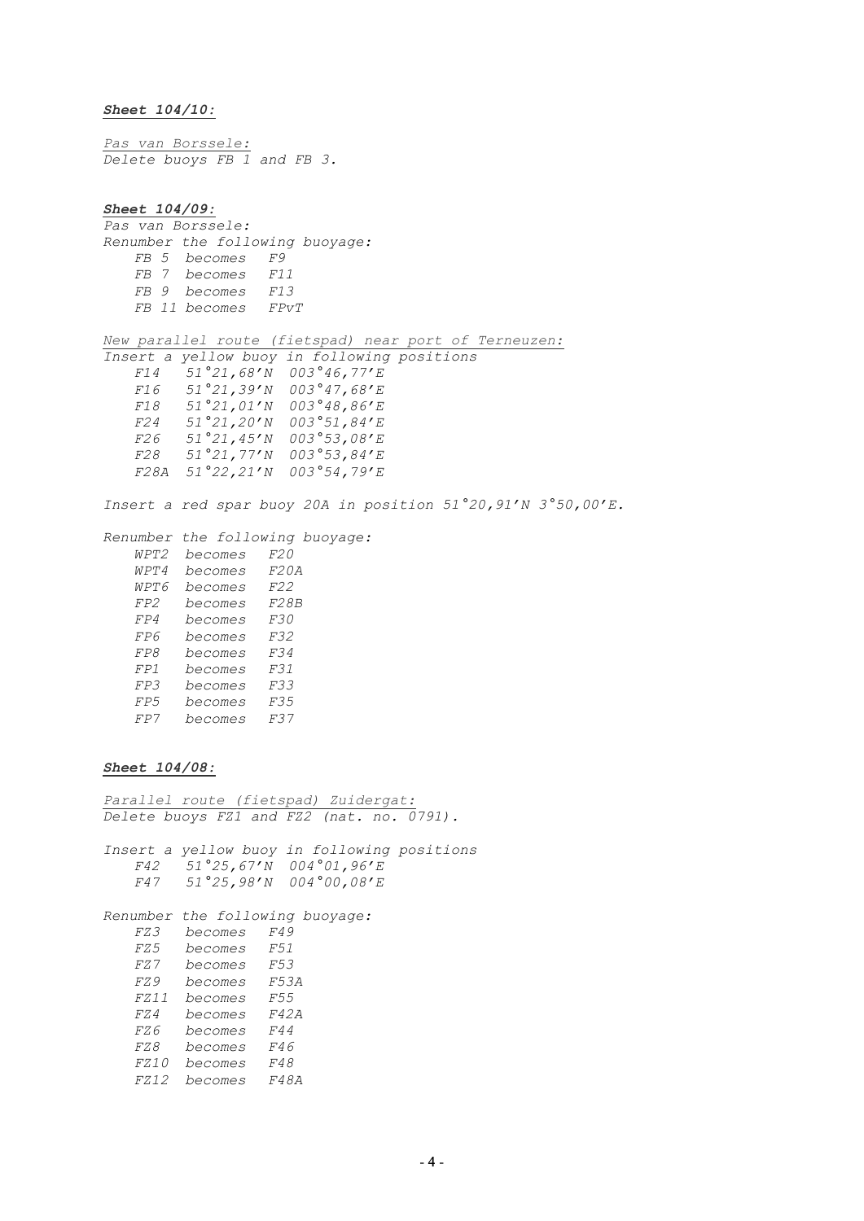***Sheet 104/10:***

*Pas van Borssele:*
*Delete buoys FB 1 and FB 3.*

***Sheet 104/09:***

*Pas van Borssele:*
*Renumber the following buoyage:*

*FB 5 becomes F9*
*FB 7 becomes F11*
*FB 9 becomes F13*
*FB 11 becomes FPvT*

*New parallel route (fietspad) near port of Terneuzen:*
*Insert a yellow buoy in following positions*

*F14 51°21,68'N 003°46,77'E*
*F16 51°21,39'N 003°47,68'E*
*F18 51°21,01'N 003°48,86'E*
*F24 51°21,20'N 003°51,84'E*
*F26 51°21,45'N 003°53,08'E*
*F28 51°21,77'N 003°53,84'E*
*F28A 51°22,21'N 003°54,79'E*

*Insert a red spar buoy 20A in position 51°20,91'N 3°50,00'E.*

*Renumber the following buoyage:*

*WPT2 becomes F20*
*WPT4 becomes F20A*
*WPT6 becomes F22*
*FP2 becomes F28B*
*FP4 becomes F30*
*FP6 becomes F32*
*FP8 becomes F34*
*FP1 becomes F31*
*FP3 becomes F33*
*FP5 becomes F35*
*FP7 becomes F37*

***Sheet 104/08:***

*Parallel route (fietspad) Zuidergat:*
*Delete buoys FZ1 and FZ2 (nat. no. 0791).*

*Insert a yellow buoy in following positions*

*F42 51°25,67'N 004°01,96'E*
*F47 51°25,98'N 004°00,08'E*

*Renumber the following buoyage:*

*FZ3 becomes F49*
*FZ5 becomes F51*
*FZ7 becomes F53*
*FZ9 becomes F53A*
*FZ11 becomes F55*
*FZ4 becomes F42A*
*FZ6 becomes F44*
*FZ8 becomes F46*
*FZ10 becomes F48*
*FZ12 becomes F48A*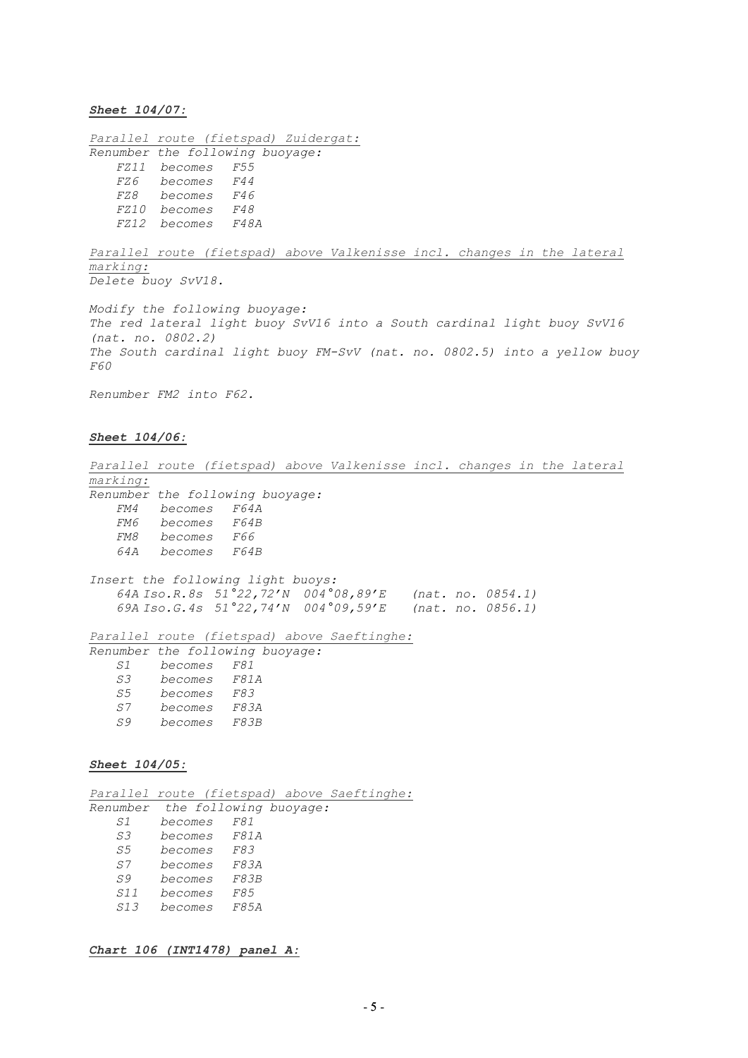***Sheet 104/07:***

*Parallel route (fietspad) Zuidergat:*
*Renumber the following buoyage:*

*FZ11 becomes F55*
*FZ6 becomes F44*
*FZ8 becomes F46*
*FZ10 becomes F48*
*FZ12 becomes F48A*

*Parallel route (fietspad) above Valkenisse incl. changes in the lateral marking:*
*Delete buoy SvV18.*

*Modify the following buoyage:*
*The red lateral light buoy SvV16 into a South cardinal light buoy SvV16 (nat. no. 0802.2)*
*The South cardinal light buoy FM-SvV (nat. no. 0802.5) into a yellow buoy F60*

*Renumber FM2 into F62.*

***Sheet 104/06:***

*Parallel route (fietspad) above Valkenisse incl. changes in the lateral marking:*
*Renumber the following buoyage:*

*FM4 becomes F64A*
*FM6 becomes F64B*
*FM8 becomes F66*
*64A becomes F64B*

*Insert the following light buoys:*

*64A Iso.R.8s 51°22,72'N 004°08,89'E (nat. no. 0854.1)*
*69A Iso.G.4s 51°22,74'N 004°09,59'E (nat. no. 0856.1)*

*Parallel route (fietspad) above Saeftinghe:*
*Renumber the following buoyage:*

*S1 becomes F81*
*S3 becomes F81A*
*S5 becomes F83*
*S7 becomes F83A*
*S9 becomes F83B*

***Sheet 104/05:***

*Parallel route (fietspad) above Saeftinghe:*
*Renumber the following buoyage:*

*S1 becomes F81*
*S3 becomes F81A*
*S5 becomes F83*
*S7 becomes F83A*
*S9 becomes F83B*
*S11 becomes F85*
*S13 becomes F85A*

***Chart 106 (INT1478) panel A:***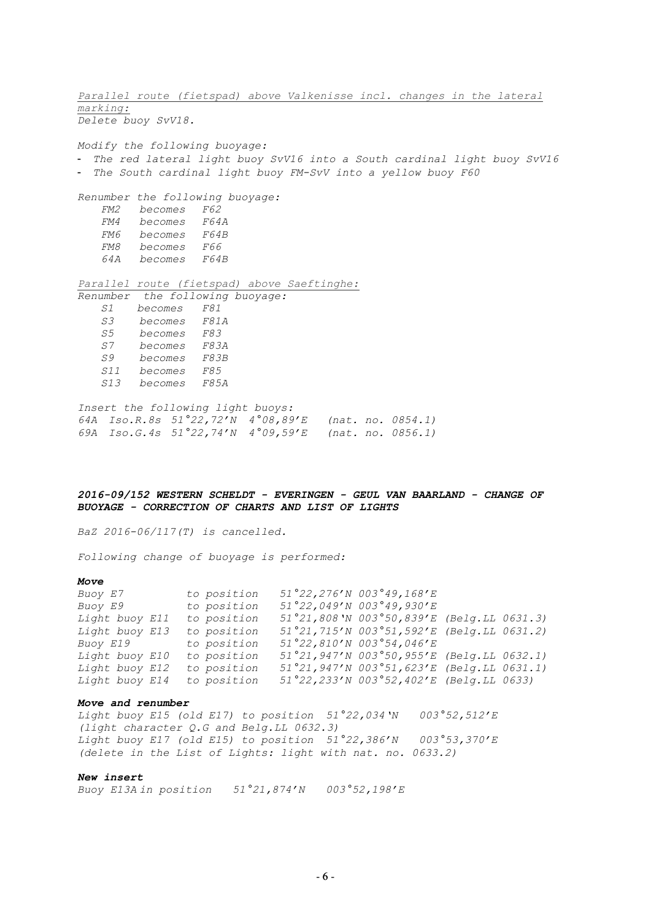*<u>Parallel route (fietspad) above Valkenisse incl. changes in the lateral marking:</u>*
*Delete buoy SvV18.*

*Modify the following buoyage:*

- *The red lateral light buoy SvV16 into a South cardinal light buoy SvV16*
- *The South cardinal light buoy FM-SvV into a yellow buoy F60*

*Renumber the following buoyage:*

| | | |
|---|---|---|
| *FM2* | *becomes* | *F62* |
| *FM4* | *becomes* | *F64A* |
| *FM6* | *becomes* | *F64B* |
| *FM8* | *becomes* | *F66* |
| *64A* | *becomes* | *F64B* |

*<u>Parallel route (fietspad) above Saeftinghe:</u>*
*Renumber the following buoyage:*

| | | |
|---|---|---|
| *S1* | *becomes* | *F81* |
| *S3* | *becomes* | *F81A* |
| *S5* | *becomes* | *F83* |
| *S7* | *becomes* | *F83A* |
| *S9* | *becomes* | *F83B* |
| *S11* | *becomes* | *F85* |
| *S13* | *becomes* | *F85A* |

*Insert the following light buoys:*

| | | | | |
|---|---|---|---|---|
| *64A* | *Iso.R.8s* | *51°22,72'N* | *4°08,89'E* | *(nat. no. 0854.1)* |
| *69A* | *Iso.G.4s* | *51°22,74'N* | *4°09,59'E* | *(nat. no. 0856.1)* |

### *2016-09/152 WESTERN SCHELDT - EVERINGEN - GEUL VAN BAARLAND - CHANGE OF BUOYAGE - CORRECTION OF CHARTS AND LIST OF LIGHTS*

*BaZ 2016-06/117(T) is cancelled.*

*Following change of buoyage is performed:*

***Move***

| | | | | |
|---|---|---|---|---|
| *Buoy E7* | *to position* | *51°22,276'N* | *003°49,168'E* | |
| *Buoy E9* | *to position* | *51°22,049'N* | *003°49,930'E* | |
| *Light buoy E11* | *to position* | *51°21,808'N* | *003°50,839'E* | *(Belg.LL 0631.3)* |
| *Light buoy E13* | *to position* | *51°21,715'N* | *003°51,592'E* | *(Belg.LL 0631.2)* |
| *Buoy E19* | *to position* | *51°22,810'N* | *003°54,046'E* | |
| *Light buoy E10* | *to position* | *51°21,947'N* | *003°50,955'E* | *(Belg.LL 0632.1)* |
| *Light buoy E12* | *to position* | *51°21,947'N* | *003°51,623'E* | *(Belg.LL 0631.1)* |
| *Light buoy E14* | *to position* | *51°22,233'N* | *003°52,402'E* | *(Belg.LL 0633)* |

***Move and renumber***

*Light buoy E15 (old E17) to position 51°22,034'N 003°52,512'E*
*(light character Q.G and Belg.LL 0632.3)*
*Light buoy E17 (old E15) to position 51°22,386'N 003°53,370'E*
*(delete in the List of Lights: light with nat. no. 0633.2)*

***New insert***

*Buoy E13A in position 51°21,874'N 003°52,198'E*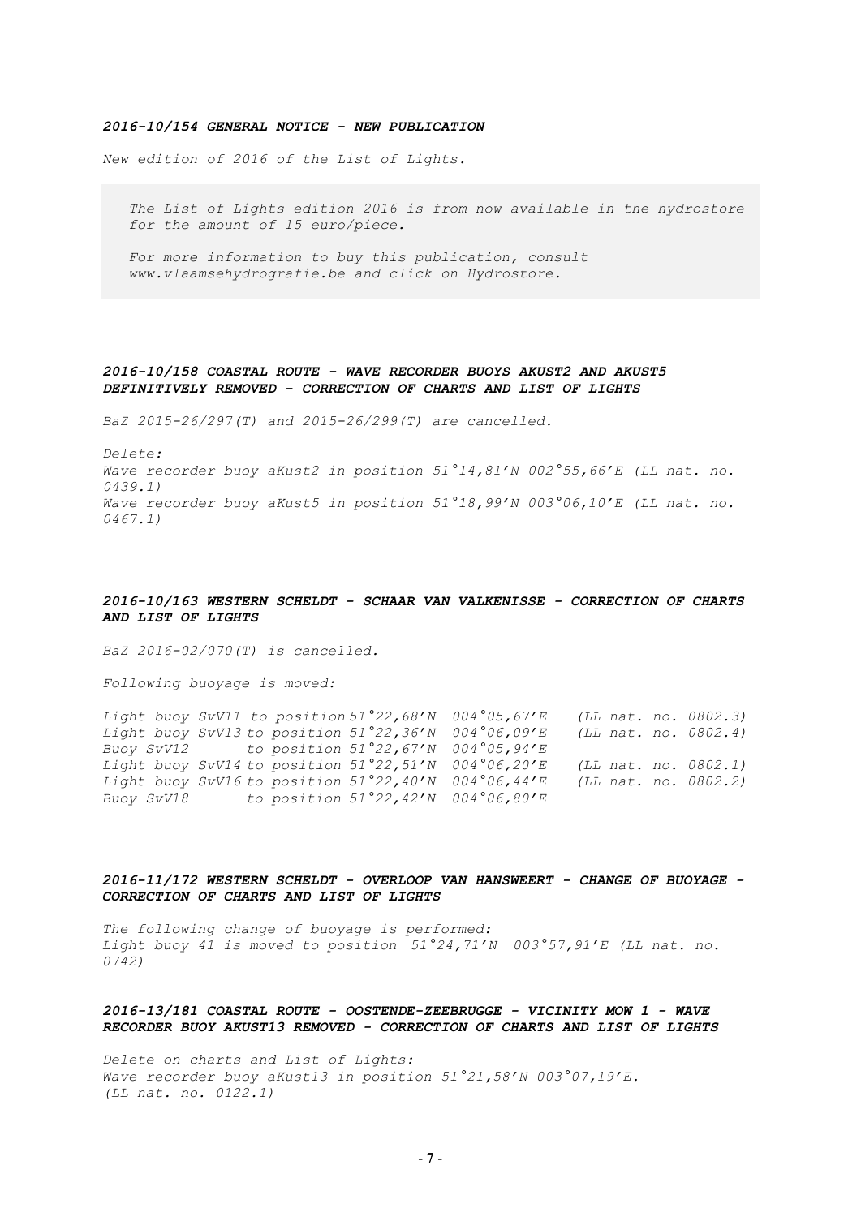### *2016-10/154 GENERAL NOTICE - NEW PUBLICATION*

*New edition of 2016 of the List of Lights.*

> *The List of Lights edition 2016 is from now available in the hydrostore for the amount of 15 euro/piece.*
>
> *For more information to buy this publication, consult www.vlaamsehydrografie.be and click on Hydrostore.*

### *2016-10/158 COASTAL ROUTE - WAVE RECORDER BUOYS AKUST2 AND AKUST5 DEFINITIVELY REMOVED - CORRECTION OF CHARTS AND LIST OF LIGHTS*

*BaZ 2015-26/297(T) and 2015-26/299(T) are cancelled.*

*Delete:*
*Wave recorder buoy aKust2 in position 51°14,81'N 002°55,66'E (LL nat. no. 0439.1)*
*Wave recorder buoy aKust5 in position 51°18,99'N 003°06,10'E (LL nat. no. 0467.1)*

### *2016-10/163 WESTERN SCHELDT - SCHAAR VAN VALKENISSE - CORRECTION OF CHARTS AND LIST OF LIGHTS*

*BaZ 2016-02/070(T) is cancelled.*

*Following buoyage is moved:*

| | | | |
|---|---|---|---|
| *Light buoy SvV11 to position* | *51°22,68'N* | *004°05,67'E* | *(LL nat. no. 0802.3)* |
| *Light buoy SvV13 to position* | *51°22,36'N* | *004°06,09'E* | *(LL nat. no. 0802.4)* |
| *Buoy SvV12 to position* | *51°22,67'N* | *004°05,94'E* | |
| *Light buoy SvV14 to position* | *51°22,51'N* | *004°06,20'E* | *(LL nat. no. 0802.1)* |
| *Light buoy SvV16 to position* | *51°22,40'N* | *004°06,44'E* | *(LL nat. no. 0802.2)* |
| *Buoy SvV18 to position* | *51°22,42'N* | *004°06,80'E* | |

### *2016-11/172 WESTERN SCHELDT - OVERLOOP VAN HANSWEERT - CHANGE OF BUOYAGE - CORRECTION OF CHARTS AND LIST OF LIGHTS*

*The following change of buoyage is performed:*
*Light buoy 41 is moved to position 51°24,71'N 003°57,91'E (LL nat. no. 0742)*

### *2016-13/181 COASTAL ROUTE - OOSTENDE-ZEEBRUGGE - VICINITY MOW 1 - WAVE RECORDER BUOY AKUST13 REMOVED - CORRECTION OF CHARTS AND LIST OF LIGHTS*

*Delete on charts and List of Lights:*
*Wave recorder buoy aKust13 in position 51°21,58'N 003°07,19'E.*
*(LL nat. no. 0122.1)*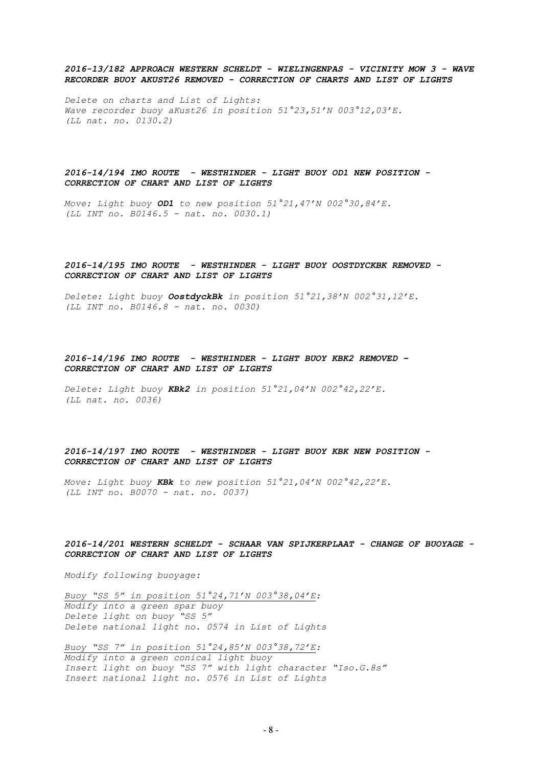### *2016-13/182 APPROACH WESTERN SCHELDT - WIELINGENPAS - VICINITY MOW 3 - WAVE RECORDER BUOY AKUST26 REMOVED - CORRECTION OF CHARTS AND LIST OF LIGHTS*

*Delete on charts and List of Lights:*
*Wave recorder buoy aKust26 in position 51°23,51'N 003°12,03'E.*
*(LL nat. no. 0130.2)*

### *2016-14/194 IMO ROUTE - WESTHINDER - LIGHT BUOY OD1 NEW POSITION - CORRECTION OF CHART AND LIST OF LIGHTS*

*Move: Light buoy **OD1** to new position 51°21,47'N 002°30,84'E.*
*(LL INT no. B0146.5 - nat. no. 0030.1)*

### *2016-14/195 IMO ROUTE - WESTHINDER - LIGHT BUOY OOSTDYCKBK REMOVED - CORRECTION OF CHART AND LIST OF LIGHTS*

*Delete: Light buoy **OostdyckBk** in position 51°21,38'N 002°31,12'E.*
*(LL INT no. B0146.8 - nat. no. 0030)*

### *2016-14/196 IMO ROUTE - WESTHINDER - LIGHT BUOY KBK2 REMOVED – CORRECTION OF CHART AND LIST OF LIGHTS*

*Delete: Light buoy **KBk2** in position 51°21,04'N 002°42,22'E.*
*(LL nat. no. 0036)*

### *2016-14/197 IMO ROUTE - WESTHINDER - LIGHT BUOY KBK NEW POSITION - CORRECTION OF CHART AND LIST OF LIGHTS*

*Move: Light buoy **KBk** to new position 51°21,04'N 002°42,22'E.*
*(LL INT no. B0070 - nat. no. 0037)*

### *2016-14/201 WESTERN SCHELDT - SCHAAR VAN SPIJKERPLAAT - CHANGE OF BUOYAGE - CORRECTION OF CHART AND LIST OF LIGHTS*

*Modify following buoyage:*

*<u>Buoy "SS 5" in position 51°24,71'N 003°38,04'E:</u>*
*Modify into a green spar buoy*
*Delete light on buoy "SS 5"*
*Delete national light no. 0574 in List of Lights*

*<u>Buoy "SS 7" in position 51°24,85'N 003°38,72'E:</u>*
*Modify into a green conical light buoy*
*Insert light on buoy "SS 7" with light character "Iso.G.8s"*
*Insert national light no. 0576 in List of Lights*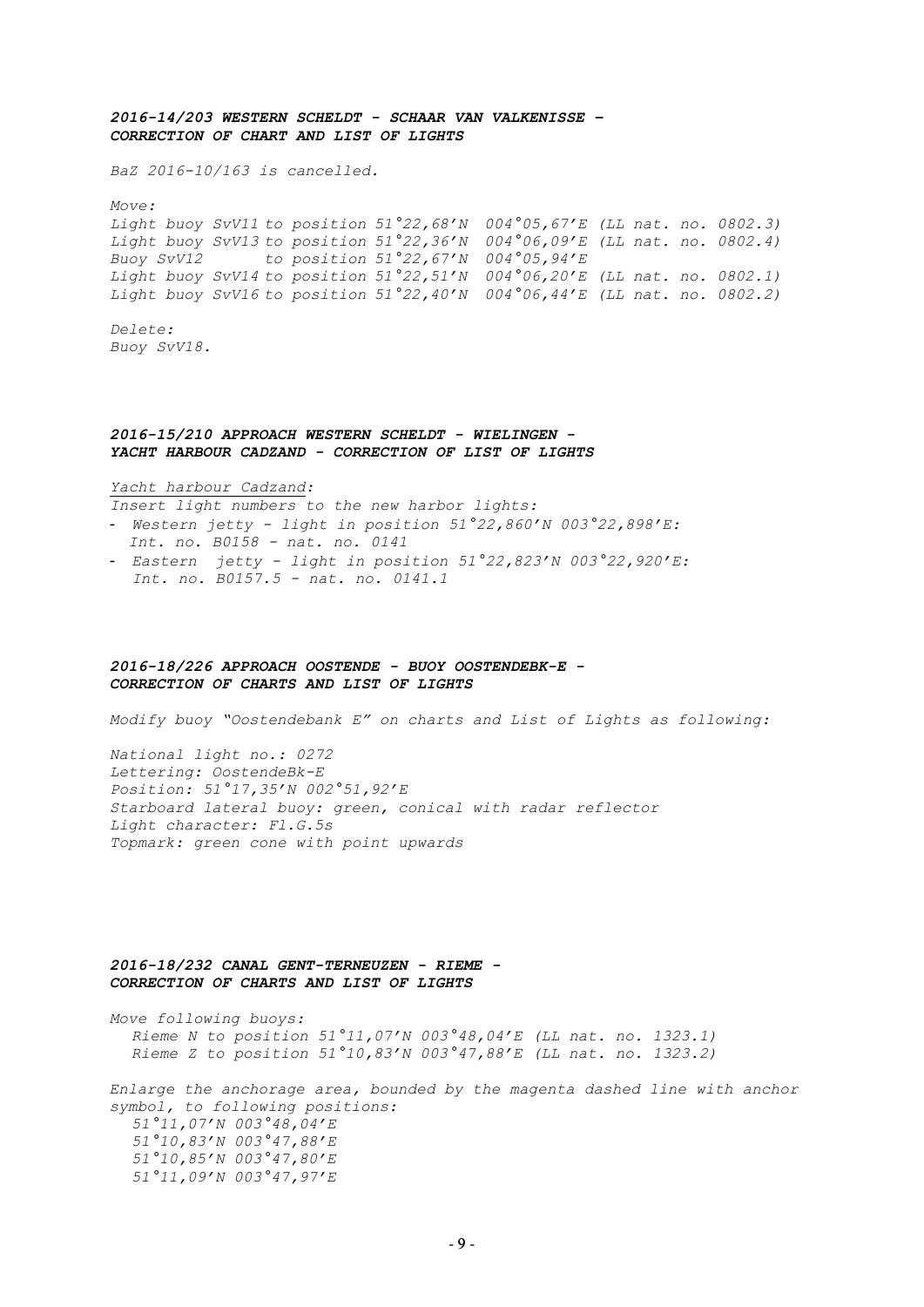### *2016-14/203 WESTERN SCHELDT - SCHAAR VAN VALKENISSE – CORRECTION OF CHART AND LIST OF LIGHTS*

*BaZ 2016-10/163 is cancelled.*

*Move:*
*Light buoy SvV11 to position 51°22,68'N 004°05,67'E (LL nat. no. 0802.3)*
*Light buoy SvV13 to position 51°22,36'N 004°06,09'E (LL nat. no. 0802.4)*
*Buoy SvV12 to position 51°22,67'N 004°05,94'E*
*Light buoy SvV14 to position 51°22,51'N 004°06,20'E (LL nat. no. 0802.1)*
*Light buoy SvV16 to position 51°22,40'N 004°06,44'E (LL nat. no. 0802.2)*

*Delete:*
*Buoy SvV18.*

### *2016-15/210 APPROACH WESTERN SCHELDT - WIELINGEN - YACHT HARBOUR CADZAND - CORRECTION OF LIST OF LIGHTS*

*Yacht harbour Cadzand:*
*Insert light numbers to the new harbor lights:*
- *Western jetty - light in position 51°22,860'N 003°22,898'E: Int. no. B0158 - nat. no. 0141*
- *Eastern jetty - light in position 51°22,823'N 003°22,920'E: Int. no. B0157.5 - nat. no. 0141.1*

### *2016-18/226 APPROACH OOSTENDE - BUOY OOSTENDEBK-E - CORRECTION OF CHARTS AND LIST OF LIGHTS*

*Modify buoy "Oostendebank E" on charts and List of Lights as following:*

*National light no.: 0272*
*Lettering: OostendeBk-E*
*Position: 51°17,35'N 002°51,92'E*
*Starboard lateral buoy: green, conical with radar reflector*
*Light character: Fl.G.5s*
*Topmark: green cone with point upwards*

### *2016-18/232 CANAL GENT-TERNEUZEN - RIEME - CORRECTION OF CHARTS AND LIST OF LIGHTS*

*Move following buoys:*
*Rieme N to position 51°11,07'N 003°48,04'E (LL nat. no. 1323.1)*
*Rieme Z to position 51°10,83'N 003°47,88'E (LL nat. no. 1323.2)*

*Enlarge the anchorage area, bounded by the magenta dashed line with anchor symbol, to following positions:*
*51°11,07'N 003°48,04'E*
*51°10,83'N 003°47,88'E*
*51°10,85'N 003°47,80'E*
*51°11,09'N 003°47,97'E*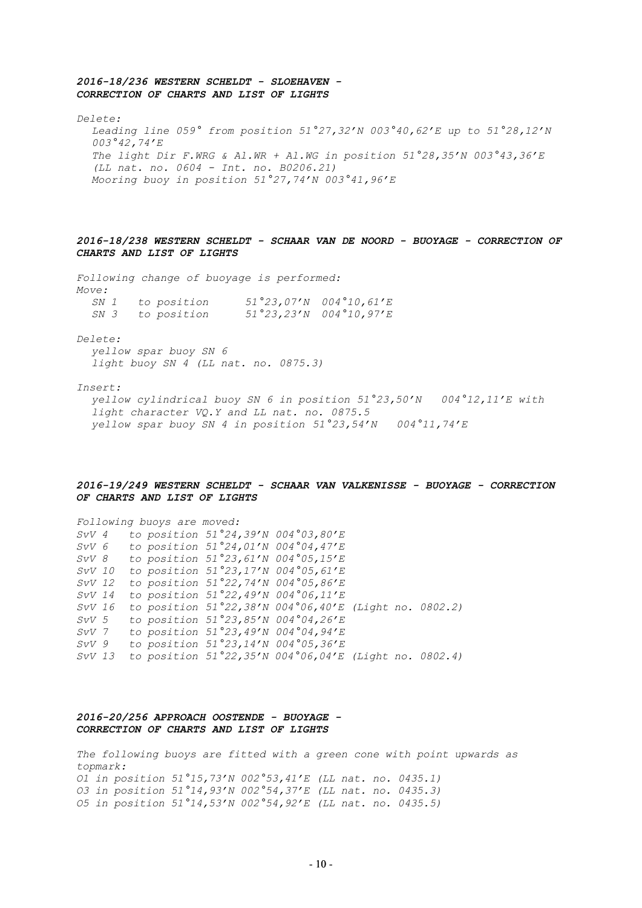### *2016-18/236 WESTERN SCHELDT - SLOEHAVEN - CORRECTION OF CHARTS AND LIST OF LIGHTS*

*Delete:*

*Leading line 059° from position 51°27,32'N 003°40,62'E up to 51°28,12'N 003°42,74'E*
*The light Dir F.WRG & Al.WR + Al.WG in position 51°28,35'N 003°43,36'E (LL nat. no. 0604 - Int. no. B0206.21)*
*Mooring buoy in position 51°27,74'N 003°41,96'E*

### *2016-18/238 WESTERN SCHELDT - SCHAAR VAN DE NOORD - BUOYAGE - CORRECTION OF CHARTS AND LIST OF LIGHTS*

*Following change of buoyage is performed:*

*Move:*

| | | |
|---|---|---|
| *SN 1* | *to position* | *51°23,07'N 004°10,61'E* |
| *SN 3* | *to position* | *51°23,23'N 004°10,97'E* |

*Delete:*

*yellow spar buoy SN 6*
*light buoy SN 4 (LL nat. no. 0875.3)*

*Insert:*

*yellow cylindrical buoy SN 6 in position 51°23,50'N 004°12,11'E with light character VQ.Y and LL nat. no. 0875.5*
*yellow spar buoy SN 4 in position 51°23,54'N 004°11,74'E*

### *2016-19/249 WESTERN SCHELDT - SCHAAR VAN VALKENISSE - BUOYAGE - CORRECTION OF CHARTS AND LIST OF LIGHTS*

*Following buoys are moved:*

| | |
|---|---|
| *SvV 4* | *to position 51°24,39'N 004°03,80'E* |
| *SvV 6* | *to position 51°24,01'N 004°04,47'E* |
| *SvV 8* | *to position 51°23,61'N 004°05,15'E* |
| *SvV 10* | *to position 51°23,17'N 004°05,61'E* |
| *SvV 12* | *to position 51°22,74'N 004°05,86'E* |
| *SvV 14* | *to position 51°22,49'N 004°06,11'E* |
| *SvV 16* | *to position 51°22,38'N 004°06,40'E (Light no. 0802.2)* |
| *SvV 5* | *to position 51°23,85'N 004°04,26'E* |
| *SvV 7* | *to position 51°23,49'N 004°04,94'E* |
| *SvV 9* | *to position 51°23,14'N 004°05,36'E* |
| *SvV 13* | *to position 51°22,35'N 004°06,04'E (Light no. 0802.4)* |

### *2016-20/256 APPROACH OOSTENDE - BUOYAGE - CORRECTION OF CHARTS AND LIST OF LIGHTS*

*The following buoys are fitted with a green cone with point upwards as topmark:*
*O1 in position 51°15,73'N 002°53,41'E (LL nat. no. 0435.1)*
*O3 in position 51°14,93'N 002°54,37'E (LL nat. no. 0435.3)*
*O5 in position 51°14,53'N 002°54,92'E (LL nat. no. 0435.5)*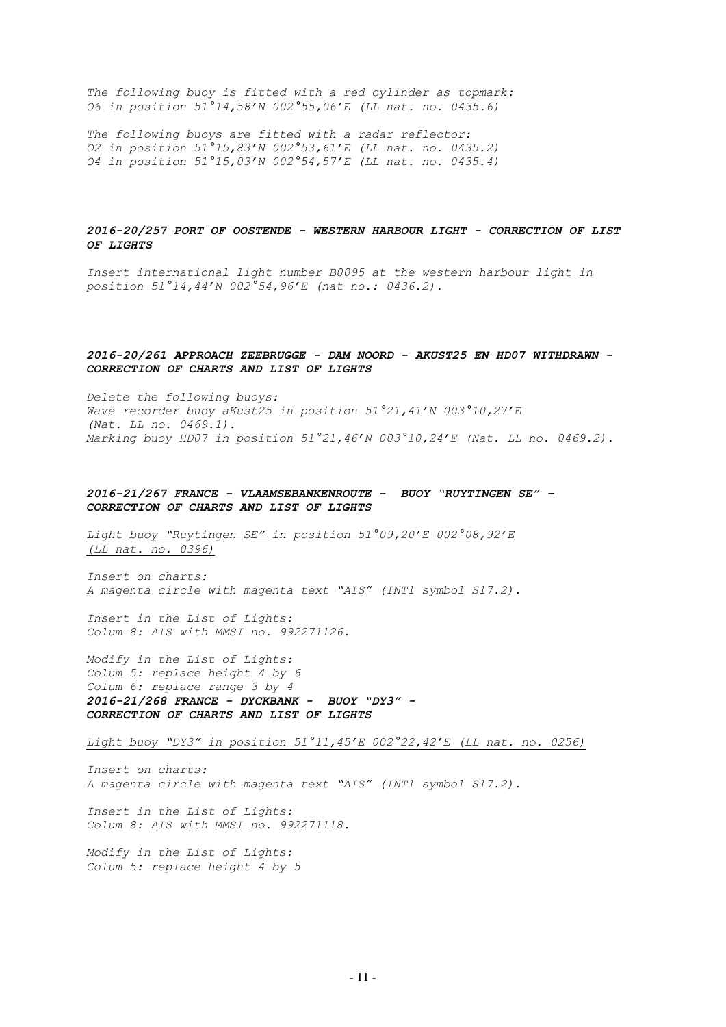*The following buoy is fitted with a red cylinder as topmark:*
*O6 in position 51°14,58'N 002°55,06'E (LL nat. no. 0435.6)*

*The following buoys are fitted with a radar reflector:*
*O2 in position 51°15,83'N 002°53,61'E (LL nat. no. 0435.2)*
*O4 in position 51°15,03'N 002°54,57'E (LL nat. no. 0435.4)*

***2016-20/257 PORT OF OOSTENDE - WESTERN HARBOUR LIGHT - CORRECTION OF LIST OF LIGHTS***

*Insert international light number B0095 at the western harbour light in position 51°14,44'N 002°54,96'E (nat no.: 0436.2).*

***2016-20/261 APPROACH ZEEBRUGGE - DAM NOORD - AKUST25 EN HD07 WITHDRAWN - CORRECTION OF CHARTS AND LIST OF LIGHTS***

*Delete the following buoys:*
*Wave recorder buoy aKust25 in position 51°21,41'N 003°10,27'E (Nat. LL no. 0469.1).*
*Marking buoy HD07 in position 51°21,46'N 003°10,24'E (Nat. LL no. 0469.2).*

***2016-21/267 FRANCE - VLAAMSEBANKENROUTE - BUOY "RUYTINGEN SE" – CORRECTION OF CHARTS AND LIST OF LIGHTS***

*Light buoy "Ruytingen SE" in position 51°09,20'E 002°08,92'E (LL nat. no. 0396)*

*Insert on charts:*
*A magenta circle with magenta text "AIS" (INT1 symbol S17.2).*

*Insert in the List of Lights:*
*Colum 8: AIS with MMSI no. 992271126.*

*Modify in the List of Lights:*
*Colum 5: replace height 4 by 6*
*Colum 6: replace range 3 by 4*

***2016-21/268 FRANCE - DYCKBANK - BUOY "DY3" - CORRECTION OF CHARTS AND LIST OF LIGHTS***

*Light buoy "DY3" in position 51°11,45'E 002°22,42'E (LL nat. no. 0256)*

*Insert on charts:*
*A magenta circle with magenta text "AIS" (INT1 symbol S17.2).*

*Insert in the List of Lights:*
*Colum 8: AIS with MMSI no. 992271118.*

*Modify in the List of Lights:*
*Colum 5: replace height 4 by 5*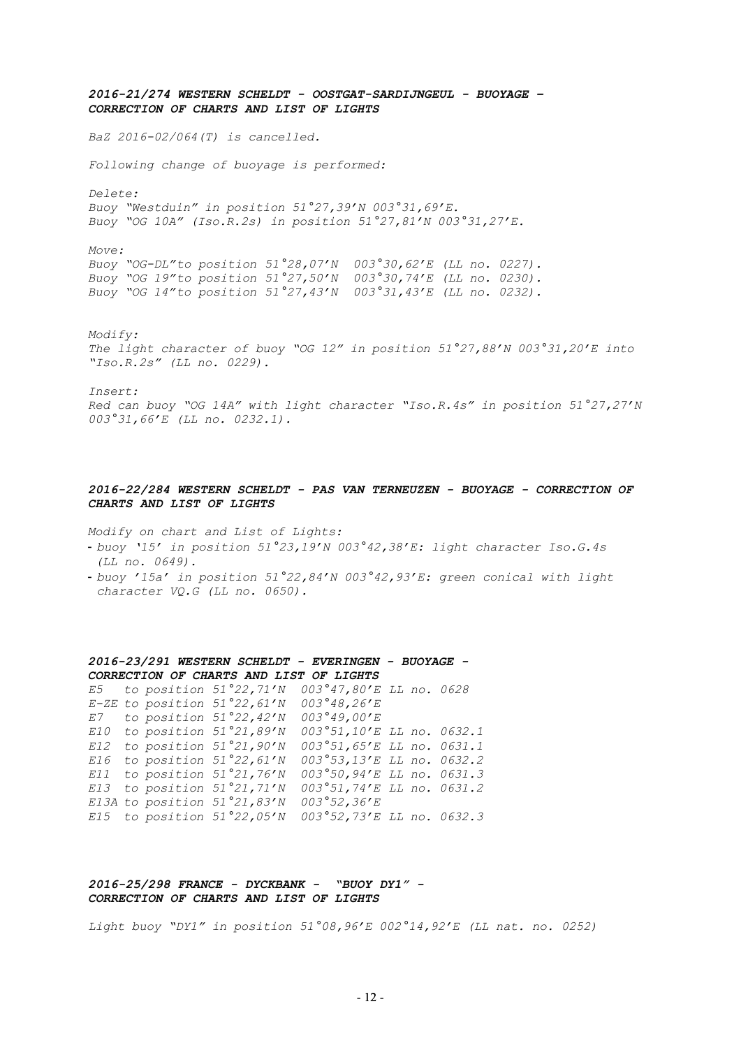### *2016-21/274 WESTERN SCHELDT - OOSTGAT-SARDIJNGEUL - BUOYAGE - CORRECTION OF CHARTS AND LIST OF LIGHTS*

*BaZ 2016-02/064(T) is cancelled.*

*Following change of buoyage is performed:*

*Delete:*
*Buoy "Westduin" in position 51°27,39'N 003°31,69'E.*
*Buoy "OG 10A" (Iso.R.2s) in position 51°27,81'N 003°31,27'E.*

*Move:*
*Buoy "OG-DL"to position 51°28,07'N 003°30,62'E (LL no. 0227).*
*Buoy "OG 19"to position 51°27,50'N 003°30,74'E (LL no. 0230).*
*Buoy "OG 14"to position 51°27,43'N 003°31,43'E (LL no. 0232).*

*Modify:*
*The light character of buoy "OG 12" in position 51°27,88'N 003°31,20'E into "Iso.R.2s" (LL no. 0229).*

*Insert:*
*Red can buoy "OG 14A" with light character "Iso.R.4s" in position 51°27,27'N 003°31,66'E (LL no. 0232.1).*

### *2016-22/284 WESTERN SCHELDT - PAS VAN TERNEUZEN - BUOYAGE - CORRECTION OF CHARTS AND LIST OF LIGHTS*

*Modify on chart and List of Lights:*

- *buoy '15' in position 51°23,19'N 003°42,38'E: light character Iso.G.4s (LL no. 0649).*
- *buoy '15a' in position 51°22,84'N 003°42,93'E: green conical with light character VQ.G (LL no. 0650).*

### *2016-23/291 WESTERN SCHELDT - EVERINGEN - BUOYAGE - CORRECTION OF CHARTS AND LIST OF LIGHTS*

*E5 to position 51°22,71'N 003°47,80'E LL no. 0628*
*E-ZE to position 51°22,61'N 003°48,26'E*
*E7 to position 51°22,42'N 003°49,00'E*
*E10 to position 51°21,89'N 003°51,10'E LL no. 0632.1*
*E12 to position 51°21,90'N 003°51,65'E LL no. 0631.1*
*E16 to position 51°22,61'N 003°53,13'E LL no. 0632.2*
*E11 to position 51°21,76'N 003°50,94'E LL no. 0631.3*
*E13 to position 51°21,71'N 003°51,74'E LL no. 0631.2*
*E13A to position 51°21,83'N 003°52,36'E*
*E15 to position 51°22,05'N 003°52,73'E LL no. 0632.3*

### *2016-25/298 FRANCE - DYCKBANK - "BUOY DY1" - CORRECTION OF CHARTS AND LIST OF LIGHTS*

*Light buoy "DY1" in position 51°08,96'E 002°14,92'E (LL nat. no. 0252)*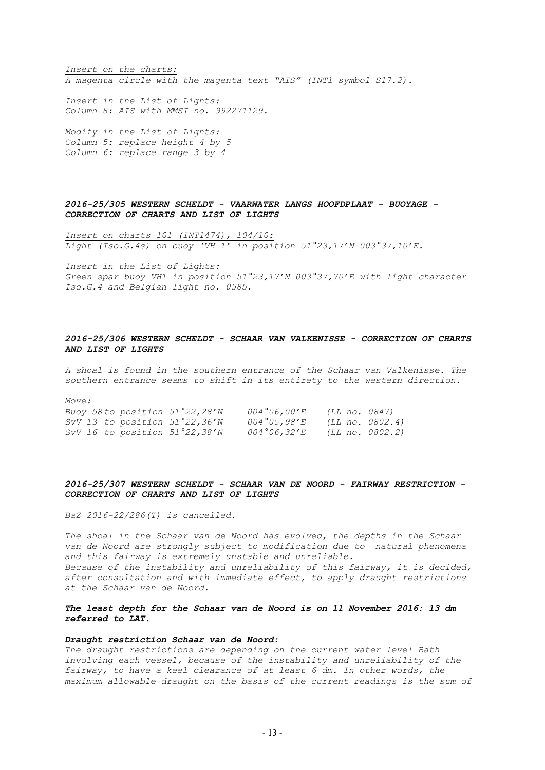*Insert on the charts:*
*A magenta circle with the magenta text "AIS" (INT1 symbol S17.2).*

*Insert in the List of Lights:*
*Column 8: AIS with MMSI no. 992271129.*

*Modify in the List of Lights:*
*Column 5: replace height 4 by 5*
*Column 6: replace range 3 by 4*

### *2016-25/305 WESTERN SCHELDT - VAARWATER LANGS HOOFDPLAAT - BUOYAGE - CORRECTION OF CHARTS AND LIST OF LIGHTS*

*Insert on charts 101 (INT1474), 104/10:*
*Light (Iso.G.4s) on buoy 'VH 1' in position 51°23,17'N 003°37,10'E.*

*Insert in the List of Lights:*
*Green spar buoy VH1 in position 51°23,17'N 003°37,70'E with light character Iso.G.4 and Belgian light no. 0585.*

### *2016-25/306 WESTERN SCHELDT - SCHAAR VAN VALKENISSE - CORRECTION OF CHARTS AND LIST OF LIGHTS*

*A shoal is found in the southern entrance of the Schaar van Valkenisse. The southern entrance seams to shift in its entirety to the western direction.*

*Move:*

| | | | |
|---|---|---|---|
| *Buoy 58 to position* | *51°22,28'N* | *004°06,00'E* | *(LL no. 0847)* |
| *SvV 13 to position* | *51°22,36'N* | *004°05,98'E* | *(LL no. 0802.4)* |
| *SvV 16 to position* | *51°22,38'N* | *004°06,32'E* | *(LL no. 0802.2)* |

### *2016-25/307 WESTERN SCHELDT - SCHAAR VAN DE NOORD - FAIRWAY RESTRICTION - CORRECTION OF CHARTS AND LIST OF LIGHTS*

*BaZ 2016-22/286(T) is cancelled.*

*The shoal in the Schaar van de Noord has evolved, the depths in the Schaar van de Noord are strongly subject to modification due to natural phenomena and this fairway is extremely unstable and unreliable.*
*Because of the instability and unreliability of this fairway, it is decided, after consultation and with immediate effect, to apply draught restrictions at the Schaar van de Noord.*

***The least depth for the Schaar van de Noord is on 11 November 2016: 13 dm referred to LAT.***

***Draught restriction Schaar van de Noord:***
*The draught restrictions are depending on the current water level Bath involving each vessel, because of the instability and unreliability of the fairway, to have a keel clearance of at least 6 dm. In other words, the maximum allowable draught on the basis of the current readings is the sum of*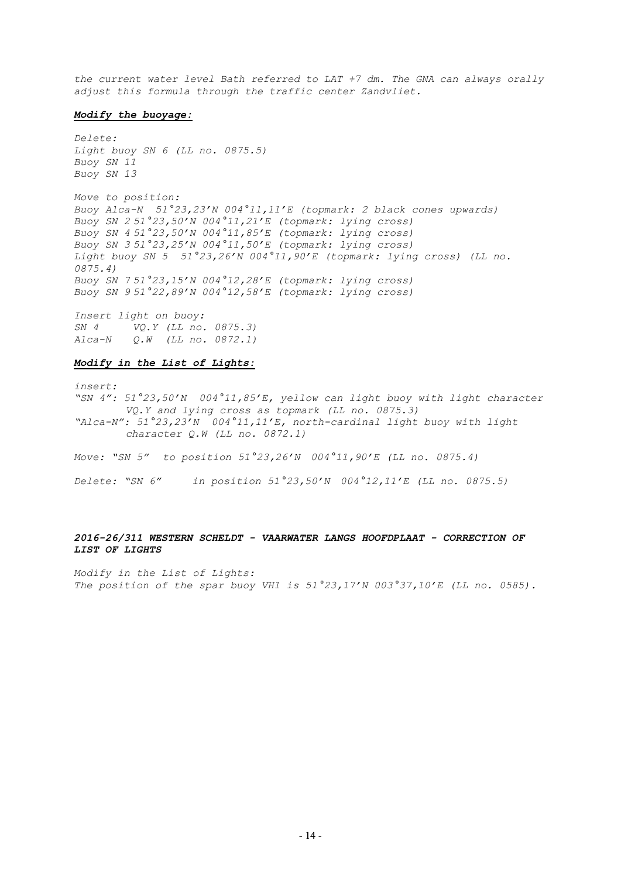*the current water level Bath referred to LAT +7 dm. The GNA can always orally adjust this formula through the traffic center Zandvliet.*

***Modify the buoyage:***

*Delete:*
*Light buoy SN 6 (LL no. 0875.5)*
*Buoy SN 11*
*Buoy SN 13*

*Move to position:*
*Buoy Alca-N 51°23,23'N 004°11,11'E (topmark: 2 black cones upwards)*
*Buoy SN 2 51°23,50'N 004°11,21'E (topmark: lying cross)*
*Buoy SN 4 51°23,50'N 004°11,85'E (topmark: lying cross)*
*Buoy SN 3 51°23,25'N 004°11,50'E (topmark: lying cross)*
*Light buoy SN 5 51°23,26'N 004°11,90'E (topmark: lying cross) (LL no. 0875.4)*
*Buoy SN 7 51°23,15'N 004°12,28'E (topmark: lying cross)*
*Buoy SN 9 51°22,89'N 004°12,58'E (topmark: lying cross)*

*Insert light on buoy:*
*SN 4 VQ.Y (LL no. 0875.3)*
*Alca-N Q.W (LL no. 0872.1)*

***Modify in the List of Lights:***

*insert:*
*"SN 4": 51°23,50'N 004°11,85'E, yellow can light buoy with light character VQ.Y and lying cross as topmark (LL no. 0875.3)*
*"Alca-N": 51°23,23'N 004°11,11'E, north-cardinal light buoy with light character Q.W (LL no. 0872.1)*

*Move: "SN 5" to position 51°23,26'N 004°11,90'E (LL no. 0875.4)*

*Delete: "SN 6" in position 51°23,50'N 004°12,11'E (LL no. 0875.5)*

### *2016-26/311 WESTERN SCHELDT - VAARWATER LANGS HOOFDPLAAT - CORRECTION OF LIST OF LIGHTS*

*Modify in the List of Lights:*
*The position of the spar buoy VH1 is 51°23,17'N 003°37,10'E (LL no. 0585).*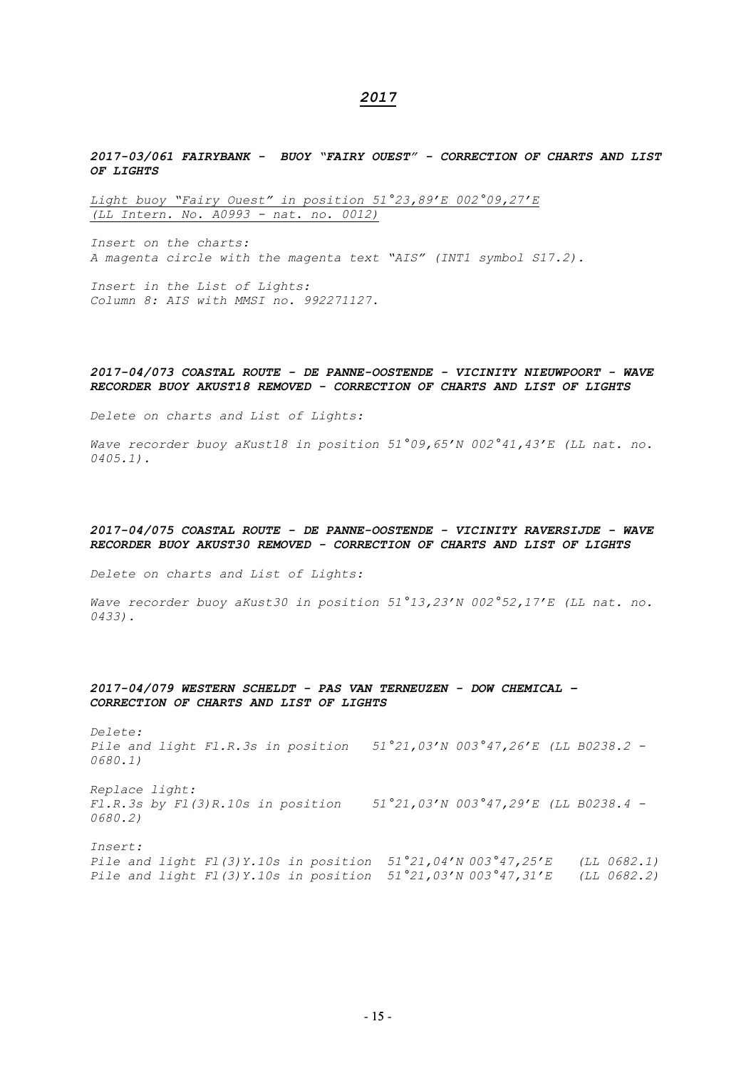## *2017*

***2017-03/061 FAIRYBANK - BUOY "FAIRY OUEST" - CORRECTION OF CHARTS AND LIST OF LIGHTS***

*Light buoy "Fairy Ouest" in position 51°23,89'E 002°09,27'E (LL Intern. No. A0993 - nat. no. 0012)*

*Insert on the charts:*
*A magenta circle with the magenta text "AIS" (INT1 symbol S17.2).*

*Insert in the List of Lights:*
*Column 8: AIS with MMSI no. 992271127.*

***2017-04/073 COASTAL ROUTE - DE PANNE-OOSTENDE - VICINITY NIEUWPOORT - WAVE RECORDER BUOY AKUST18 REMOVED - CORRECTION OF CHARTS AND LIST OF LIGHTS***

*Delete on charts and List of Lights:*

*Wave recorder buoy aKust18 in position 51°09,65'N 002°41,43'E (LL nat. no. 0405.1).*

***2017-04/075 COASTAL ROUTE - DE PANNE-OOSTENDE - VICINITY RAVERSIJDE - WAVE RECORDER BUOY AKUST30 REMOVED - CORRECTION OF CHARTS AND LIST OF LIGHTS***

*Delete on charts and List of Lights:*

*Wave recorder buoy aKust30 in position 51°13,23'N 002°52,17'E (LL nat. no. 0433).*

***2017-04/079 WESTERN SCHELDT - PAS VAN TERNEUZEN - DOW CHEMICAL – CORRECTION OF CHARTS AND LIST OF LIGHTS***

*Delete:*
*Pile and light Fl.R.3s in position 51°21,03'N 003°47,26'E (LL B0238.2 - 0680.1)*

*Replace light:*
*Fl.R.3s by Fl(3)R.10s in position 51°21,03'N 003°47,29'E (LL B0238.4 - 0680.2)*

*Insert:*
*Pile and light Fl(3)Y.10s in position 51°21,04'N 003°47,25'E (LL 0682.1)*
*Pile and light Fl(3)Y.10s in position 51°21,03'N 003°47,31'E (LL 0682.2)*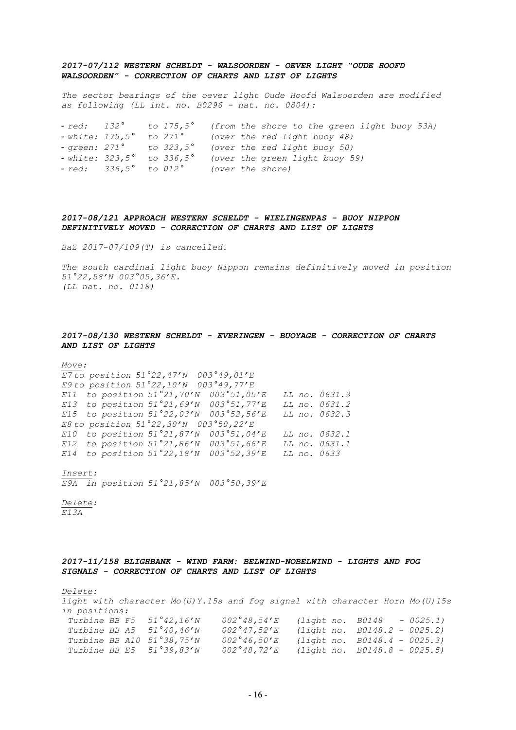***2017-07/112 WESTERN SCHELDT - WALSOORDEN - OEVER LIGHT "OUDE HOOFD WALSOORDEN" - CORRECTION OF CHARTS AND LIST OF LIGHTS***

*The sector bearings of the oever light Oude Hoofd Walsoorden are modified as following (LL int. no. B0296 - nat. no. 0804):*

- *red: 132° to 175,5° (from the shore to the green light buoy 53A)*
- *white: 175,5° to 271° (over the red light buoy 48)*
- *green: 271° to 323,5° (over the red light buoy 50)*
- *white: 323,5° to 336,5° (over the green light buoy 59)*
- *red: 336,5° to 012° (over the shore)*

***2017-08/121 APPROACH WESTERN SCHELDT - WIELINGENPAS - BUOY NIPPON DEFINITIVELY MOVED - CORRECTION OF CHARTS AND LIST OF LIGHTS***

*BaZ 2017-07/109(T) is cancelled.*

*The south cardinal light buoy Nippon remains definitively moved in position 51°22,58'N 003°05,36'E.*
*(LL nat. no. 0118)*

***2017-08/130 WESTERN SCHELDT - EVERINGEN - BUOYAGE - CORRECTION OF CHARTS AND LIST OF LIGHTS***

*Move:*

*E7 to position 51°22,47'N 003°49,01'E*
*E9 to position 51°22,10'N 003°49,77'E*
*E11 to position 51°21,70'N 003°51,05'E LL no. 0631.3*
*E13 to position 51°21,69'N 003°51,77'E LL no. 0631.2*
*E15 to position 51°22,03'N 003°52,56'E LL no. 0632.3*
*E8 to position 51°22,30'N 003°50,22'E*
*E10 to position 51°21,87'N 003°51,04'E LL no. 0632.1*
*E12 to position 51°21,86'N 003°51,66'E LL no. 0631.1*
*E14 to position 51°22,18'N 003°52,39'E LL no. 0633*

*Insert:*

*E9A in position 51°21,85'N 003°50,39'E*

*Delete:*

*E13A*

***2017-11/158 BLIGHBANK - WIND FARM: BELWIND-NOBELWIND - LIGHTS AND FOG SIGNALS - CORRECTION OF CHARTS AND LIST OF LIGHTS***

*Delete:*

*light with character Mo(U)Y.15s and fog signal with character Horn Mo(U)15s in positions:*

*Turbine BB F5 51°42,16'N 002°48,54'E (light no. B0148 - 0025.1)*
*Turbine BB A5 51°40,46'N 002°47,52'E (light no. B0148.2 - 0025.2)*
*Turbine BB A10 51°38,75'N 002°46,50'E (light no. B0148.4 - 0025.3)*
*Turbine BB E5 51°39,83'N 002°48,72'E (light no. B0148.8 - 0025.5)*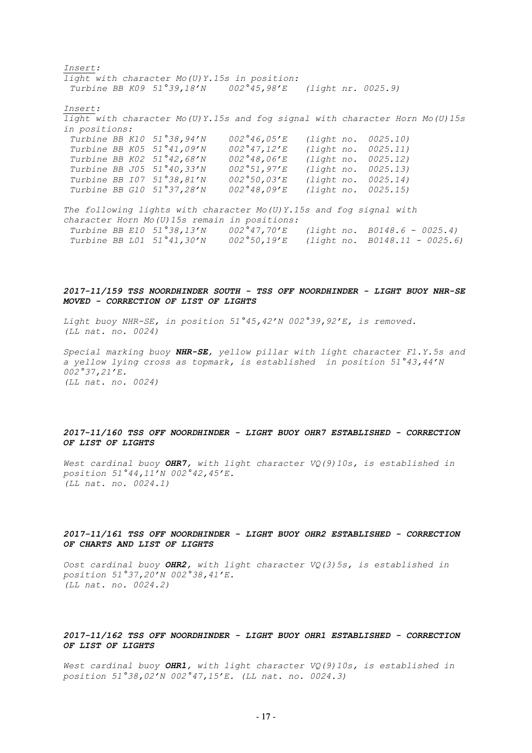*Insert:*
*light with character Mo(U)Y.15s in position:*
*Turbine BB K09 51°39,18'N 002°45,98'E (light nr. 0025.9)*

*Insert:*
*light with character Mo(U)Y.15s and fog signal with character Horn Mo(U)15s in positions:*

| | | | |
|---|---|---|---|
| *Turbine BB K10* | *51°38,94'N* | *002°46,05'E* | *(light no. 0025.10)* |
| *Turbine BB K05* | *51°41,09'N* | *002°47,12'E* | *(light no. 0025.11)* |
| *Turbine BB K02* | *51°42,68'N* | *002°48,06'E* | *(light no. 0025.12)* |
| *Turbine BB J05* | *51°40,33'N* | *002°51,97'E* | *(light no. 0025.13)* |
| *Turbine BB I07* | *51°38,81'N* | *002°50,03'E* | *(light no. 0025.14)* |
| *Turbine BB G10* | *51°37,28'N* | *002°48,09'E* | *(light no. 0025.15)* |

*The following lights with character Mo(U)Y.15s and fog signal with character Horn Mo(U)15s remain in positions:*

| | | | |
|---|---|---|---|
| *Turbine BB E10* | *51°38,13'N* | *002°47,70'E* | *(light no. B0148.6 - 0025.4)* |
| *Turbine BB L01* | *51°41,30'N* | *002°50,19'E* | *(light no. B0148.11 - 0025.6)* |

### *2017-11/159 TSS NOORDHINDER SOUTH - TSS OFF NOORDHINDER - LIGHT BUOY NHR-SE MOVED - CORRECTION OF LIST OF LIGHTS*

*Light buoy NHR-SE, in position 51°45,42'N 002°39,92'E, is removed. (LL nat. no. 0024)*

*Special marking buoy **NHR-SE**, yellow pillar with light character Fl.Y.5s and a yellow lying cross as topmark, is established in position 51°43,44'N 002°37,21'E. (LL nat. no. 0024)*

### *2017-11/160 TSS OFF NOORDHINDER - LIGHT BUOY OHR7 ESTABLISHED - CORRECTION OF LIST OF LIGHTS*

*West cardinal buoy **OHR7**, with light character VQ(9)10s, is established in position 51°44,11'N 002°42,45'E. (LL nat. no. 0024.1)*

### *2017-11/161 TSS OFF NOORDHINDER - LIGHT BUOY OHR2 ESTABLISHED - CORRECTION OF CHARTS AND LIST OF LIGHTS*

*Oost cardinal buoy **OHR2**, with light character VQ(3)5s, is established in position 51°37,20'N 002°38,41'E. (LL nat. no. 0024.2)*

### *2017-11/162 TSS OFF NOORDHINDER - LIGHT BUOY OHR1 ESTABLISHED - CORRECTION OF LIST OF LIGHTS*

*West cardinal buoy **OHR1**, with light character VQ(9)10s, is established in position 51°38,02'N 002°47,15'E. (LL nat. no. 0024.3)*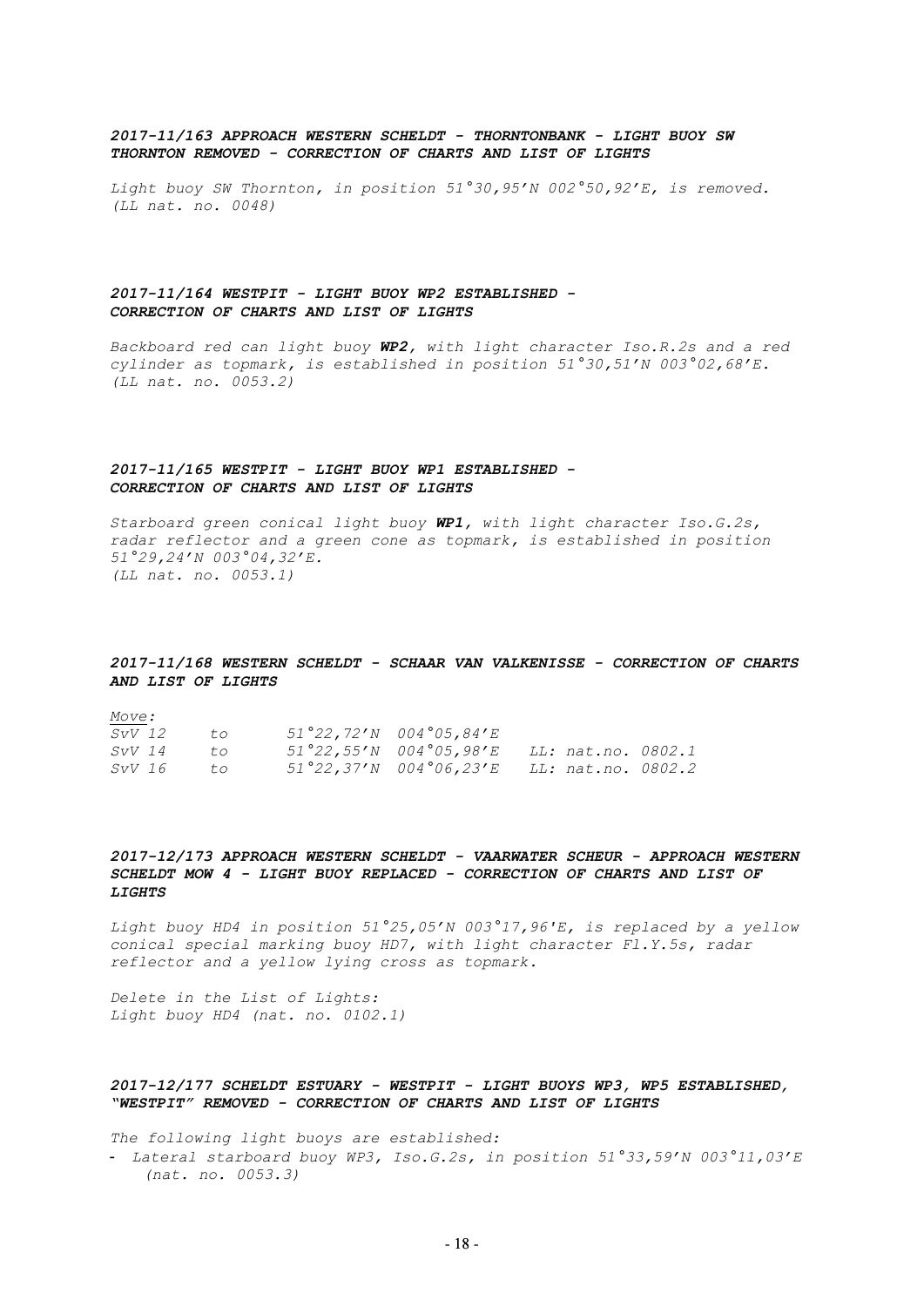***2017-11/163 APPROACH WESTERN SCHELDT - THORNTONBANK - LIGHT BUOY SW THORNTON REMOVED - CORRECTION OF CHARTS AND LIST OF LIGHTS***

*Light buoy SW Thornton, in position 51°30,95'N 002°50,92'E, is removed.*
*(LL nat. no. 0048)*

***2017-11/164 WESTPIT - LIGHT BUOY WP2 ESTABLISHED - CORRECTION OF CHARTS AND LIST OF LIGHTS***

*Backboard red can light buoy **WP2**, with light character Iso.R.2s and a red cylinder as topmark, is established in position 51°30,51'N 003°02,68'E.*
*(LL nat. no. 0053.2)*

***2017-11/165 WESTPIT - LIGHT BUOY WP1 ESTABLISHED - CORRECTION OF CHARTS AND LIST OF LIGHTS***

*Starboard green conical light buoy **WP1**, with light character Iso.G.2s, radar reflector and a green cone as topmark, is established in position 51°29,24'N 003°04,32'E.*
*(LL nat. no. 0053.1)*

***2017-11/168 WESTERN SCHELDT - SCHAAR VAN VALKENISSE - CORRECTION OF CHARTS AND LIST OF LIGHTS***

*Move:*

| | | | |
|---|---|---|---|
| *SvV 12* | *to* | *51°22,72'N 004°05,84'E* | |
| *SvV 14* | *to* | *51°22,55'N 004°05,98'E* | *LL: nat.no. 0802.1* |
| *SvV 16* | *to* | *51°22,37'N 004°06,23'E* | *LL: nat.no. 0802.2* |

***2017-12/173 APPROACH WESTERN SCHELDT - VAARWATER SCHEUR - APPROACH WESTERN SCHELDT MOW 4 - LIGHT BUOY REPLACED - CORRECTION OF CHARTS AND LIST OF LIGHTS***

*Light buoy HD4 in position 51°25,05'N 003°17,96'E, is replaced by a yellow conical special marking buoy HD7, with light character Fl.Y.5s, radar reflector and a yellow lying cross as topmark.*

*Delete in the List of Lights:*
*Light buoy HD4 (nat. no. 0102.1)*

***2017-12/177 SCHELDT ESTUARY - WESTPIT - LIGHT BUOYS WP3, WP5 ESTABLISHED, "WESTPIT" REMOVED - CORRECTION OF CHARTS AND LIST OF LIGHTS***

*The following light buoys are established:*

- *Lateral starboard buoy WP3, Iso.G.2s, in position 51°33,59'N 003°11,03'E (nat. no. 0053.3)*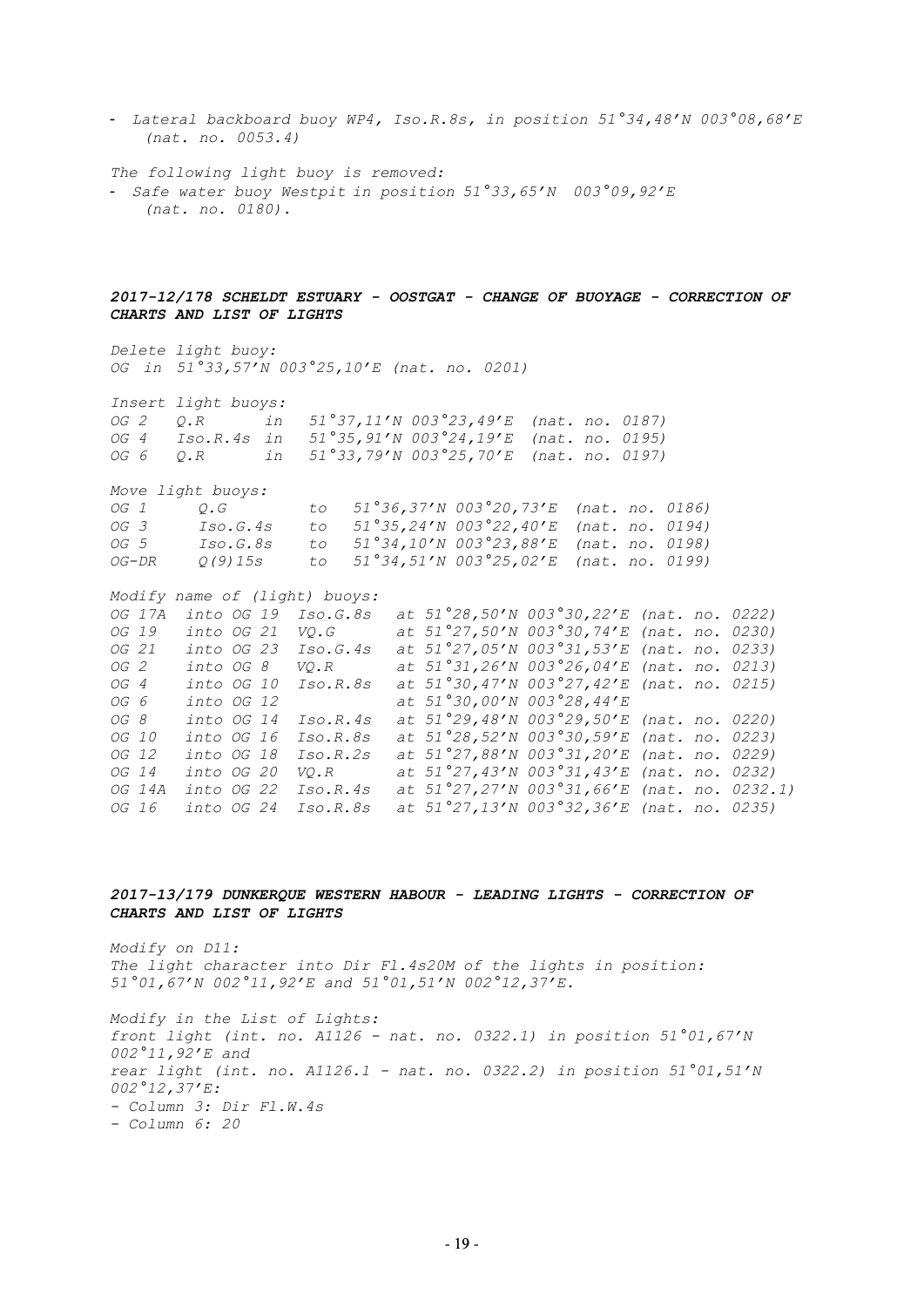- *Lateral backboard buoy WP4, Iso.R.8s, in position 51°34,48'N 003°08,68'E (nat. no. 0053.4)*

*The following light buoy is removed:*

- *Safe water buoy Westpit in position 51°33,65'N 003°09,92'E (nat. no. 0180).*

### *2017-12/178 SCHELDT ESTUARY - OOSTGAT - CHANGE OF BUOYAGE - CORRECTION OF CHARTS AND LIST OF LIGHTS*

*Delete light buoy:*
*OG in 51°33,57'N 003°25,10'E (nat. no. 0201)*

*Insert light buoys:*

| | | | | |
|---|---|---|---|---|
| *OG 2* | *Q.R* | *in* | *51°37,11'N 003°23,49'E* | *(nat. no. 0187)* |
| *OG 4* | *Iso.R.4s* | *in* | *51°35,91'N 003°24,19'E* | *(nat. no. 0195)* |
| *OG 6* | *Q.R* | *in* | *51°33,79'N 003°25,70'E* | *(nat. no. 0197)* |

*Move light buoys:*

| | | | | |
|---|---|---|---|---|
| *OG 1* | *Q.G* | *to* | *51°36,37'N 003°20,73'E* | *(nat. no. 0186)* |
| *OG 3* | *Iso.G.4s* | *to* | *51°35,24'N 003°22,40'E* | *(nat. no. 0194)* |
| *OG 5* | *Iso.G.8s* | *to* | *51°34,10'N 003°23,88'E* | *(nat. no. 0198)* |
| *OG-DR* | *Q(9)15s* | *to* | *51°34,51'N 003°25,02'E* | *(nat. no. 0199)* |

*Modify name of (light) buoys:*

| | | | | |
|---|---|---|---|---|
| *OG 17A* | *into OG 19* | *Iso.G.8s* | *at 51°28,50'N 003°30,22'E* | *(nat. no. 0222)* |
| *OG 19* | *into OG 21* | *VQ.G* | *at 51°27,50'N 003°30,74'E* | *(nat. no. 0230)* |
| *OG 21* | *into OG 23* | *Iso.G.4s* | *at 51°27,05'N 003°31,53'E* | *(nat. no. 0233)* |
| *OG 2* | *into OG 8* | *VQ.R* | *at 51°31,26'N 003°26,04'E* | *(nat. no. 0213)* |
| *OG 4* | *into OG 10* | *Iso.R.8s* | *at 51°30,47'N 003°27,42'E* | *(nat. no. 0215)* |
| *OG 6* | *into OG 12* | | *at 51°30,00'N 003°28,44'E* | |
| *OG 8* | *into OG 14* | *Iso.R.4s* | *at 51°29,48'N 003°29,50'E* | *(nat. no. 0220)* |
| *OG 10* | *into OG 16* | *Iso.R.8s* | *at 51°28,52'N 003°30,59'E* | *(nat. no. 0223)* |
| *OG 12* | *into OG 18* | *Iso.R.2s* | *at 51°27,88'N 003°31,20'E* | *(nat. no. 0229)* |
| *OG 14* | *into OG 20* | *VQ.R* | *at 51°27,43'N 003°31,43'E* | *(nat. no. 0232)* |
| *OG 14A* | *into OG 22* | *Iso.R.4s* | *at 51°27,27'N 003°31,66'E* | *(nat. no. 0232.1)* |
| *OG 16* | *into OG 24* | *Iso.R.8s* | *at 51°27,13'N 003°32,36'E* | *(nat. no. 0235)* |

### *2017-13/179 DUNKERQUE WESTERN HABOUR - LEADING LIGHTS - CORRECTION OF CHARTS AND LIST OF LIGHTS*

*Modify on D11:*
*The light character into Dir Fl.4s20M of the lights in position: 51°01,67'N 002°11,92'E and 51°01,51'N 002°12,37'E.*

*Modify in the List of Lights:*
*front light (int. no. A1126 - nat. no. 0322.1) in position 51°01,67'N 002°11,92'E and*
*rear light (int. no. A1126.1 - nat. no. 0322.2) in position 51°01,51'N 002°12,37'E:*

- *Column 3: Dir Fl.W.4s*
- *Column 6: 20*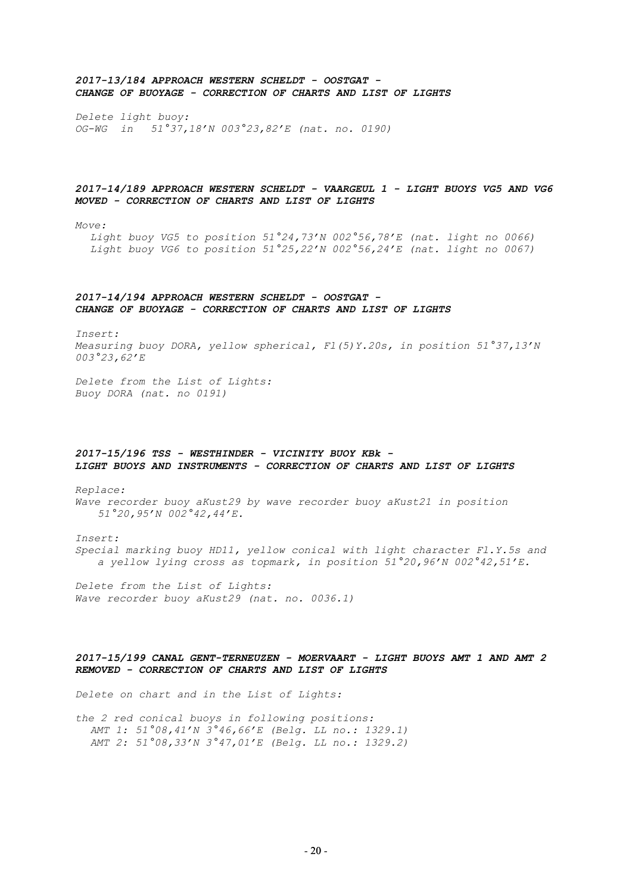### *2017-13/184 APPROACH WESTERN SCHELDT - OOSTGAT - CHANGE OF BUOYAGE - CORRECTION OF CHARTS AND LIST OF LIGHTS*

*Delete light buoy:*
*OG-WG in 51°37,18'N 003°23,82'E (nat. no. 0190)*

### *2017-14/189 APPROACH WESTERN SCHELDT - VAARGEUL 1 - LIGHT BUOYS VG5 AND VG6 MOVED - CORRECTION OF CHARTS AND LIST OF LIGHTS*

*Move:*

*Light buoy VG5 to position 51°24,73'N 002°56,78'E (nat. light no 0066)*
*Light buoy VG6 to position 51°25,22'N 002°56,24'E (nat. light no 0067)*

### *2017-14/194 APPROACH WESTERN SCHELDT - OOSTGAT - CHANGE OF BUOYAGE - CORRECTION OF CHARTS AND LIST OF LIGHTS*

*Insert:*
*Measuring buoy DORA, yellow spherical, Fl(5)Y.20s, in position 51°37,13'N 003°23,62'E*

*Delete from the List of Lights:*
*Buoy DORA (nat. no 0191)*

### *2017-15/196 TSS - WESTHINDER - VICINITY BUOY KBk - LIGHT BUOYS AND INSTRUMENTS - CORRECTION OF CHARTS AND LIST OF LIGHTS*

*Replace:*
*Wave recorder buoy aKust29 by wave recorder buoy aKust21 in position 51°20,95'N 002°42,44'E.*

*Insert:*
*Special marking buoy HD11, yellow conical with light character Fl.Y.5s and a yellow lying cross as topmark, in position 51°20,96'N 002°42,51'E.*

*Delete from the List of Lights:*
*Wave recorder buoy aKust29 (nat. no. 0036.1)*

### *2017-15/199 CANAL GENT-TERNEUZEN - MOERVAART - LIGHT BUOYS AMT 1 AND AMT 2 REMOVED - CORRECTION OF CHARTS AND LIST OF LIGHTS*

*Delete on chart and in the List of Lights:*

*the 2 red conical buoys in following positions:*
*AMT 1: 51°08,41'N 3°46,66'E (Belg. LL no.: 1329.1)*
*AMT 2: 51°08,33'N 3°47,01'E (Belg. LL no.: 1329.2)*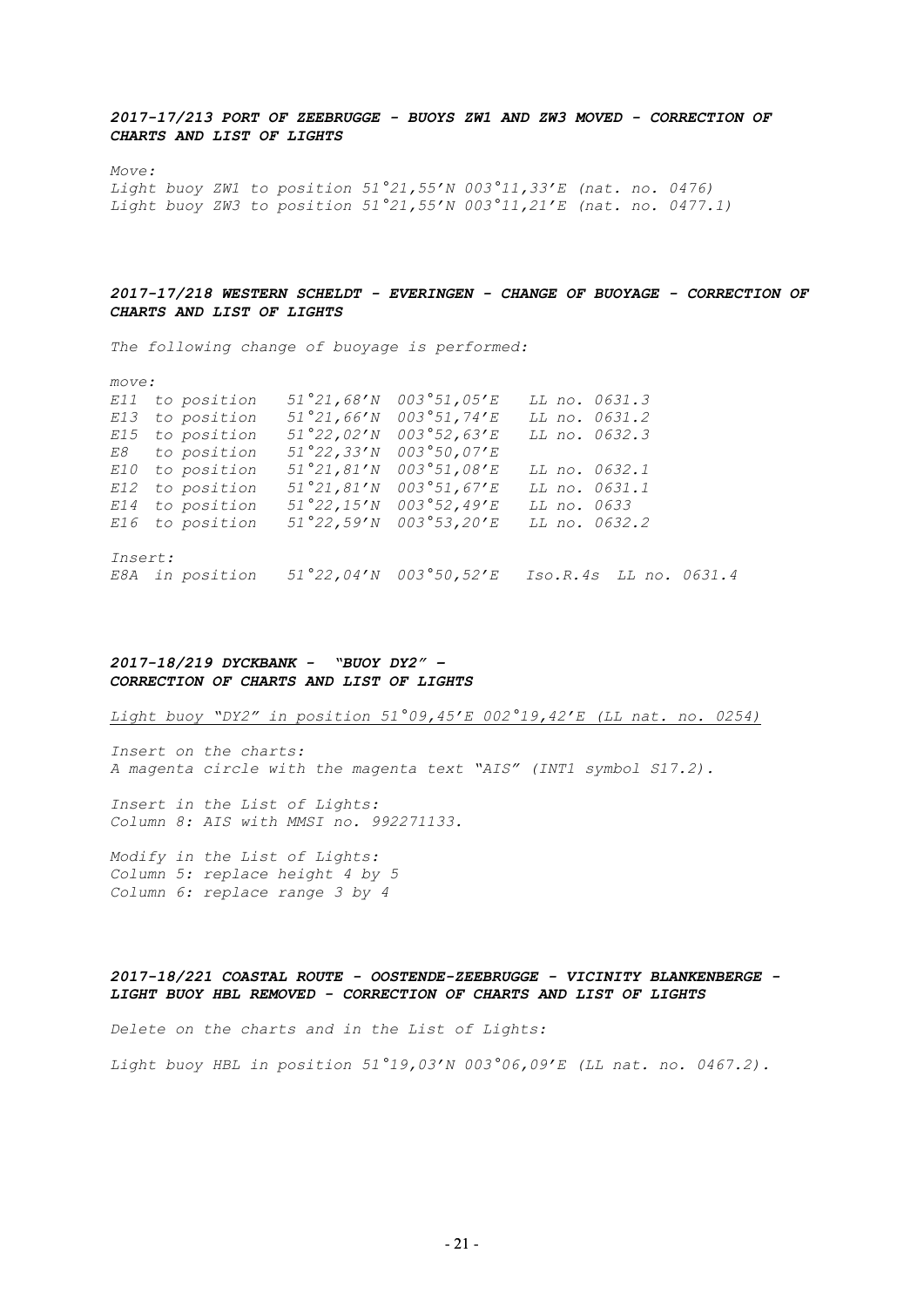### *2017-17/213 PORT OF ZEEBRUGGE - BUOYS ZW1 AND ZW3 MOVED - CORRECTION OF CHARTS AND LIST OF LIGHTS*

*Move:*

*Light buoy ZW1 to position 51°21,55'N 003°11,33'E (nat. no. 0476)*
*Light buoy ZW3 to position 51°21,55'N 003°11,21'E (nat. no. 0477.1)*

### *2017-17/218 WESTERN SCHELDT - EVERINGEN - CHANGE OF BUOYAGE - CORRECTION OF CHARTS AND LIST OF LIGHTS*

*The following change of buoyage is performed:*

*move:*

| | | | | |
|---|---|---|---|---|
| *E11* | *to position* | *51°21,68'N* | *003°51,05'E* | *LL no. 0631.3* |
| *E13* | *to position* | *51°21,66'N* | *003°51,74'E* | *LL no. 0631.2* |
| *E15* | *to position* | *51°22,02'N* | *003°52,63'E* | *LL no. 0632.3* |
| *E8* | *to position* | *51°22,33'N* | *003°50,07'E* | |
| *E10* | *to position* | *51°21,81'N* | *003°51,08'E* | *LL no. 0632.1* |
| *E12* | *to position* | *51°21,81'N* | *003°51,67'E* | *LL no. 0631.1* |
| *E14* | *to position* | *51°22,15'N* | *003°52,49'E* | *LL no. 0633* |
| *E16* | *to position* | *51°22,59'N* | *003°53,20'E* | *LL no. 0632.2* |

*Insert:*

*E8A in position 51°22,04'N 003°50,52'E Iso.R.4s LL no. 0631.4*

### *2017-18/219 DYCKBANK - "BUOY DY2" - CORRECTION OF CHARTS AND LIST OF LIGHTS*

*Light buoy "DY2" in position 51°09,45'E 002°19,42'E (LL nat. no. 0254)*

*Insert on the charts:*
*A magenta circle with the magenta text "AIS" (INT1 symbol S17.2).*

*Insert in the List of Lights:*
*Column 8: AIS with MMSI no. 992271133.*

*Modify in the List of Lights:*
*Column 5: replace height 4 by 5*
*Column 6: replace range 3 by 4*

### *2017-18/221 COASTAL ROUTE - OOSTENDE-ZEEBRUGGE - VICINITY BLANKENBERGE - LIGHT BUOY HBL REMOVED - CORRECTION OF CHARTS AND LIST OF LIGHTS*

*Delete on the charts and in the List of Lights:*

*Light buoy HBL in position 51°19,03'N 003°06,09'E (LL nat. no. 0467.2).*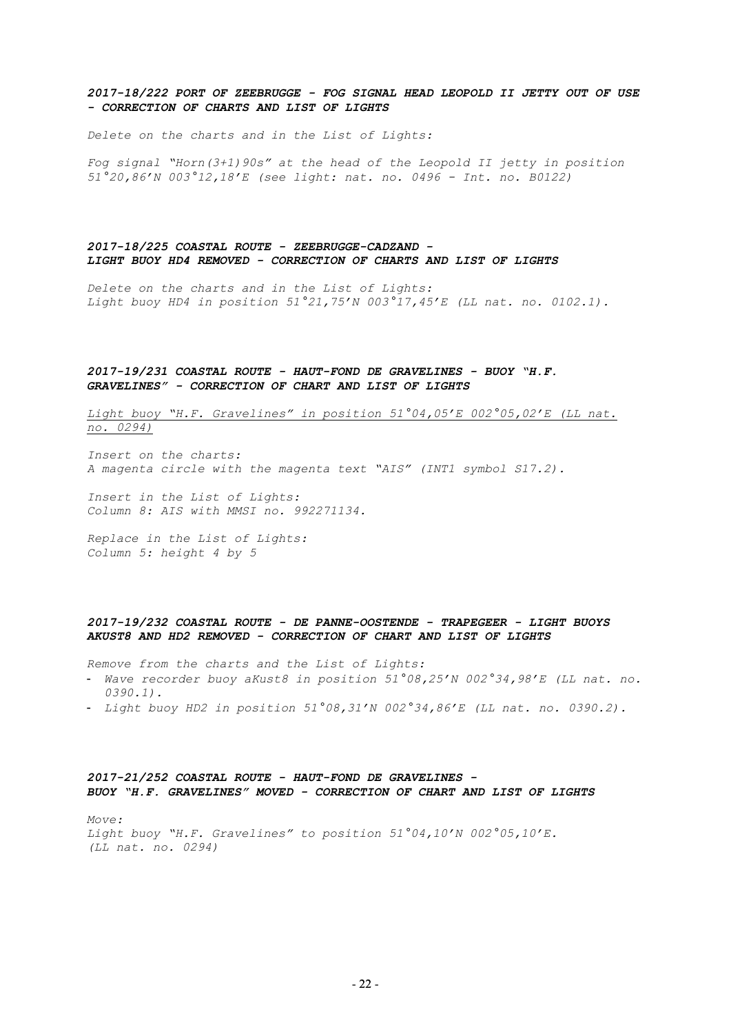***2017-18/222 PORT OF ZEEBRUGGE - FOG SIGNAL HEAD LEOPOLD II JETTY OUT OF USE - CORRECTION OF CHARTS AND LIST OF LIGHTS***

*Delete on the charts and in the List of Lights:*

*Fog signal "Horn(3+1)90s" at the head of the Leopold II jetty in position 51°20,86'N 003°12,18'E (see light: nat. no. 0496 - Int. no. B0122)*

***2017-18/225 COASTAL ROUTE - ZEEBRUGGE-CADZAND - LIGHT BUOY HD4 REMOVED - CORRECTION OF CHARTS AND LIST OF LIGHTS***

*Delete on the charts and in the List of Lights:*
*Light buoy HD4 in position 51°21,75'N 003°17,45'E (LL nat. no. 0102.1).*

***2017-19/231 COASTAL ROUTE - HAUT-FOND DE GRAVELINES - BUOY "H.F. GRAVELINES" - CORRECTION OF CHART AND LIST OF LIGHTS***

<u>*Light buoy "H.F. Gravelines" in position 51°04,05'E 002°05,02'E (LL nat. no. 0294)*</u>

*Insert on the charts:*
*A magenta circle with the magenta text "AIS" (INT1 symbol S17.2).*

*Insert in the List of Lights:*
*Column 8: AIS with MMSI no. 992271134.*

*Replace in the List of Lights:*
*Column 5: height 4 by 5*

***2017-19/232 COASTAL ROUTE - DE PANNE-OOSTENDE - TRAPEGEER - LIGHT BUOYS AKUST8 AND HD2 REMOVED - CORRECTION OF CHART AND LIST OF LIGHTS***

*Remove from the charts and the List of Lights:*

- *Wave recorder buoy aKust8 in position 51°08,25'N 002°34,98'E (LL nat. no. 0390.1).*
- *Light buoy HD2 in position 51°08,31'N 002°34,86'E (LL nat. no. 0390.2).*

***2017-21/252 COASTAL ROUTE - HAUT-FOND DE GRAVELINES - BUOY "H.F. GRAVELINES" MOVED - CORRECTION OF CHART AND LIST OF LIGHTS***

*Move:*
*Light buoy "H.F. Gravelines" to position 51°04,10'N 002°05,10'E.*
*(LL nat. no. 0294)*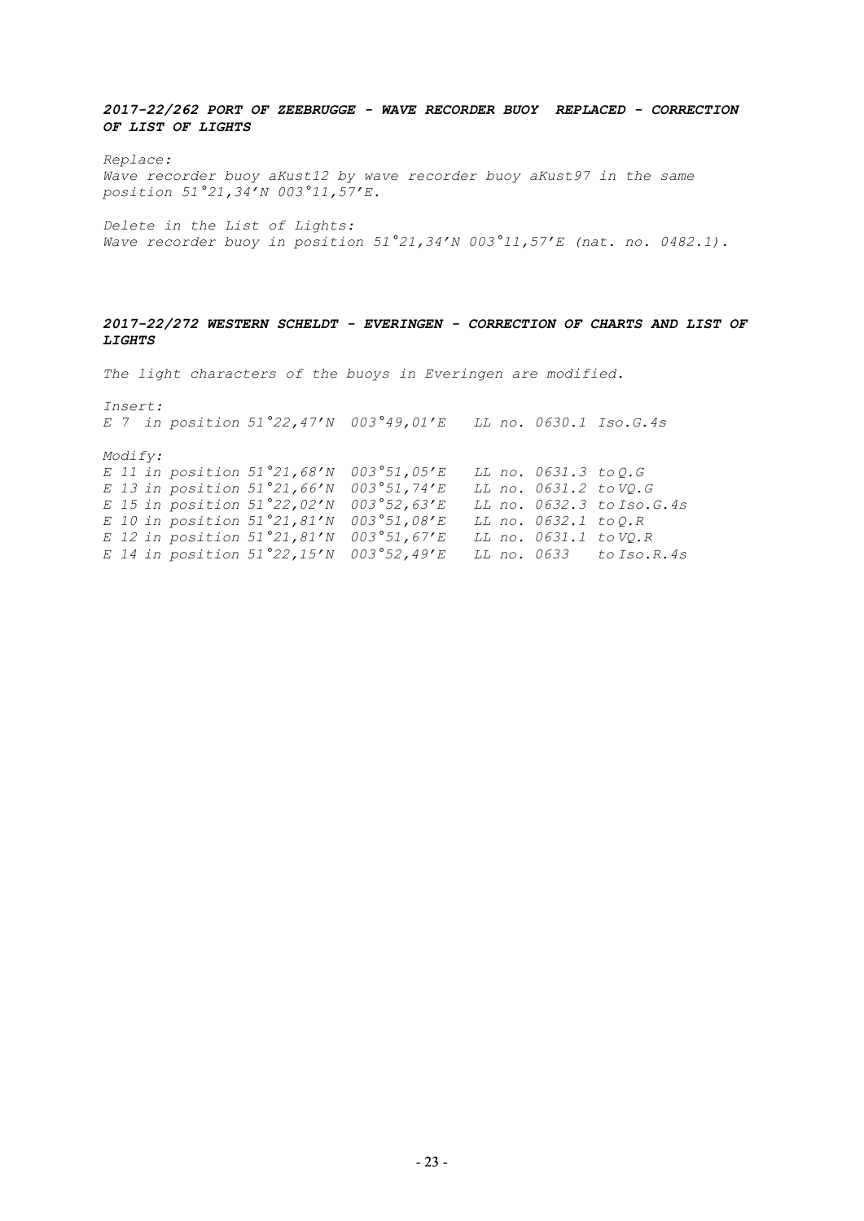### *2017-22/262 PORT OF ZEEBRUGGE - WAVE RECORDER BUOY REPLACED - CORRECTION OF LIST OF LIGHTS*

*Replace:*
*Wave recorder buoy aKust12 by wave recorder buoy aKust97 in the same position 51°21,34'N 003°11,57'E.*

*Delete in the List of Lights:*
*Wave recorder buoy in position 51°21,34'N 003°11,57'E (nat. no. 0482.1).*

### *2017-22/272 WESTERN SCHELDT - EVERINGEN - CORRECTION OF CHARTS AND LIST OF LIGHTS*

*The light characters of the buoys in Everingen are modified.*

*Insert:*

| | | | | |
|---|---|---|---|---|
| *E 7 in position* | *51°22,47'N* | *003°49,01'E* | *LL no. 0630.1* | *Iso.G.4s* |

*Modify:*

| | | | | |
|---|---|---|---|---|
| *E 11 in position* | *51°21,68'N* | *003°51,05'E* | *LL no. 0631.3* | *to Q.G* |
| *E 13 in position* | *51°21,66'N* | *003°51,74'E* | *LL no. 0631.2* | *to VQ.G* |
| *E 15 in position* | *51°22,02'N* | *003°52,63'E* | *LL no. 0632.3* | *to Iso.G.4s* |
| *E 10 in position* | *51°21,81'N* | *003°51,08'E* | *LL no. 0632.1* | *to Q.R* |
| *E 12 in position* | *51°21,81'N* | *003°51,67'E* | *LL no. 0631.1* | *to VQ.R* |
| *E 14 in position* | *51°22,15'N* | *003°52,49'E* | *LL no. 0633* | *to Iso.R.4s* |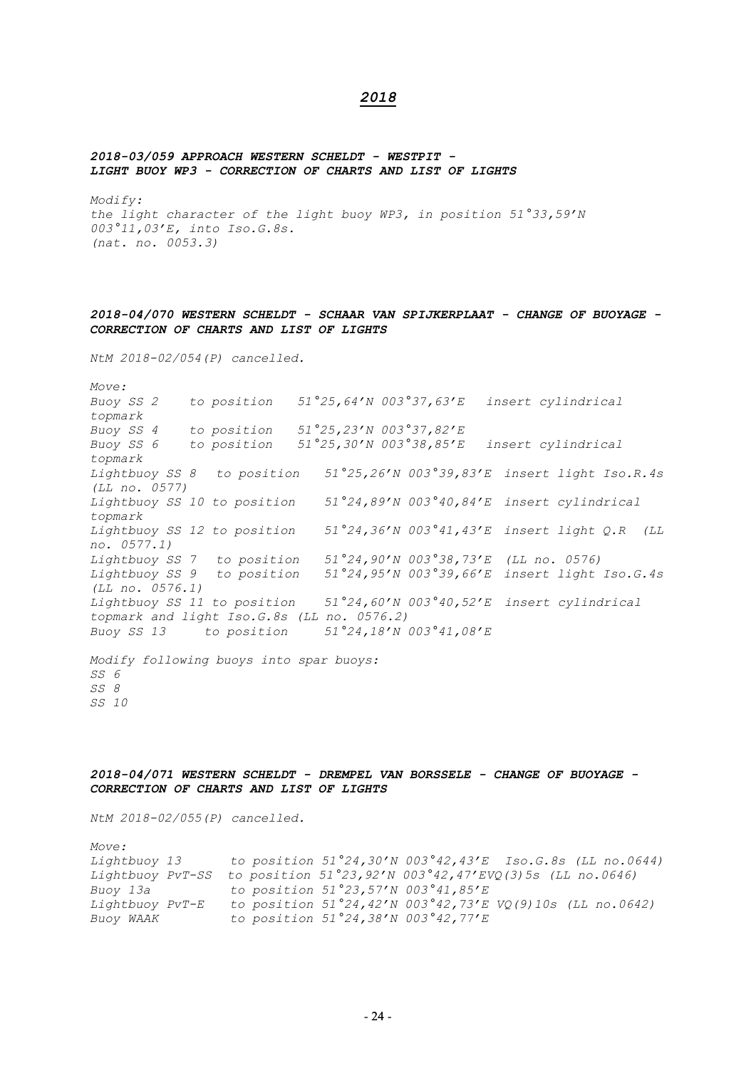# *2018*

***2018-03/059 APPROACH WESTERN SCHELDT - WESTPIT - LIGHT BUOY WP3 - CORRECTION OF CHARTS AND LIST OF LIGHTS***

*Modify:*
*the light character of the light buoy WP3, in position 51°33,59'N 003°11,03'E, into Iso.G.8s.*
*(nat. no. 0053.3)*

***2018-04/070 WESTERN SCHELDT - SCHAAR VAN SPIJKERPLAAT - CHANGE OF BUOYAGE - CORRECTION OF CHARTS AND LIST OF LIGHTS***

*NtM 2018-02/054(P) cancelled.*

*Move:*
*Buoy SS 2 to position 51°25,64'N 003°37,63'E insert cylindrical topmark*
*Buoy SS 4 to position 51°25,23'N 003°37,82'E*
*Buoy SS 6 to position 51°25,30'N 003°38,85'E insert cylindrical topmark*
*Lightbuoy SS 8 to position 51°25,26'N 003°39,83'E insert light Iso.R.4s (LL no. 0577)*
*Lightbuoy SS 10 to position 51°24,89'N 003°40,84'E insert cylindrical topmark*
*Lightbuoy SS 12 to position 51°24,36'N 003°41,43'E insert light Q.R (LL no. 0577.1)*
*Lightbuoy SS 7 to position 51°24,90'N 003°38,73'E (LL no. 0576)*
*Lightbuoy SS 9 to position 51°24,95'N 003°39,66'E insert light Iso.G.4s (LL no. 0576.1)*
*Lightbuoy SS 11 to position 51°24,60'N 003°40,52'E insert cylindrical topmark and light Iso.G.8s (LL no. 0576.2)*
*Buoy SS 13 to position 51°24,18'N 003°41,08'E*

*Modify following buoys into spar buoys:*
*SS 6*
*SS 8*
*SS 10*

***2018-04/071 WESTERN SCHELDT - DREMPEL VAN BORSSELE - CHANGE OF BUOYAGE - CORRECTION OF CHARTS AND LIST OF LIGHTS***

*NtM 2018-02/055(P) cancelled.*

*Move:*
*Lightbuoy 13 to position 51°24,30'N 003°42,43'E Iso.G.8s (LL no.0644)*
*Lightbuoy PvT-SS to position 51°23,92'N 003°42,47'EVQ(3)5s (LL no.0646)*
*Buoy 13a to position 51°23,57'N 003°41,85'E*
*Lightbuoy PvT-E to position 51°24,42'N 003°42,73'E VQ(9)10s (LL no.0642)*
*Buoy WAAK to position 51°24,38'N 003°42,77'E*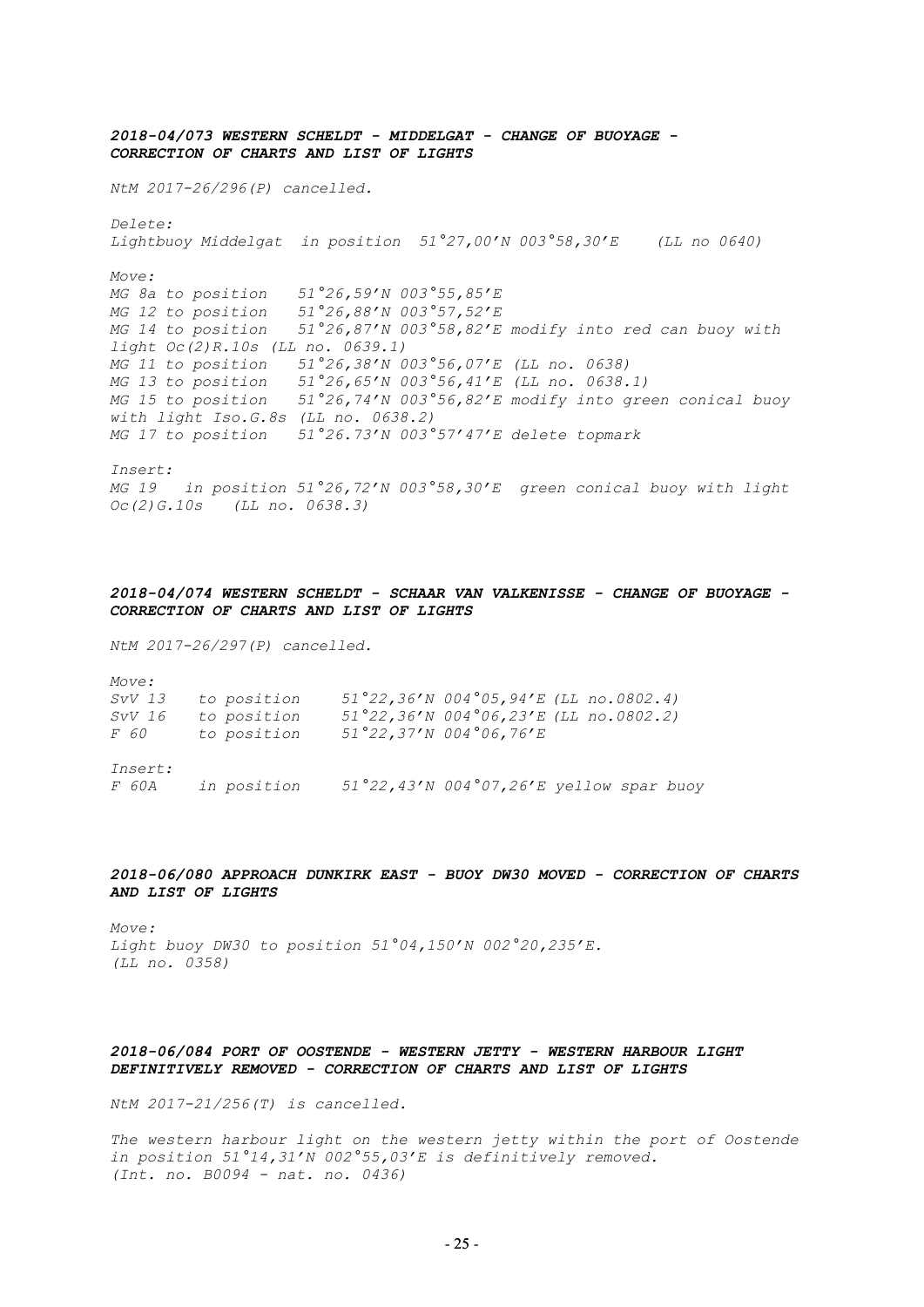***2018-04/073 WESTERN SCHELDT - MIDDELGAT - CHANGE OF BUOYAGE - CORRECTION OF CHARTS AND LIST OF LIGHTS***

*NtM 2017-26/296(P) cancelled.*

*Delete:*
*Lightbuoy Middelgat in position 51°27,00'N 003°58,30'E (LL no 0640)*

*Move:*
*MG 8a to position 51°26,59'N 003°55,85'E*
*MG 12 to position 51°26,88'N 003°57,52'E*
*MG 14 to position 51°26,87'N 003°58,82'E modify into red can buoy with light Oc(2)R.10s (LL no. 0639.1)*
*MG 11 to position 51°26,38'N 003°56,07'E (LL no. 0638)*
*MG 13 to position 51°26,65'N 003°56,41'E (LL no. 0638.1)*
*MG 15 to position 51°26,74'N 003°56,82'E modify into green conical buoy with light Iso.G.8s (LL no. 0638.2)*
*MG 17 to position 51°26.73'N 003°57'47'E delete topmark*

*Insert:*
*MG 19 in position 51°26,72'N 003°58,30'E green conical buoy with light Oc(2)G.10s (LL no. 0638.3)*

***2018-04/074 WESTERN SCHELDT - SCHAAR VAN VALKENISSE - CHANGE OF BUOYAGE - CORRECTION OF CHARTS AND LIST OF LIGHTS***

*NtM 2017-26/297(P) cancelled.*

*Move:*
*SvV 13 to position 51°22,36'N 004°05,94'E (LL no.0802.4)*
*SvV 16 to position 51°22,36'N 004°06,23'E (LL no.0802.2)*
*F 60 to position 51°22,37'N 004°06,76'E*

*Insert:*
*F 60A in position 51°22,43'N 004°07,26'E yellow spar buoy*

***2018-06/080 APPROACH DUNKIRK EAST - BUOY DW30 MOVED - CORRECTION OF CHARTS AND LIST OF LIGHTS***

*Move:*
*Light buoy DW30 to position 51°04,150'N 002°20,235'E.*
*(LL no. 0358)*

***2018-06/084 PORT OF OOSTENDE - WESTERN JETTY - WESTERN HARBOUR LIGHT DEFINITIVELY REMOVED - CORRECTION OF CHARTS AND LIST OF LIGHTS***

*NtM 2017-21/256(T) is cancelled.*

*The western harbour light on the western jetty within the port of Oostende in position 51°14,31'N 002°55,03'E is definitively removed.*
*(Int. no. B0094 - nat. no. 0436)*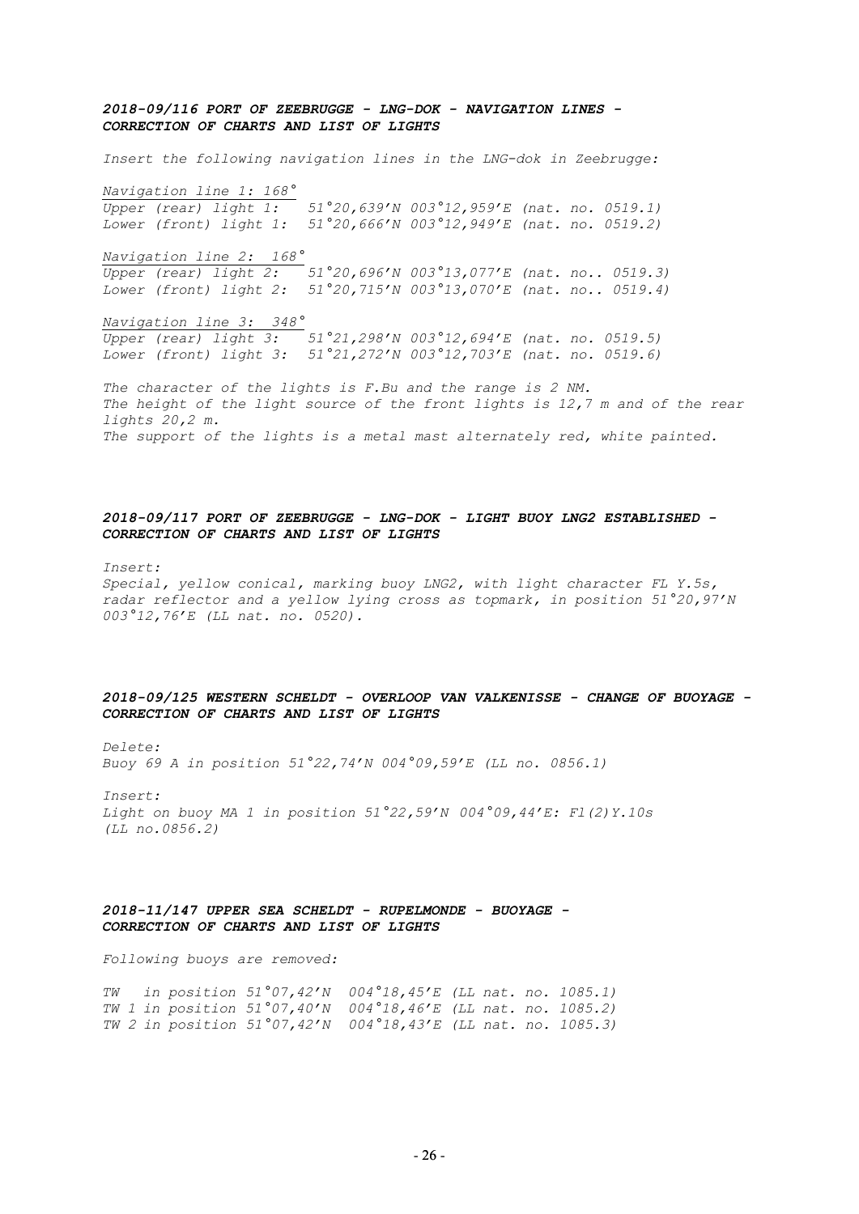***2018-09/116 PORT OF ZEEBRUGGE - LNG-DOK - NAVIGATION LINES - CORRECTION OF CHARTS AND LIST OF LIGHTS***

*Insert the following navigation lines in the LNG-dok in Zeebrugge:*

*Navigation line 1: 168°*
*Upper (rear) light 1: 51°20,639'N 003°12,959'E (nat. no. 0519.1)*
*Lower (front) light 1: 51°20,666'N 003°12,949'E (nat. no. 0519.2)*

*Navigation line 2: 168°*
*Upper (rear) light 2: 51°20,696'N 003°13,077'E (nat. no.. 0519.3)*
*Lower (front) light 2: 51°20,715'N 003°13,070'E (nat. no.. 0519.4)*

*Navigation line 3: 348°*
*Upper (rear) light 3: 51°21,298'N 003°12,694'E (nat. no. 0519.5)*
*Lower (front) light 3: 51°21,272'N 003°12,703'E (nat. no. 0519.6)*

*The character of the lights is F.Bu and the range is 2 NM.*
*The height of the light source of the front lights is 12,7 m and of the rear lights 20,2 m.*
*The support of the lights is a metal mast alternately red, white painted.*

***2018-09/117 PORT OF ZEEBRUGGE - LNG-DOK - LIGHT BUOY LNG2 ESTABLISHED - CORRECTION OF CHARTS AND LIST OF LIGHTS***

*Insert:*
*Special, yellow conical, marking buoy LNG2, with light character FL Y.5s, radar reflector and a yellow lying cross as topmark, in position 51°20,97'N 003°12,76'E (LL nat. no. 0520).*

***2018-09/125 WESTERN SCHELDT - OVERLOOP VAN VALKENISSE - CHANGE OF BUOYAGE - CORRECTION OF CHARTS AND LIST OF LIGHTS***

*Delete:*
*Buoy 69 A in position 51°22,74'N 004°09,59'E (LL no. 0856.1)*

*Insert:*
*Light on buoy MA 1 in position 51°22,59'N 004°09,44'E: Fl(2)Y.10s (LL no.0856.2)*

***2018-11/147 UPPER SEA SCHELDT - RUPELMONDE - BUOYAGE - CORRECTION OF CHARTS AND LIST OF LIGHTS***

*Following buoys are removed:*

*TW in position 51°07,42'N 004°18,45'E (LL nat. no. 1085.1)*
*TW 1 in position 51°07,40'N 004°18,46'E (LL nat. no. 1085.2)*
*TW 2 in position 51°07,42'N 004°18,43'E (LL nat. no. 1085.3)*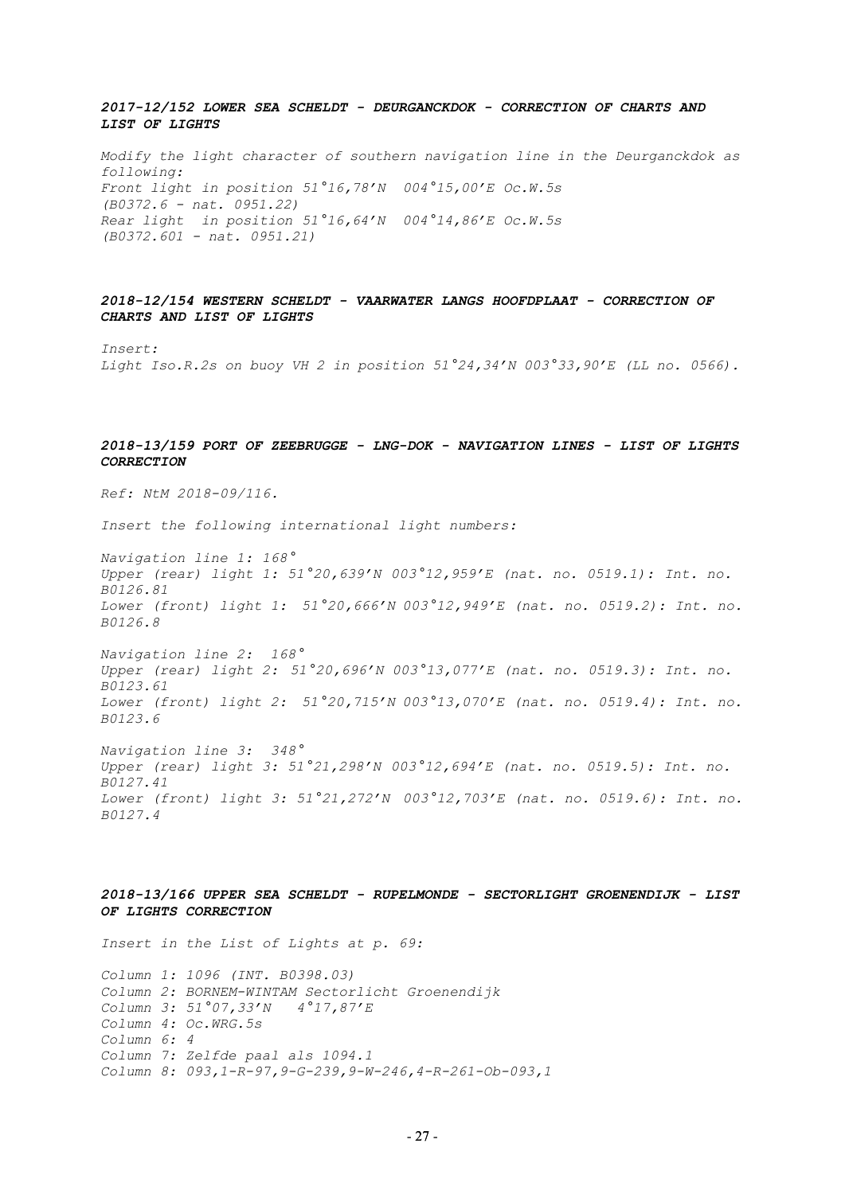### *2017-12/152 LOWER SEA SCHELDT - DEURGANCKDOK - CORRECTION OF CHARTS AND LIST OF LIGHTS*

*Modify the light character of southern navigation line in the Deurganckdok as following:*
*Front light in position 51°16,78'N 004°15,00'E Oc.W.5s*
*(B0372.6 - nat. 0951.22)*
*Rear light in position 51°16,64'N 004°14,86'E Oc.W.5s*
*(B0372.601 - nat. 0951.21)*

### *2018-12/154 WESTERN SCHELDT - VAARWATER LANGS HOOFDPLAAT - CORRECTION OF CHARTS AND LIST OF LIGHTS*

*Insert:*
*Light Iso.R.2s on buoy VH 2 in position 51°24,34'N 003°33,90'E (LL no. 0566).*

### *2018-13/159 PORT OF ZEEBRUGGE - LNG-DOK - NAVIGATION LINES - LIST OF LIGHTS CORRECTION*

*Ref: NtM 2018-09/116.*

*Insert the following international light numbers:*

*Navigation line 1: 168°*
*Upper (rear) light 1: 51°20,639'N 003°12,959'E (nat. no. 0519.1): Int. no. B0126.81*
*Lower (front) light 1: 51°20,666'N 003°12,949'E (nat. no. 0519.2): Int. no. B0126.8*

*Navigation line 2: 168°*
*Upper (rear) light 2: 51°20,696'N 003°13,077'E (nat. no. 0519.3): Int. no. B0123.61*
*Lower (front) light 2: 51°20,715'N 003°13,070'E (nat. no. 0519.4): Int. no. B0123.6*

*Navigation line 3: 348°*
*Upper (rear) light 3: 51°21,298'N 003°12,694'E (nat. no. 0519.5): Int. no. B0127.41*
*Lower (front) light 3: 51°21,272'N 003°12,703'E (nat. no. 0519.6): Int. no. B0127.4*

### *2018-13/166 UPPER SEA SCHELDT - RUPELMONDE - SECTORLIGHT GROENENDIJK - LIST OF LIGHTS CORRECTION*

*Insert in the List of Lights at p. 69:*

*Column 1: 1096 (INT. B0398.03)*
*Column 2: BORNEM-WINTAM Sectorlicht Groenendijk*
*Column 3: 51°07,33'N 4°17,87'E*
*Column 4: Oc.WRG.5s*
*Column 6: 4*
*Column 7: Zelfde paal als 1094.1*
*Column 8: 093,1-R-97,9-G-239,9-W-246,4-R-261-Ob-093,1*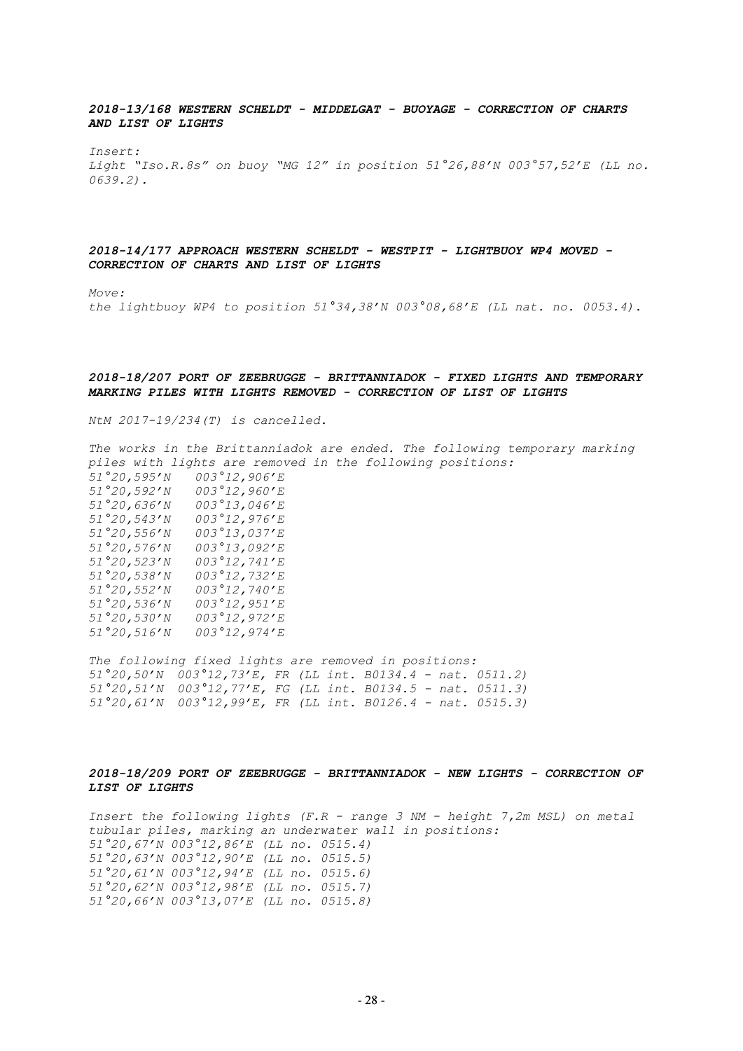***2018-13/168 WESTERN SCHELDT - MIDDELGAT - BUOYAGE - CORRECTION OF CHARTS AND LIST OF LIGHTS***

*Insert:*
*Light "Iso.R.8s" on buoy "MG 12" in position 51°26,88'N 003°57,52'E (LL no. 0639.2).*

***2018-14/177 APPROACH WESTERN SCHELDT - WESTPIT - LIGHTBUOY WP4 MOVED - CORRECTION OF CHARTS AND LIST OF LIGHTS***

*Move:*
*the lightbuoy WP4 to position 51°34,38'N 003°08,68'E (LL nat. no. 0053.4).*

***2018-18/207 PORT OF ZEEBRUGGE - BRITTANNIADOK - FIXED LIGHTS AND TEMPORARY MARKING PILES WITH LIGHTS REMOVED - CORRECTION OF LIST OF LIGHTS***

*NtM 2017-19/234(T) is cancelled.*

*The works in the Brittanniadok are ended. The following temporary marking piles with lights are removed in the following positions:*
*51°20,595'N 003°12,906'E*
*51°20,592'N 003°12,960'E*
*51°20,636'N 003°13,046'E*
*51°20,543'N 003°12,976'E*
*51°20,556'N 003°13,037'E*
*51°20,576'N 003°13,092'E*
*51°20,523'N 003°12,741'E*
*51°20,538'N 003°12,732'E*
*51°20,552'N 003°12,740'E*
*51°20,536'N 003°12,951'E*
*51°20,530'N 003°12,972'E*
*51°20,516'N 003°12,974'E*

*The following fixed lights are removed in positions:*
*51°20,50'N 003°12,73'E, FR (LL int. B0134.4 - nat. 0511.2)*
*51°20,51'N 003°12,77'E, FG (LL int. B0134.5 - nat. 0511.3)*
*51°20,61'N 003°12,99'E, FR (LL int. B0126.4 - nat. 0515.3)*

***2018-18/209 PORT OF ZEEBRUGGE - BRITTANNIADOK - NEW LIGHTS - CORRECTION OF LIST OF LIGHTS***

*Insert the following lights (F.R - range 3 NM - height 7,2m MSL) on metal tubular piles, marking an underwater wall in positions:*
*51°20,67'N 003°12,86'E (LL no. 0515.4)*
*51°20,63'N 003°12,90'E (LL no. 0515.5)*
*51°20,61'N 003°12,94'E (LL no. 0515.6)*
*51°20,62'N 003°12,98'E (LL no. 0515.7)*
*51°20,66'N 003°13,07'E (LL no. 0515.8)*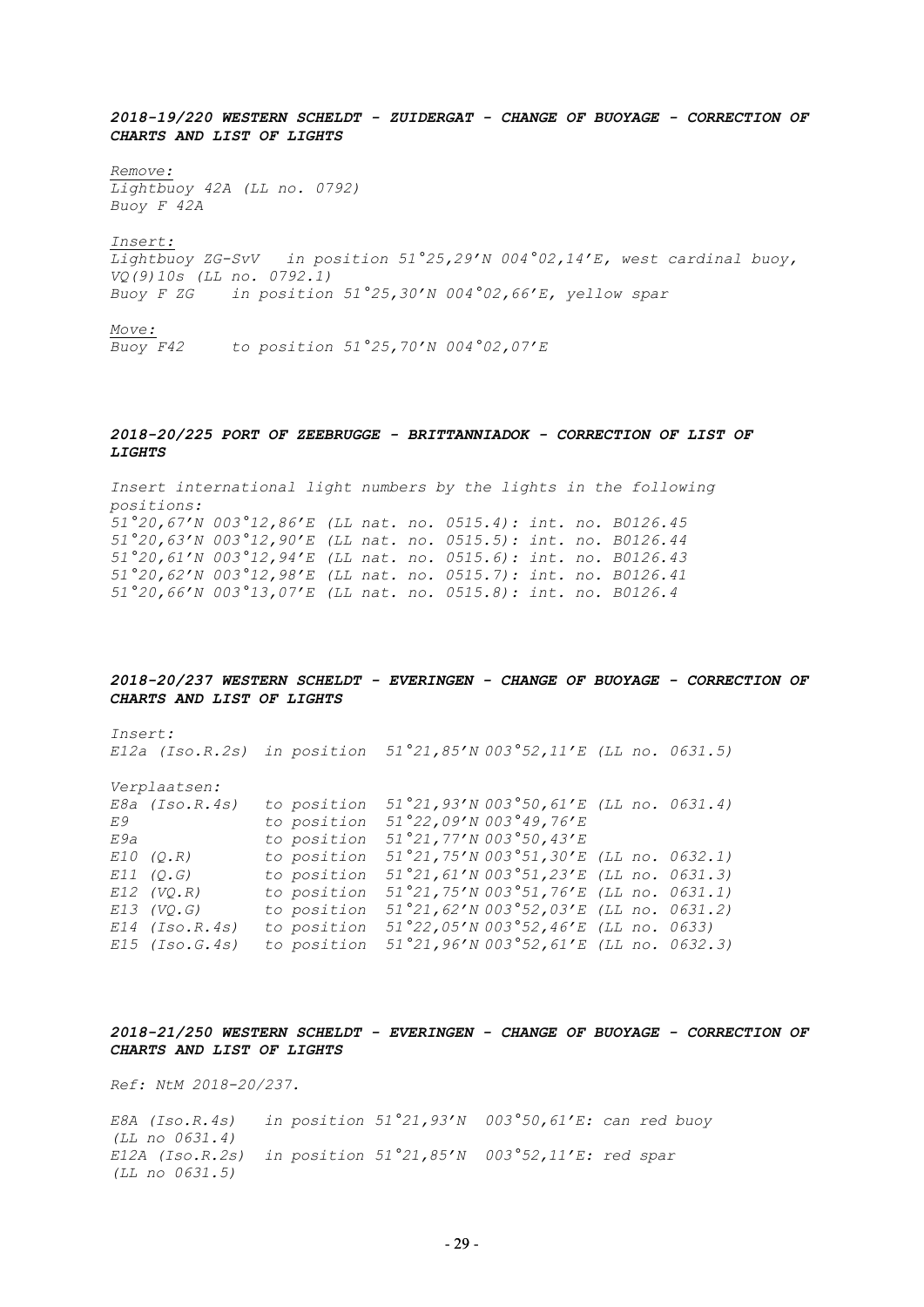### *2018-19/220 WESTERN SCHELDT - ZUIDERGAT - CHANGE OF BUOYAGE - CORRECTION OF CHARTS AND LIST OF LIGHTS*

*Remove:*
*Lightbuoy 42A (LL no. 0792)*
*Buoy F 42A*

*Insert:*
*Lightbuoy ZG-SvV in position 51°25,29'N 004°02,14'E, west cardinal buoy, VQ(9)10s (LL no. 0792.1)*
*Buoy F ZG in position 51°25,30'N 004°02,66'E, yellow spar*

*Move:*
*Buoy F42 to position 51°25,70'N 004°02,07'E*

### *2018-20/225 PORT OF ZEEBRUGGE - BRITTANNIADOK - CORRECTION OF LIST OF LIGHTS*

*Insert international light numbers by the lights in the following positions:*
*51°20,67'N 003°12,86'E (LL nat. no. 0515.4): int. no. B0126.45*
*51°20,63'N 003°12,90'E (LL nat. no. 0515.5): int. no. B0126.44*
*51°20,61'N 003°12,94'E (LL nat. no. 0515.6): int. no. B0126.43*
*51°20,62'N 003°12,98'E (LL nat. no. 0515.7): int. no. B0126.41*
*51°20,66'N 003°13,07'E (LL nat. no. 0515.8): int. no. B0126.4*

### *2018-20/237 WESTERN SCHELDT - EVERINGEN - CHANGE OF BUOYAGE - CORRECTION OF CHARTS AND LIST OF LIGHTS*

*Insert:*
*E12a (Iso.R.2s) in position 51°21,85'N 003°52,11'E (LL no. 0631.5)*

*Verplaatsen:*
*E8a (Iso.R.4s) to position 51°21,93'N 003°50,61'E (LL no. 0631.4)*
*E9 to position 51°22,09'N 003°49,76'E*
*E9a to position 51°21,77'N 003°50,43'E*
*E10 (Q.R) to position 51°21,75'N 003°51,30'E (LL no. 0632.1)*
*E11 (Q.G) to position 51°21,61'N 003°51,23'E (LL no. 0631.3)*
*E12 (VQ.R) to position 51°21,75'N 003°51,76'E (LL no. 0631.1)*
*E13 (VQ.G) to position 51°21,62'N 003°52,03'E (LL no. 0631.2)*
*E14 (Iso.R.4s) to position 51°22,05'N 003°52,46'E (LL no. 0633)*
*E15 (Iso.G.4s) to position 51°21,96'N 003°52,61'E (LL no. 0632.3)*

### *2018-21/250 WESTERN SCHELDT - EVERINGEN - CHANGE OF BUOYAGE - CORRECTION OF CHARTS AND LIST OF LIGHTS*

*Ref: NtM 2018-20/237.*

*E8A (Iso.R.4s) in position 51°21,93'N 003°50,61'E: can red buoy (LL no 0631.4)*
*E12A (Iso.R.2s) in position 51°21,85'N 003°52,11'E: red spar (LL no 0631.5)*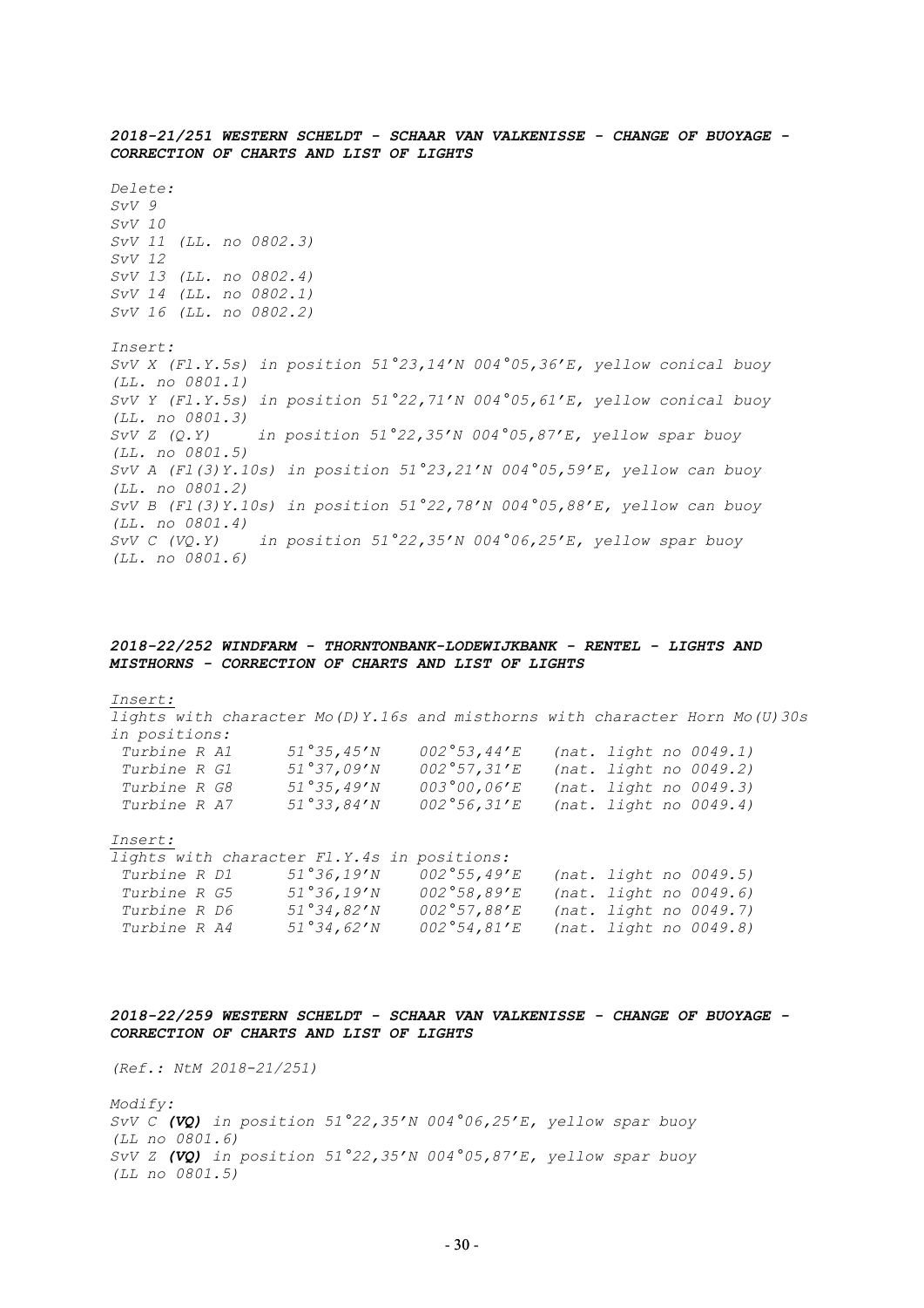***2018-21/251 WESTERN SCHELDT - SCHAAR VAN VALKENISSE - CHANGE OF BUOYAGE - CORRECTION OF CHARTS AND LIST OF LIGHTS***

*Delete:*
*SvV 9*
*SvV 10*
*SvV 11 (LL. no 0802.3)*
*SvV 12*
*SvV 13 (LL. no 0802.4)*
*SvV 14 (LL. no 0802.1)*
*SvV 16 (LL. no 0802.2)*

*Insert:*
*SvV X (Fl.Y.5s) in position 51°23,14'N 004°05,36'E, yellow conical buoy (LL. no 0801.1)*
*SvV Y (Fl.Y.5s) in position 51°22,71'N 004°05,61'E, yellow conical buoy (LL. no 0801.3)*
*SvV Z (Q.Y) in position 51°22,35'N 004°05,87'E, yellow spar buoy (LL. no 0801.5)*
*SvV A (Fl(3)Y.10s) in position 51°23,21'N 004°05,59'E, yellow can buoy (LL. no 0801.2)*
*SvV B (Fl(3)Y.10s) in position 51°22,78'N 004°05,88'E, yellow can buoy (LL. no 0801.4)*
*SvV C (VQ.Y) in position 51°22,35'N 004°06,25'E, yellow spar buoy (LL. no 0801.6)*

***2018-22/252 WINDFARM - THORNTONBANK-LODEWIJKBANK - RENTEL - LIGHTS AND MISTHORNS - CORRECTION OF CHARTS AND LIST OF LIGHTS***

*Insert:*
*lights with character Mo(D)Y.16s and misthorns with character Horn Mo(U)30s in positions:*

| | | | |
|---|---|---|---|
| *Turbine R A1* | *51°35,45'N* | *002°53,44'E* | *(nat. light no 0049.1)* |
| *Turbine R G1* | *51°37,09'N* | *002°57,31'E* | *(nat. light no 0049.2)* |
| *Turbine R G8* | *51°35,49'N* | *003°00,06'E* | *(nat. light no 0049.3)* |
| *Turbine R A7* | *51°33,84'N* | *002°56,31'E* | *(nat. light no 0049.4)* |

*Insert:*
*lights with character Fl.Y.4s in positions:*

| | | | |
|---|---|---|---|
| *Turbine R D1* | *51°36,19'N* | *002°55,49'E* | *(nat. light no 0049.5)* |
| *Turbine R G5* | *51°36,19'N* | *002°58,89'E* | *(nat. light no 0049.6)* |
| *Turbine R D6* | *51°34,82'N* | *002°57,88'E* | *(nat. light no 0049.7)* |
| *Turbine R A4* | *51°34,62'N* | *002°54,81'E* | *(nat. light no 0049.8)* |

***2018-22/259 WESTERN SCHELDT - SCHAAR VAN VALKENISSE - CHANGE OF BUOYAGE - CORRECTION OF CHARTS AND LIST OF LIGHTS***

*(Ref.: NtM 2018-21/251)*

*Modify:*
*SvV C **(VQ)** in position 51°22,35'N 004°06,25'E, yellow spar buoy (LL no 0801.6)*
*SvV Z **(VQ)** in position 51°22,35'N 004°05,87'E, yellow spar buoy (LL no 0801.5)*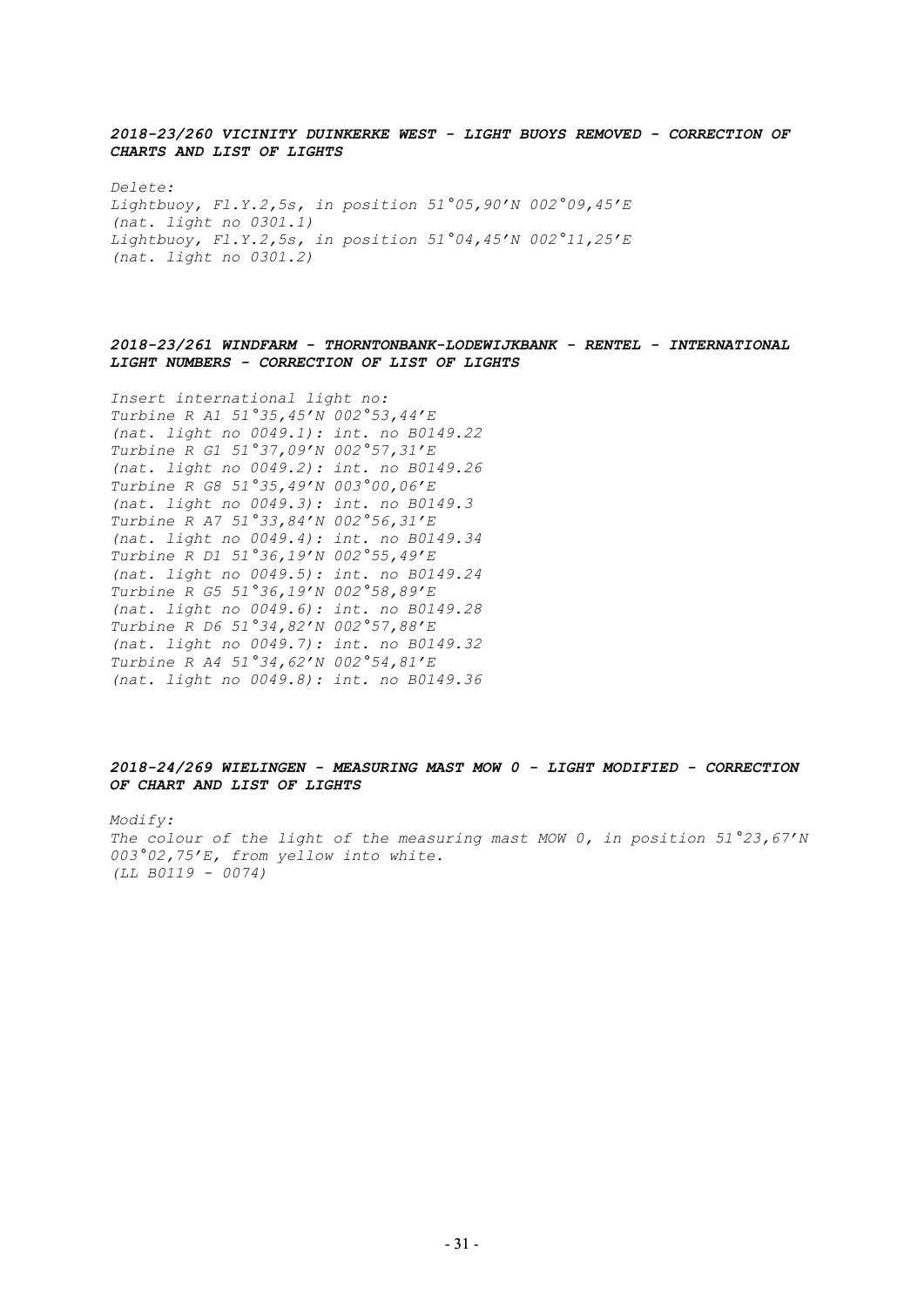***2018-23/260 VICINITY DUINKERKE WEST - LIGHT BUOYS REMOVED - CORRECTION OF CHARTS AND LIST OF LIGHTS***

*Delete:*
*Lightbuoy, Fl.Y.2,5s, in position 51°05,90'N 002°09,45'E*
*(nat. light no 0301.1)*
*Lightbuoy, Fl.Y.2,5s, in position 51°04,45'N 002°11,25'E*
*(nat. light no 0301.2)*

***2018-23/261 WINDFARM - THORNTONBANK-LODEWIJKBANK - RENTEL - INTERNATIONAL LIGHT NUMBERS - CORRECTION OF LIST OF LIGHTS***

*Insert international light no:*
*Turbine R A1 51°35,45'N 002°53,44'E*
*(nat. light no 0049.1): int. no B0149.22*
*Turbine R G1 51°37,09'N 002°57,31'E*
*(nat. light no 0049.2): int. no B0149.26*
*Turbine R G8 51°35,49'N 003°00,06'E*
*(nat. light no 0049.3): int. no B0149.3*
*Turbine R A7 51°33,84'N 002°56,31'E*
*(nat. light no 0049.4): int. no B0149.34*
*Turbine R D1 51°36,19'N 002°55,49'E*
*(nat. light no 0049.5): int. no B0149.24*
*Turbine R G5 51°36,19'N 002°58,89'E*
*(nat. light no 0049.6): int. no B0149.28*
*Turbine R D6 51°34,82'N 002°57,88'E*
*(nat. light no 0049.7): int. no B0149.32*
*Turbine R A4 51°34,62'N 002°54,81'E*
*(nat. light no 0049.8): int. no B0149.36*

***2018-24/269 WIELINGEN - MEASURING MAST MOW 0 - LIGHT MODIFIED - CORRECTION OF CHART AND LIST OF LIGHTS***

*Modify:*
*The colour of the light of the measuring mast MOW 0, in position 51°23,67'N 003°02,75'E, from yellow into white.*
*(LL B0119 - 0074)*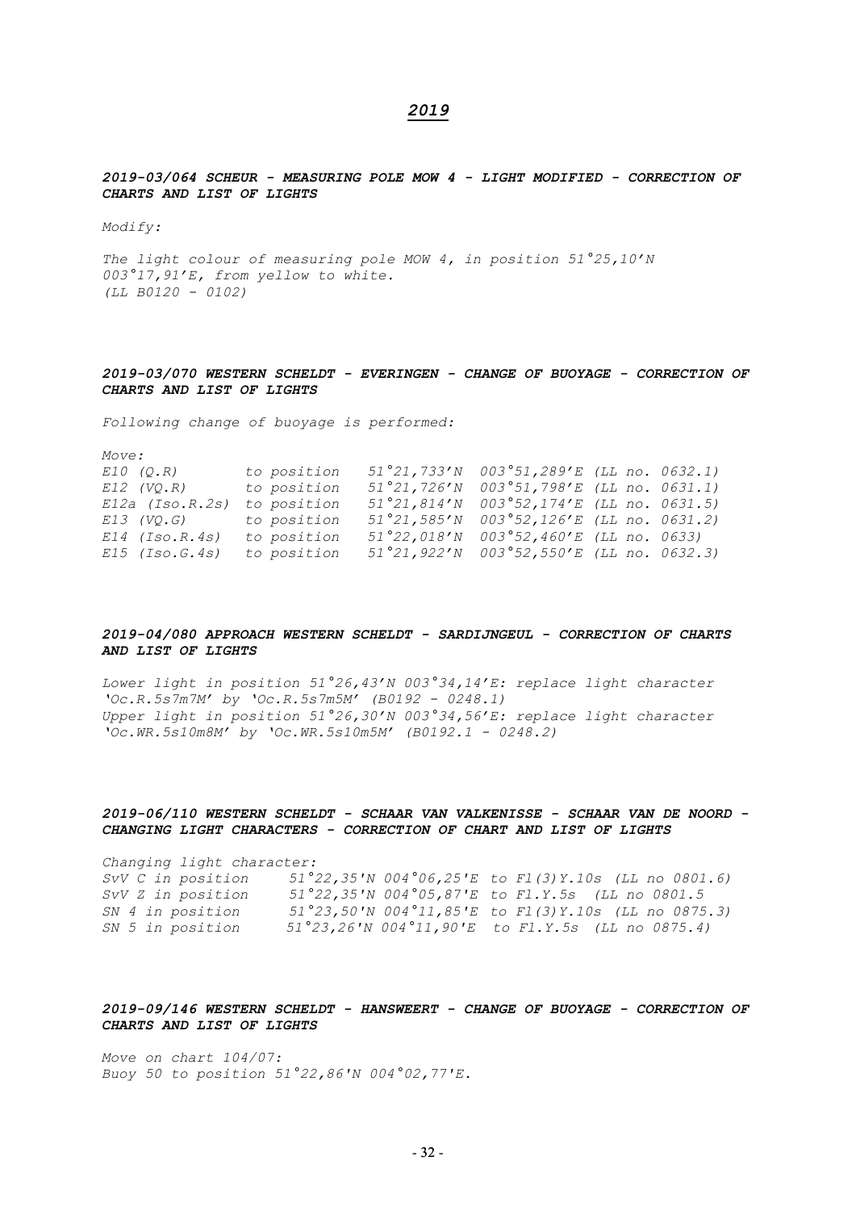## *2019*

***2019-03/064 SCHEUR - MEASURING POLE MOW 4 - LIGHT MODIFIED - CORRECTION OF CHARTS AND LIST OF LIGHTS***

*Modify:*

*The light colour of measuring pole MOW 4, in position 51°25,10'N 003°17,91'E, from yellow to white.*
*(LL B0120 - 0102)*

***2019-03/070 WESTERN SCHELDT - EVERINGEN - CHANGE OF BUOYAGE - CORRECTION OF CHARTS AND LIST OF LIGHTS***

*Following change of buoyage is performed:*

*Move:*

| | | | | |
|---|---|---|---|---|
| *E10 (Q.R)* | *to position* | *51°21,733'N* | *003°51,289'E* | *(LL no. 0632.1)* |
| *E12 (VQ.R)* | *to position* | *51°21,726'N* | *003°51,798'E* | *(LL no. 0631.1)* |
| *E12a (Iso.R.2s)* | *to position* | *51°21,814'N* | *003°52,174'E* | *(LL no. 0631.5)* |
| *E13 (VQ.G)* | *to position* | *51°21,585'N* | *003°52,126'E* | *(LL no. 0631.2)* |
| *E14 (Iso.R.4s)* | *to position* | *51°22,018'N* | *003°52,460'E* | *(LL no. 0633)* |
| *E15 (Iso.G.4s)* | *to position* | *51°21,922'N* | *003°52,550'E* | *(LL no. 0632.3)* |

***2019-04/080 APPROACH WESTERN SCHELDT - SARDIJNGEUL - CORRECTION OF CHARTS AND LIST OF LIGHTS***

*Lower light in position 51°26,43'N 003°34,14'E: replace light character 'Oc.R.5s7m7M' by 'Oc.R.5s7m5M' (B0192 - 0248.1)*
*Upper light in position 51°26,30'N 003°34,56'E: replace light character 'Oc.WR.5s10m8M' by 'Oc.WR.5s10m5M' (B0192.1 - 0248.2)*

***2019-06/110 WESTERN SCHELDT - SCHAAR VAN VALKENISSE - SCHAAR VAN DE NOORD - CHANGING LIGHT CHARACTERS - CORRECTION OF CHART AND LIST OF LIGHTS***

*Changing light character:*

| | | |
|---|---|---|
| *SvV C in position* | *51°22,35'N 004°06,25'E* | *to Fl(3)Y.10s (LL no 0801.6)* |
| *SvV Z in position* | *51°22,35'N 004°05,87'E* | *to Fl.Y.5s (LL no 0801.5* |
| *SN 4 in position* | *51°23,50'N 004°11,85'E* | *to Fl(3)Y.10s (LL no 0875.3)* |
| *SN 5 in position* | *51°23,26'N 004°11,90'E* | *to Fl.Y.5s (LL no 0875.4)* |

***2019-09/146 WESTERN SCHELDT - HANSWEERT - CHANGE OF BUOYAGE - CORRECTION OF CHARTS AND LIST OF LIGHTS***

*Move on chart 104/07:*
*Buoy 50 to position 51°22,86'N 004°02,77'E.*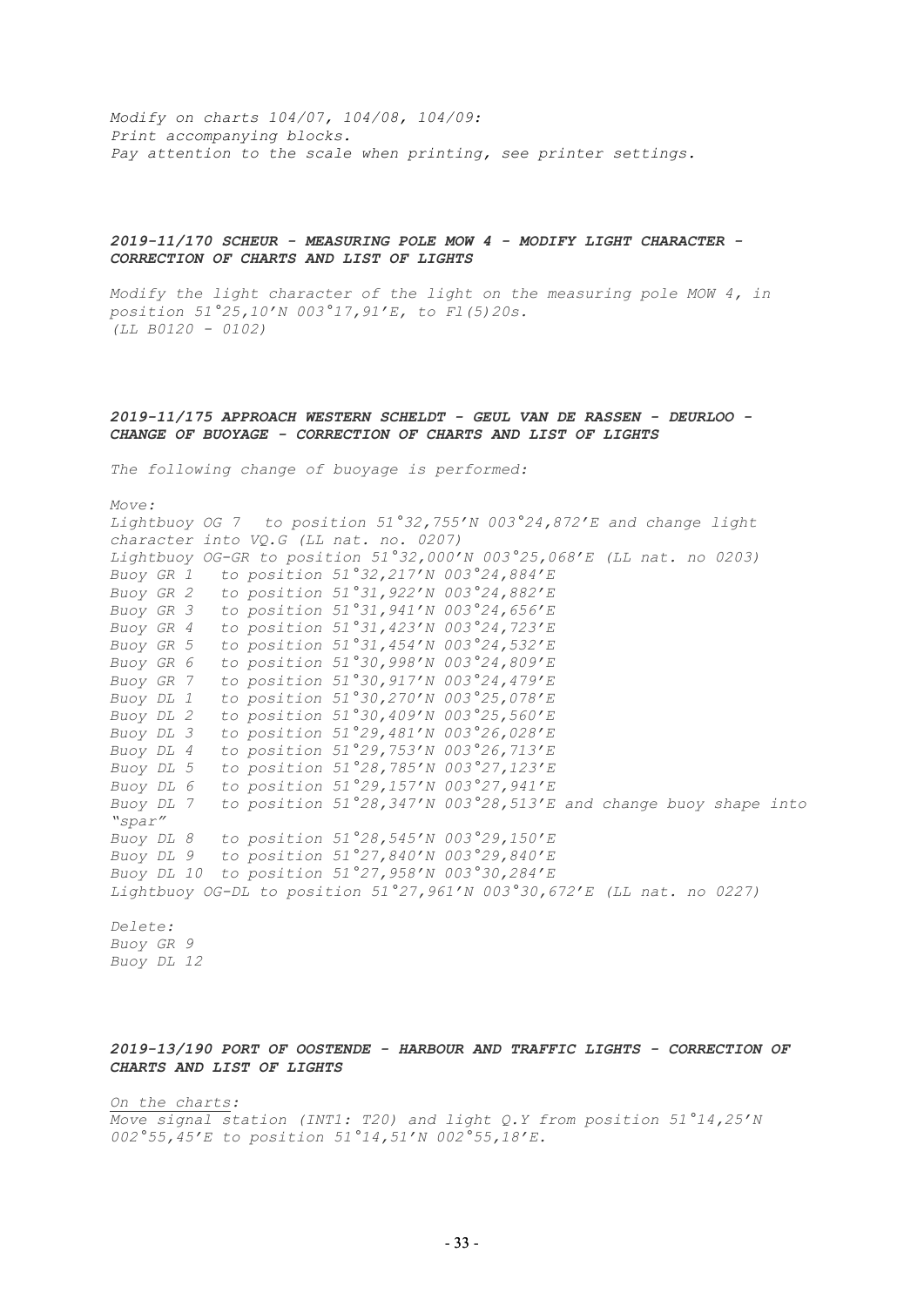*Modify on charts 104/07, 104/08, 104/09:*
*Print accompanying blocks.*
*Pay attention to the scale when printing, see printer settings.*

### *2019-11/170 SCHEUR - MEASURING POLE MOW 4 - MODIFY LIGHT CHARACTER - CORRECTION OF CHARTS AND LIST OF LIGHTS*

*Modify the light character of the light on the measuring pole MOW 4, in position 51°25,10'N 003°17,91'E, to Fl(5)20s.*
*(LL B0120 - 0102)*

### *2019-11/175 APPROACH WESTERN SCHELDT - GEUL VAN DE RASSEN - DEURLOO - CHANGE OF BUOYAGE - CORRECTION OF CHARTS AND LIST OF LIGHTS*

*The following change of buoyage is performed:*

*Move:*
*Lightbuoy OG 7 to position 51°32,755'N 003°24,872'E and change light character into VQ.G (LL nat. no. 0207)*
*Lightbuoy OG-GR to position 51°32,000'N 003°25,068'E (LL nat. no 0203)*
*Buoy GR 1 to position 51°32,217'N 003°24,884'E*
*Buoy GR 2 to position 51°31,922'N 003°24,882'E*
*Buoy GR 3 to position 51°31,941'N 003°24,656'E*
*Buoy GR 4 to position 51°31,423'N 003°24,723'E*
*Buoy GR 5 to position 51°31,454'N 003°24,532'E*
*Buoy GR 6 to position 51°30,998'N 003°24,809'E*
*Buoy GR 7 to position 51°30,917'N 003°24,479'E*
*Buoy DL 1 to position 51°30,270'N 003°25,078'E*
*Buoy DL 2 to position 51°30,409'N 003°25,560'E*
*Buoy DL 3 to position 51°29,481'N 003°26,028'E*
*Buoy DL 4 to position 51°29,753'N 003°26,713'E*
*Buoy DL 5 to position 51°28,785'N 003°27,123'E*
*Buoy DL 6 to position 51°29,157'N 003°27,941'E*
*Buoy DL 7 to position 51°28,347'N 003°28,513'E and change buoy shape into "spar"*
*Buoy DL 8 to position 51°28,545'N 003°29,150'E*
*Buoy DL 9 to position 51°27,840'N 003°29,840'E*
*Buoy DL 10 to position 51°27,958'N 003°30,284'E*
*Lightbuoy OG-DL to position 51°27,961'N 003°30,672'E (LL nat. no 0227)*

*Delete:*
*Buoy GR 9*
*Buoy DL 12*

### *2019-13/190 PORT OF OOSTENDE - HARBOUR AND TRAFFIC LIGHTS - CORRECTION OF CHARTS AND LIST OF LIGHTS*

*On the charts:*
*Move signal station (INT1: T20) and light Q.Y from position 51°14,25'N 002°55,45'E to position 51°14,51'N 002°55,18'E.*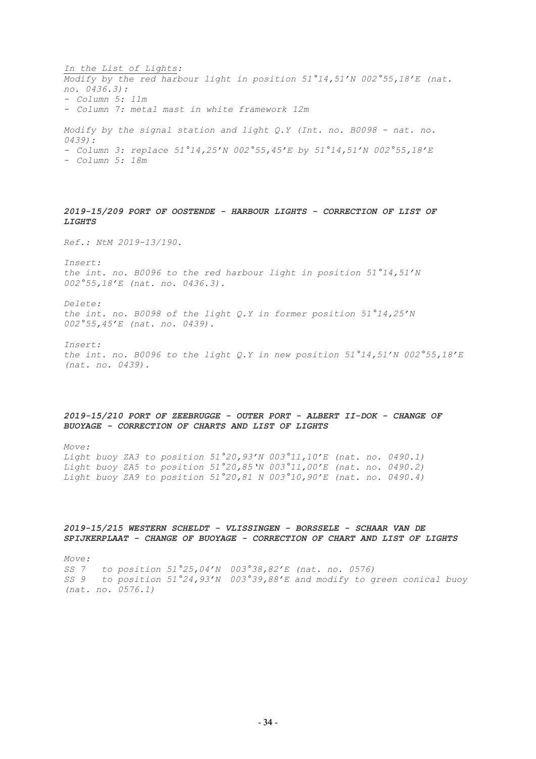*In the List of Lights:*
*Modify by the red harbour light in position 51°14,51'N 002°55,18'E (nat. no. 0436.3):*
*- Column 5: 11m*
*- Column 7: metal mast in white framework 12m*

*Modify by the signal station and light Q.Y (Int. no. B0098 - nat. no. 0439):*
*- Column 3: replace 51°14,25'N 002°55,45'E by 51°14,51'N 002°55,18'E*
*- Column 5: 18m*

### *2019-15/209 PORT OF OOSTENDE - HARBOUR LIGHTS - CORRECTION OF LIST OF LIGHTS*

*Ref.: NtM 2019-13/190.*

*Insert:*
*the int. no. B0096 to the red harbour light in position 51°14,51'N 002°55,18'E (nat. no. 0436.3).*

*Delete:*
*the int. no. B0098 of the light Q.Y in former position 51°14,25'N 002°55,45'E (nat. no. 0439).*

*Insert:*
*the int. no. B0096 to the light Q.Y in new position 51°14,51'N 002°55,18'E (nat. no. 0439).*

### *2019-15/210 PORT OF ZEEBRUGGE - OUTER PORT - ALBERT II-DOK - CHANGE OF BUOYAGE - CORRECTION OF CHARTS AND LIST OF LIGHTS*

*Move:*
*Light buoy ZA3 to position 51°20,93'N 003°11,10'E (nat. no. 0490.1)*
*Light buoy ZA5 to position 51°20,85'N 003°11,00'E (nat. no. 0490.2)*
*Light buoy ZA9 to position 51°20,81 N 003°10,90'E (nat. no. 0490.4)*

### *2019-15/215 WESTERN SCHELDT - VLISSINGEN - BORSSELE - SCHAAR VAN DE SPIJKERPLAAT - CHANGE OF BUOYAGE - CORRECTION OF CHART AND LIST OF LIGHTS*

*Move:*
*SS 7 to position 51°25,04'N 003°38,82'E (nat. no. 0576)*
*SS 9 to position 51°24,93'N 003°39,88'E and modify to green conical buoy (nat. no. 0576.1)*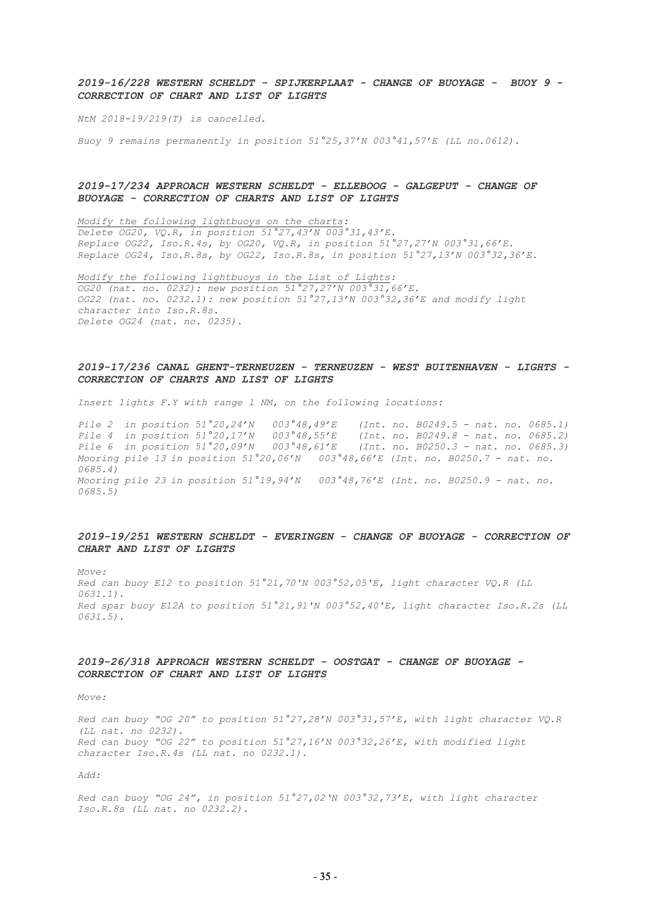### *2019-16/228 WESTERN SCHELDT - SPIJKERPLAAT - CHANGE OF BUOYAGE - BUOY 9 - CORRECTION OF CHART AND LIST OF LIGHTS*

*NtM 2018-19/219(T) is cancelled.*

*Buoy 9 remains permanently in position 51°25,37'N 003°41,57'E (LL no.0612).*

### *2019-17/234 APPROACH WESTERN SCHELDT - ELLEBOOG - GALGEPUT - CHANGE OF BUOYAGE - CORRECTION OF CHARTS AND LIST OF LIGHTS*

*Modify the following lightbuoys on the charts:*
*Delete OG20, VQ.R, in position 51°27,43'N 003°31,43'E.*
*Replace OG22, Iso.R.4s, by OG20, VQ.R, in position 51°27,27'N 003°31,66'E.*
*Replace OG24, Iso.R.8s, by OG22, Iso.R.8s, in position 51°27,13'N 003°32,36'E.*

*Modify the following lightbuoys in the List of Lights:*
*OG20 (nat. no. 0232): new position 51°27,27'N 003°31,66'E.*
*OG22 (nat. no. 0232.1): new position 51°27,13'N 003°32,36'E and modify light character into Iso.R.8s.*
*Delete OG24 (nat. no. 0235).*

### *2019-17/236 CANAL GHENT-TERNEUZEN - TERNEUZEN - WEST BUITENHAVEN - LIGHTS - CORRECTION OF CHARTS AND LIST OF LIGHTS*

*Insert lights F.Y with range 1 NM, on the following locations:*

*Pile 2 in position 51°20,24'N 003°48,49'E (Int. no. B0249.5 - nat. no. 0685.1)*
*Pile 4 in position 51°20,17'N 003°48,55'E (Int. no. B0249.8 - nat. no. 0685.2)*
*Pile 6 in position 51°20,09'N 003°48,61'E (Int. no. B0250.3 - nat. no. 0685.3)*
*Mooring pile 13 in position 51°20,06'N 003°48,66'E (Int. no. B0250.7 - nat. no. 0685.4)*
*Mooring pile 23 in position 51°19,94'N 003°48,76'E (Int. no. B0250.9 - nat. no. 0685.5)*

### *2019-19/251 WESTERN SCHELDT - EVERINGEN - CHANGE OF BUOYAGE - CORRECTION OF CHART AND LIST OF LIGHTS*

*Move:*
*Red can buoy E12 to position 51°21,70'N 003°52,05'E, light character VQ.R (LL 0631.1).*
*Red spar buoy E12A to position 51°21,91'N 003°52,40'E, light character Iso.R.2s (LL 0631.5).*

### *2019-26/318 APPROACH WESTERN SCHELDT - OOSTGAT - CHANGE OF BUOYAGE - CORRECTION OF CHART AND LIST OF LIGHTS*

*Move:*

*Red can buoy "OG 20" to position 51°27,28'N 003°31,57'E, with light character VQ.R (LL nat. no 0232).*
*Red can buoy "OG 22" to position 51°27,16'N 003°32,26'E, with modified light character Iso.R.4s (LL nat. no 0232.1).*

*Add:*

*Red can buoy "OG 24", in position 51°27,02'N 003°32,73'E, with light character Iso.R.8s (LL nat. no 0232.2).*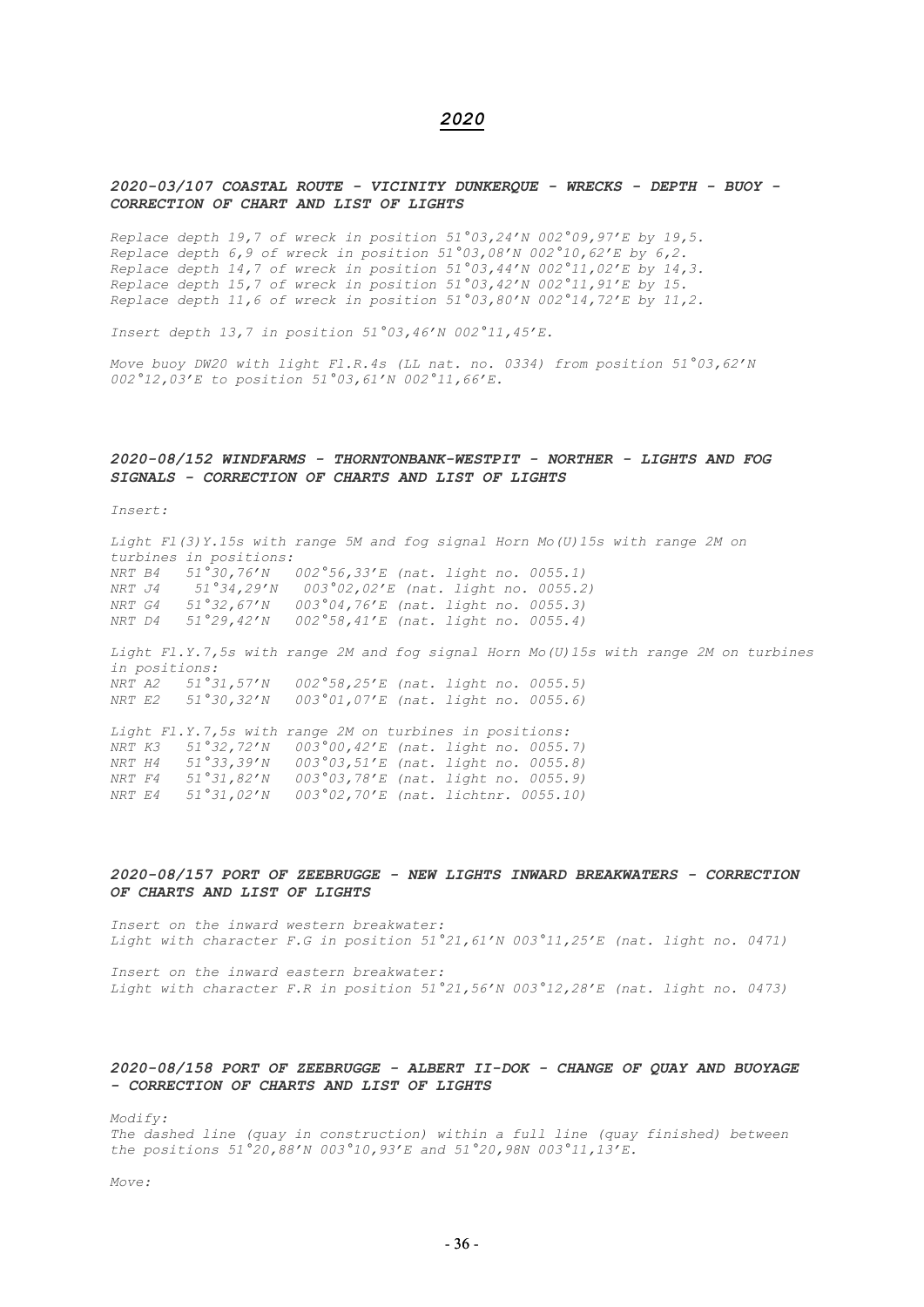# *2020*

### *2020-03/107 COASTAL ROUTE - VICINITY DUNKERQUE - WRECKS - DEPTH - BUOY - CORRECTION OF CHART AND LIST OF LIGHTS*

*Replace depth 19,7 of wreck in position 51°03,24'N 002°09,97'E by 19,5.*
*Replace depth 6,9 of wreck in position 51°03,08'N 002°10,62'E by 6,2.*
*Replace depth 14,7 of wreck in position 51°03,44'N 002°11,02'E by 14,3.*
*Replace depth 15,7 of wreck in position 51°03,42'N 002°11,91'E by 15.*
*Replace depth 11,6 of wreck in position 51°03,80'N 002°14,72'E by 11,2.*

*Insert depth 13,7 in position 51°03,46'N 002°11,45'E.*

*Move buoy DW20 with light Fl.R.4s (LL nat. no. 0334) from position 51°03,62'N 002°12,03'E to position 51°03,61'N 002°11,66'E.*

### *2020-08/152 WINDFARMS - THORNTONBANK-WESTPIT - NORTHER - LIGHTS AND FOG SIGNALS - CORRECTION OF CHARTS AND LIST OF LIGHTS*

*Insert:*

*Light Fl(3)Y.15s with range 5M and fog signal Horn Mo(U)15s with range 2M on turbines in positions:*
*NRT B4 51°30,76'N 002°56,33'E (nat. light no. 0055.1)*
*NRT J4 51°34,29'N 003°02,02'E (nat. light no. 0055.2)*
*NRT G4 51°32,67'N 003°04,76'E (nat. light no. 0055.3)*
*NRT D4 51°29,42'N 002°58,41'E (nat. light no. 0055.4)*

*Light Fl.Y.7,5s with range 2M and fog signal Horn Mo(U)15s with range 2M on turbines in positions:*
*NRT A2 51°31,57'N 002°58,25'E (nat. light no. 0055.5)*
*NRT E2 51°30,32'N 003°01,07'E (nat. light no. 0055.6)*

*Light Fl.Y.7,5s with range 2M on turbines in positions:*
*NRT K3 51°32,72'N 003°00,42'E (nat. light no. 0055.7)*
*NRT H4 51°33,39'N 003°03,51'E (nat. light no. 0055.8)*
*NRT F4 51°31,82'N 003°03,78'E (nat. light no. 0055.9)*
*NRT E4 51°31,02'N 003°02,70'E (nat. lichtnr. 0055.10)*

### *2020-08/157 PORT OF ZEEBRUGGE - NEW LIGHTS INWARD BREAKWATERS - CORRECTION OF CHARTS AND LIST OF LIGHTS*

*Insert on the inward western breakwater:*
*Light with character F.G in position 51°21,61'N 003°11,25'E (nat. light no. 0471)*

*Insert on the inward eastern breakwater:*
*Light with character F.R in position 51°21,56'N 003°12,28'E (nat. light no. 0473)*

### *2020-08/158 PORT OF ZEEBRUGGE - ALBERT II-DOK - CHANGE OF QUAY AND BUOYAGE - CORRECTION OF CHARTS AND LIST OF LIGHTS*

*Modify:*
*The dashed line (quay in construction) within a full line (quay finished) between the positions 51°20,88'N 003°10,93'E and 51°20,98N 003°11,13'E.*

*Move:*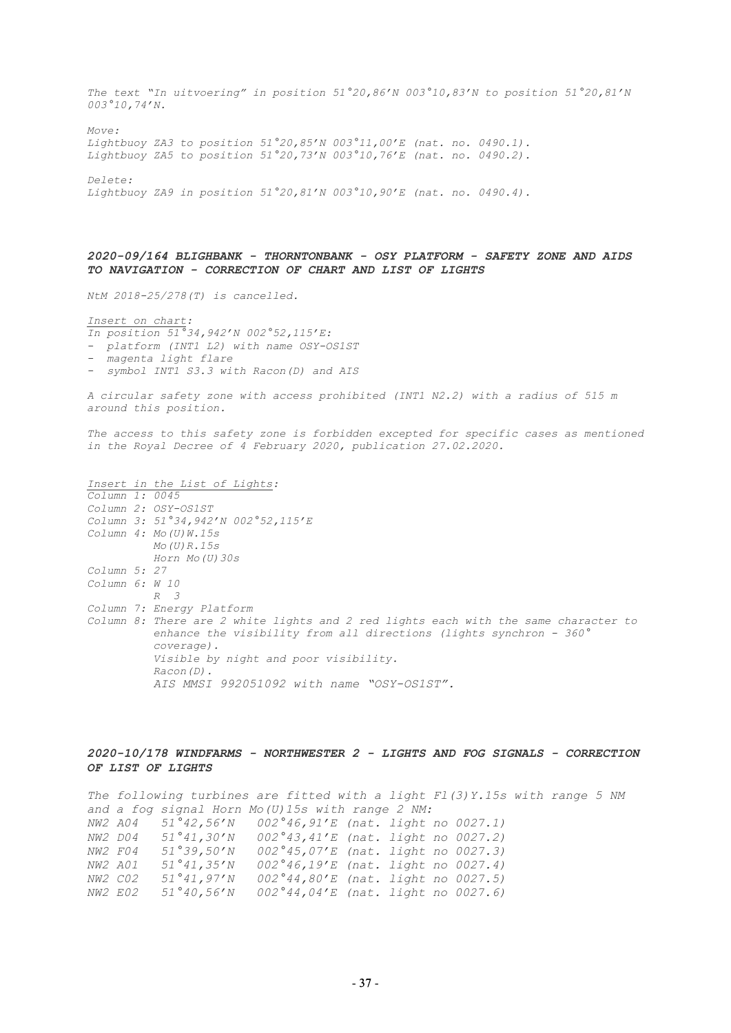*The text "In uitvoering" in position 51°20,86'N 003°10,83'N to position 51°20,81'N 003°10,74'N.*

*Move:*
*Lightbuoy ZA3 to position 51°20,85'N 003°11,00'E (nat. no. 0490.1).*
*Lightbuoy ZA5 to position 51°20,73'N 003°10,76'E (nat. no. 0490.2).*

*Delete:*
*Lightbuoy ZA9 in position 51°20,81'N 003°10,90'E (nat. no. 0490.4).*

### *2020-09/164 BLIGHBANK - THORNTONBANK - OSY PLATFORM - SAFETY ZONE AND AIDS TO NAVIGATION - CORRECTION OF CHART AND LIST OF LIGHTS*

*NtM 2018-25/278(T) is cancelled.*

*Insert on chart:*
*In position 51°34,942'N 002°52,115'E:*
- *platform (INT1 L2) with name OSY-OS1ST*
- *magenta light flare*
- *symbol INT1 S3.3 with Racon(D) and AIS*

*A circular safety zone with access prohibited (INT1 N2.2) with a radius of 515 m around this position.*

*The access to this safety zone is forbidden excepted for specific cases as mentioned in the Royal Decree of 4 February 2020, publication 27.02.2020.*

*Insert in the List of Lights:*
*Column 1: 0045*
*Column 2: OSY-OS1ST*
*Column 3: 51°34,942'N 002°52,115'E*
*Column 4: Mo(U)W.15s*
*Mo(U)R.15s*
*Horn Mo(U)30s*
*Column 5: 27*
*Column 6: W 10*
*R 3*
*Column 7: Energy Platform*
*Column 8: There are 2 white lights and 2 red lights each with the same character to enhance the visibility from all directions (lights synchron - 360° coverage).*
*Visible by night and poor visibility.*
*Racon(D).*
*AIS MMSI 992051092 with name "OSY-OS1ST".*

### *2020-10/178 WINDFARMS - NORTHWESTER 2 - LIGHTS AND FOG SIGNALS - CORRECTION OF LIST OF LIGHTS*

*The following turbines are fitted with a light Fl(3)Y.15s with range 5 NM and a fog signal Horn Mo(U)15s with range 2 NM:*

```
NW2 A04   51°42,56'N   002°46,91'E (nat. light no 0027.1)
NW2 D04   51°41,30'N   002°43,41'E (nat. light no 0027.2)
NW2 F04   51°39,50'N   002°45,07'E (nat. light no 0027.3)
NW2 A01   51°41,35'N   002°46,19'E (nat. light no 0027.4)
NW2 C02   51°41,97'N   002°44,80'E (nat. light no 0027.5)
NW2 E02   51°40,56'N   002°44,04'E (nat. light no 0027.6)
```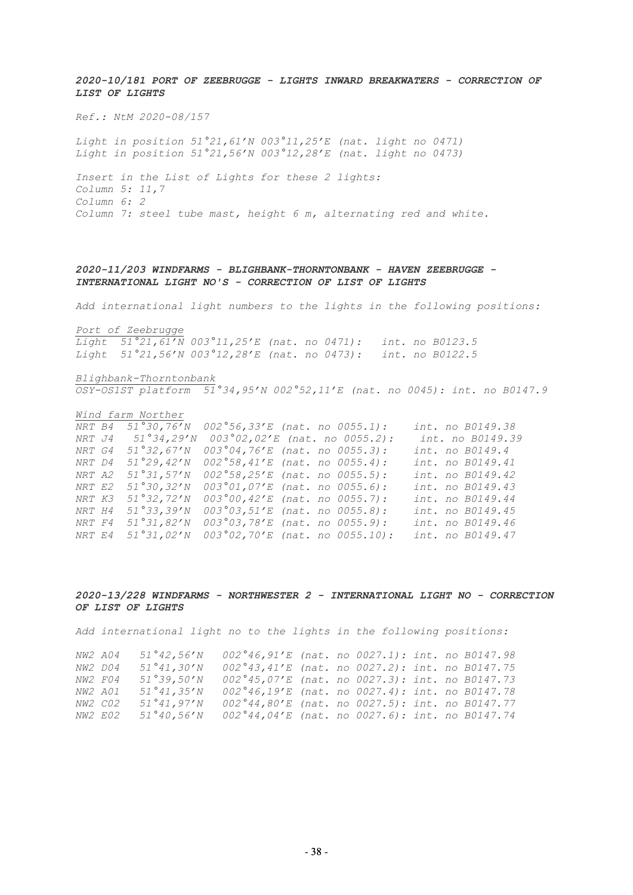### *2020-10/181 PORT OF ZEEBRUGGE - LIGHTS INWARD BREAKWATERS - CORRECTION OF LIST OF LIGHTS*

*Ref.: NtM 2020-08/157*

*Light in position 51°21,61'N 003°11,25'E (nat. light no 0471)*
*Light in position 51°21,56'N 003°12,28'E (nat. light no 0473)*

*Insert in the List of Lights for these 2 lights:*
*Column 5: 11,7*
*Column 6: 2*
*Column 7: steel tube mast, height 6 m, alternating red and white.*

### *2020-11/203 WINDFARMS - BLIGHBANK-THORNTONBANK - HAVEN ZEEBRUGGE - INTERNATIONAL LIGHT NO'S - CORRECTION OF LIST OF LIGHTS*

*Add international light numbers to the lights in the following positions:*

*Port of Zeebrugge*
*Light 51°21,61'N 003°11,25'E (nat. no 0471): int. no B0123.5*
*Light 51°21,56'N 003°12,28'E (nat. no 0473): int. no B0122.5*

*Blighbank-Thorntonbank*
*OSY-OS1ST platform 51°34,95'N 002°52,11'E (nat. no 0045): int. no B0147.9*

*Wind farm Norther*
*NRT B4 51°30,76'N 002°56,33'E (nat. no 0055.1): int. no B0149.38*
*NRT J4 51°34,29'N 003°02,02'E (nat. no 0055.2): int. no B0149.39*
*NRT G4 51°32,67'N 003°04,76'E (nat. no 0055.3): int. no B0149.4*
*NRT D4 51°29,42'N 002°58,41'E (nat. no 0055.4): int. no B0149.41*
*NRT A2 51°31,57'N 002°58,25'E (nat. no 0055.5): int. no B0149.42*
*NRT E2 51°30,32'N 003°01,07'E (nat. no 0055.6): int. no B0149.43*
*NRT K3 51°32,72'N 003°00,42'E (nat. no 0055.7): int. no B0149.44*
*NRT H4 51°33,39'N 003°03,51'E (nat. no 0055.8): int. no B0149.45*
*NRT F4 51°31,82'N 003°03,78'E (nat. no 0055.9): int. no B0149.46*
*NRT E4 51°31,02'N 003°02,70'E (nat. no 0055.10): int. no B0149.47*

### *2020-13/228 WINDFARMS - NORTHWESTER 2 - INTERNATIONAL LIGHT NO - CORRECTION OF LIST OF LIGHTS*

*Add international light no to the lights in the following positions:*

*NW2 A04 51°42,56'N 002°46,91'E (nat. no 0027.1): int. no B0147.98*
*NW2 D04 51°41,30'N 002°43,41'E (nat. no 0027.2): int. no B0147.75*
*NW2 F04 51°39,50'N 002°45,07'E (nat. no 0027.3): int. no B0147.73*
*NW2 A01 51°41,35'N 002°46,19'E (nat. no 0027.4): int. no B0147.78*
*NW2 C02 51°41,97'N 002°44,80'E (nat. no 0027.5): int. no B0147.77*
*NW2 E02 51°40,56'N 002°44,04'E (nat. no 0027.6): int. no B0147.74*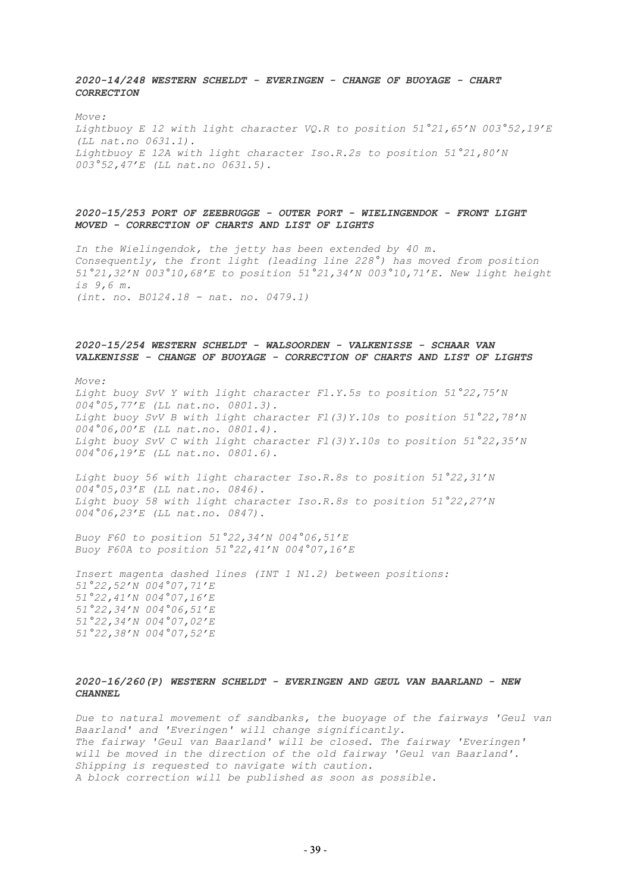### *2020-14/248 WESTERN SCHELDT - EVERINGEN - CHANGE OF BUOYAGE - CHART CORRECTION*

*Move:*
*Lightbuoy E 12 with light character VQ.R to position 51°21,65'N 003°52,19'E (LL nat.no 0631.1).*
*Lightbuoy E 12A with light character Iso.R.2s to position 51°21,80'N 003°52,47'E (LL nat.no 0631.5).*

### *2020-15/253 PORT OF ZEEBRUGGE - OUTER PORT - WIELINGENDOK - FRONT LIGHT MOVED - CORRECTION OF CHARTS AND LIST OF LIGHTS*

*In the Wielingendok, the jetty has been extended by 40 m.*
*Consequently, the front light (leading line 228°) has moved from position 51°21,32'N 003°10,68'E to position 51°21,34'N 003°10,71'E. New light height is 9,6 m.*
*(int. no. B0124.18 - nat. no. 0479.1)*

### *2020-15/254 WESTERN SCHELDT - WALSOORDEN - VALKENISSE - SCHAAR VAN VALKENISSE - CHANGE OF BUOYAGE - CORRECTION OF CHARTS AND LIST OF LIGHTS*

*Move:*
*Light buoy SvV Y with light character Fl.Y.5s to position 51°22,75'N 004°05,77'E (LL nat.no. 0801.3).*
*Light buoy SvV B with light character Fl(3)Y.10s to position 51°22,78'N 004°06,00'E (LL nat.no. 0801.4).*
*Light buoy SvV C with light character Fl(3)Y.10s to position 51°22,35'N 004°06,19'E (LL nat.no. 0801.6).*

*Light buoy 56 with light character Iso.R.8s to position 51°22,31'N 004°05,03'E (LL nat.no. 0846).*
*Light buoy 58 with light character Iso.R.8s to position 51°22,27'N 004°06,23'E (LL nat.no. 0847).*

*Buoy F60 to position 51°22,34'N 004°06,51'E*
*Buoy F60A to position 51°22,41'N 004°07,16'E*

*Insert magenta dashed lines (INT 1 N1.2) between positions:*
*51°22,52'N 004°07,71'E*
*51°22,41'N 004°07,16'E*
*51°22,34'N 004°06,51'E*
*51°22,34'N 004°07,02'E*
*51°22,38'N 004°07,52'E*

### *2020-16/260(P) WESTERN SCHELDT - EVERINGEN AND GEUL VAN BAARLAND - NEW CHANNEL*

*Due to natural movement of sandbanks, the buoyage of the fairways 'Geul van Baarland' and 'Everingen' will change significantly.*
*The fairway 'Geul van Baarland' will be closed. The fairway 'Everingen' will be moved in the direction of the old fairway 'Geul van Baarland'.*
*Shipping is requested to navigate with caution.*
*A block correction will be published as soon as possible.*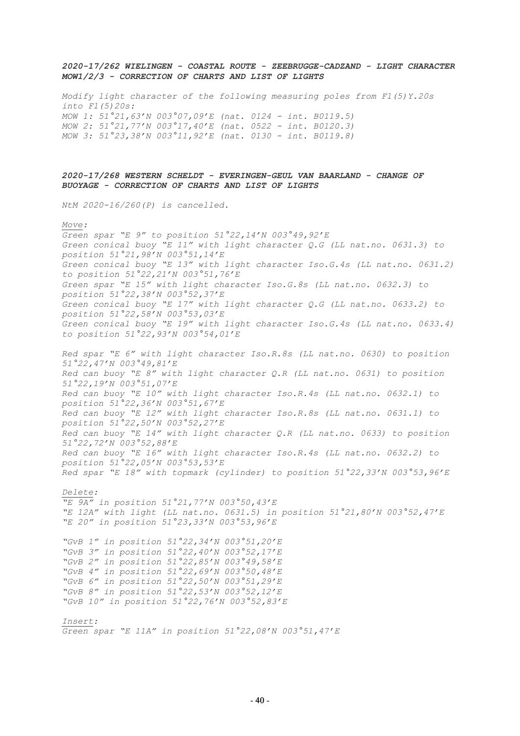***2020-17/262 WIELINGEN - COASTAL ROUTE - ZEEBRUGGE-CADZAND - LIGHT CHARACTER MOW1/2/3 - CORRECTION OF CHARTS AND LIST OF LIGHTS***

*Modify light character of the following measuring poles from Fl(5)Y.20s into Fl(5)20s:*
*MOW 1: 51°21,63'N 003°07,09'E (nat. 0124 - int. B0119.5)*
*MOW 2: 51°21,77'N 003°17,40'E (nat. 0522 - int. B0120.3)*
*MOW 3: 51°23,38'N 003°11,92'E (nat. 0130 - int. B0119.8)*

***2020-17/268 WESTERN SCHELDT - EVERINGEN-GEUL VAN BAARLAND - CHANGE OF BUOYAGE - CORRECTION OF CHARTS AND LIST OF LIGHTS***

*NtM 2020-16/260(P) is cancelled.*

*Move:*
*Green spar "E 9" to position 51°22,14'N 003°49,92'E*
*Green conical buoy "E 11" with light character Q.G (LL nat.no. 0631.3) to position 51°21,98'N 003°51,14'E*
*Green conical buoy "E 13" with light character Iso.G.4s (LL nat.no. 0631.2) to position 51°22,21'N 003°51,76'E*
*Green spar "E 15" with light character Iso.G.8s (LL nat.no. 0632.3) to position 51°22,38'N 003°52,37'E*
*Green conical buoy "E 17" with light character Q.G (LL nat.no. 0633.2) to position 51°22,58'N 003°53,03'E*
*Green conical buoy "E 19" with light character Iso.G.4s (LL nat.no. 0633.4) to position 51°22,93'N 003°54,01'E*

*Red spar "E 6" with light character Iso.R.8s (LL nat.no. 0630) to position 51°22,47'N 003°49,81'E*
*Red can buoy "E 8" with light character Q.R (LL nat.no. 0631) to position 51°22,19'N 003°51,07'E*
*Red can buoy "E 10" with light character Iso.R.4s (LL nat.no. 0632.1) to position 51°22,36'N 003°51,67'E*
*Red can buoy "E 12" with light character Iso.R.8s (LL nat.no. 0631.1) to position 51°22,50'N 003°52,27'E*
*Red can buoy "E 14" with light character Q.R (LL nat.no. 0633) to position 51°22,72'N 003°52,88'E*
*Red can buoy "E 16" with light character Iso.R.4s (LL nat.no. 0632.2) to position 51°22,05'N 003°53,53'E*
*Red spar "E 18" with topmark (cylinder) to position 51°22,33'N 003°53,96'E*

*Delete:*
*"E 9A" in position 51°21,77'N 003°50,43'E*
*"E 12A" with light (LL nat.no. 0631.5) in position 51°21,80'N 003°52,47'E*
*"E 20" in position 51°23,33'N 003°53,96'E*

*"GvB 1" in position 51°22,34'N 003°51,20'E*
*"GvB 3" in position 51°22,40'N 003°52,17'E*
*"GvB 2" in position 51°22,85'N 003°49,58'E*
*"GvB 4" in position 51°22,69'N 003°50,48'E*
*"GvB 6" in position 51°22,50'N 003°51,29'E*
*"GvB 8" in position 51°22,53'N 003°52,12'E*
*"GvB 10" in position 51°22,76'N 003°52,83'E*

*Insert:*
*Green spar "E 11A" in position 51°22,08'N 003°51,47'E*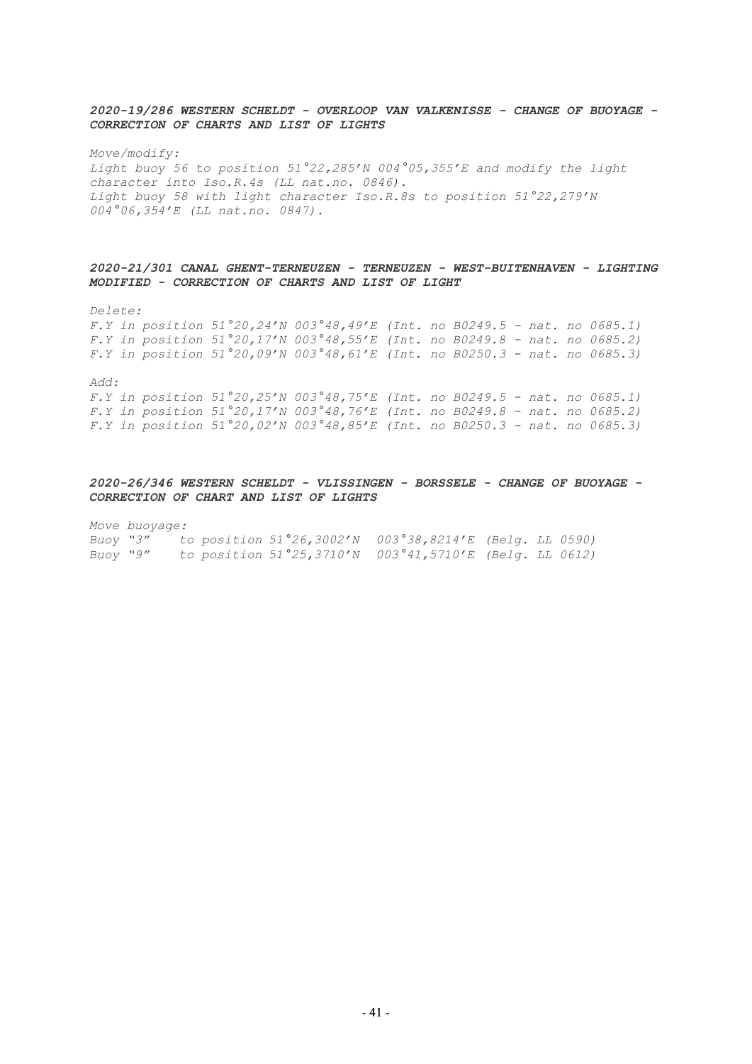***2020-19/286 WESTERN SCHELDT - OVERLOOP VAN VALKENISSE - CHANGE OF BUOYAGE - CORRECTION OF CHARTS AND LIST OF LIGHTS***

*Move/modify:*
*Light buoy 56 to position 51°22,285'N 004°05,355'E and modify the light character into Iso.R.4s (LL nat.no. 0846).*
*Light buoy 58 with light character Iso.R.8s to position 51°22,279'N 004°06,354'E (LL nat.no. 0847).*

***2020-21/301 CANAL GHENT-TERNEUZEN - TERNEUZEN - WEST-BUITENHAVEN - LIGHTING MODIFIED - CORRECTION OF CHARTS AND LIST OF LIGHT***

*Delete:*
*F.Y in position 51°20,24'N 003°48,49'E (Int. no B0249.5 - nat. no 0685.1)*
*F.Y in position 51°20,17'N 003°48,55'E (Int. no B0249.8 - nat. no 0685.2)*
*F.Y in position 51°20,09'N 003°48,61'E (Int. no B0250.3 - nat. no 0685.3)*

*Add:*
*F.Y in position 51°20,25'N 003°48,75'E (Int. no B0249.5 - nat. no 0685.1)*
*F.Y in position 51°20,17'N 003°48,76'E (Int. no B0249.8 - nat. no 0685.2)*
*F.Y in position 51°20,02'N 003°48,85'E (Int. no B0250.3 - nat. no 0685.3)*

***2020-26/346 WESTERN SCHELDT - VLISSINGEN - BORSSELE - CHANGE OF BUOYAGE - CORRECTION OF CHART AND LIST OF LIGHTS***

*Move buoyage:*
*Buoy "3" to position 51°26,3002'N 003°38,8214'E (Belg. LL 0590)*
*Buoy "9" to position 51°25,3710'N 003°41,5710'E (Belg. LL 0612)*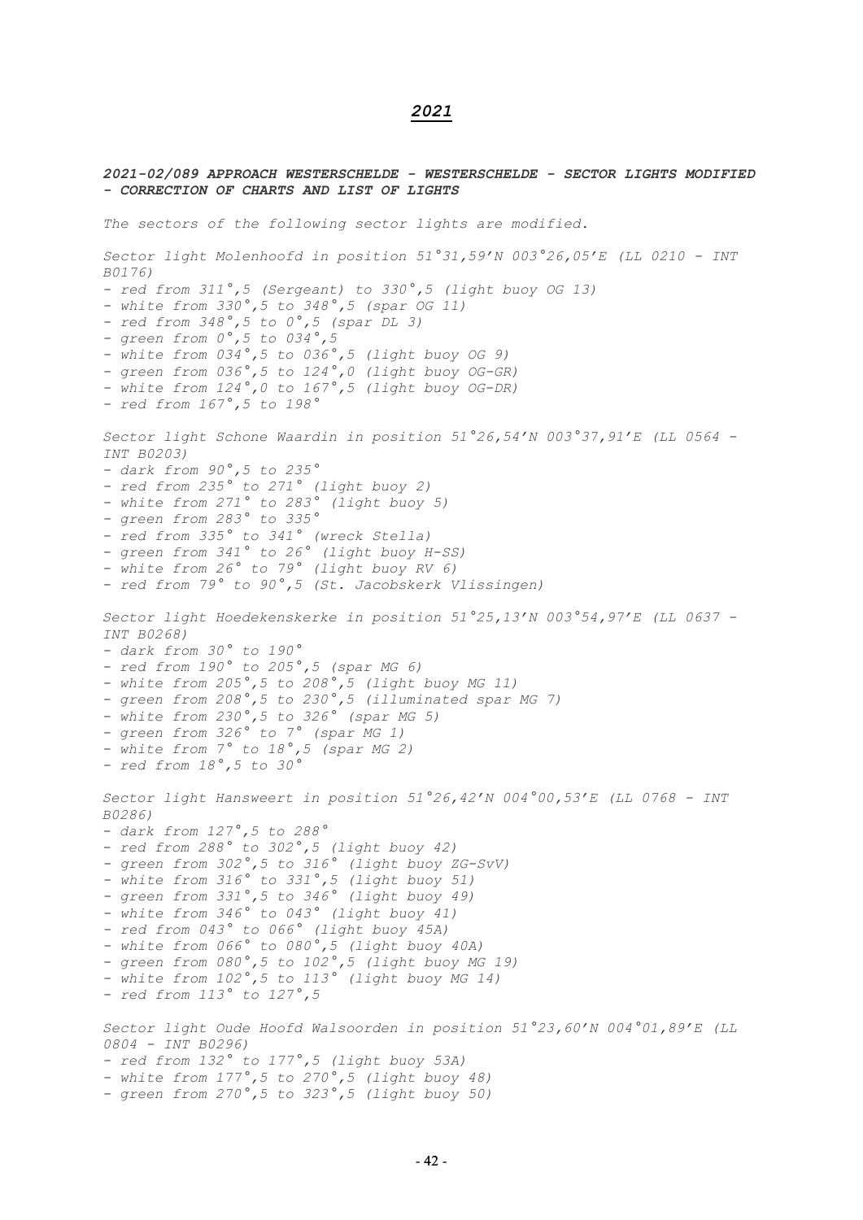## *2021*

***2021-02/089 APPROACH WESTERSCHELDE - WESTERSCHELDE - SECTOR LIGHTS MODIFIED - CORRECTION OF CHARTS AND LIST OF LIGHTS***

*The sectors of the following sector lights are modified.*

*Sector light Molenhoofd in position 51°31,59'N 003°26,05'E (LL 0210 - INT B0176)*

- *red from 311°,5 (Sergeant) to 330°,5 (light buoy OG 13)*
- *white from 330°,5 to 348°,5 (spar OG 11)*
- *red from 348°,5 to 0°,5 (spar DL 3)*
- *green from 0°,5 to 034°,5*
- *white from 034°,5 to 036°,5 (light buoy OG 9)*
- *green from 036°,5 to 124°,0 (light buoy OG-GR)*
- *white from 124°,0 to 167°,5 (light buoy OG-DR)*
- *red from 167°,5 to 198°*

*Sector light Schone Waardin in position 51°26,54'N 003°37,91'E (LL 0564 - INT B0203)*

- *dark from 90°,5 to 235°*
- *red from 235° to 271° (light buoy 2)*
- *white from 271° to 283° (light buoy 5)*
- *green from 283° to 335°*
- *red from 335° to 341° (wreck Stella)*
- *green from 341° to 26° (light buoy H-SS)*
- *white from 26° to 79° (light buoy RV 6)*
- *red from 79° to 90°,5 (St. Jacobskerk Vlissingen)*

*Sector light Hoedekenskerke in position 51°25,13'N 003°54,97'E (LL 0637 - INT B0268)*

- *dark from 30° to 190°*
- *red from 190° to 205°,5 (spar MG 6)*
- *white from 205°,5 to 208°,5 (light buoy MG 11)*
- *green from 208°,5 to 230°,5 (illuminated spar MG 7)*
- *white from 230°,5 to 326° (spar MG 5)*
- *green from 326° to 7° (spar MG 1)*
- *white from 7° to 18°,5 (spar MG 2)*
- *red from 18°,5 to 30°*

*Sector light Hansweert in position 51°26,42'N 004°00,53'E (LL 0768 - INT B0286)*

- *dark from 127°,5 to 288°*
- *red from 288° to 302°,5 (light buoy 42)*
- *green from 302°,5 to 316° (light buoy ZG-SvV)*
- *white from 316° to 331°,5 (light buoy 51)*
- *green from 331°,5 to 346° (light buoy 49)*
- *white from 346° to 043° (light buoy 41)*
- *red from 043° to 066° (light buoy 45A)*
- *white from 066° to 080°,5 (light buoy 40A)*
- *green from 080°,5 to 102°,5 (light buoy MG 19)*
- *white from 102°,5 to 113° (light buoy MG 14)*
- *red from 113° to 127°,5*

*Sector light Oude Hoofd Walsoorden in position 51°23,60'N 004°01,89'E (LL 0804 - INT B0296)*

- *red from 132° to 177°,5 (light buoy 53A)*
- *white from 177°,5 to 270°,5 (light buoy 48)*
- *green from 270°,5 to 323°,5 (light buoy 50)*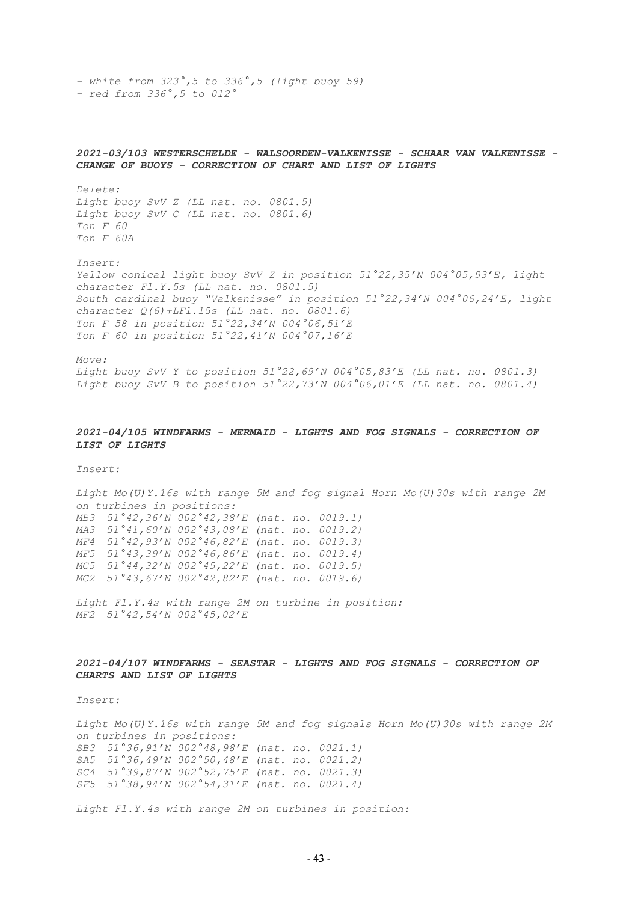*- white from 323°,5 to 336°,5 (light buoy 59)*
*- red from 336°,5 to 012°*

***2021-03/103 WESTERSCHELDE - WALSOORDEN-VALKENISSE - SCHAAR VAN VALKENISSE - CHANGE OF BUOYS - CORRECTION OF CHART AND LIST OF LIGHTS***

*Delete:*
*Light buoy SvV Z (LL nat. no. 0801.5)*
*Light buoy SvV C (LL nat. no. 0801.6)*
*Ton F 60*
*Ton F 60A*

*Insert:*
*Yellow conical light buoy SvV Z in position 51°22,35'N 004°05,93'E, light character Fl.Y.5s (LL nat. no. 0801.5)*
*South cardinal buoy "Valkenisse" in position 51°22,34'N 004°06,24'E, light character Q(6)+LFl.15s (LL nat. no. 0801.6)*
*Ton F 58 in position 51°22,34'N 004°06,51'E*
*Ton F 60 in position 51°22,41'N 004°07,16'E*

*Move:*
*Light buoy SvV Y to position 51°22,69'N 004°05,83'E (LL nat. no. 0801.3)*
*Light buoy SvV B to position 51°22,73'N 004°06,01'E (LL nat. no. 0801.4)*

***2021-04/105 WINDFARMS - MERMAID - LIGHTS AND FOG SIGNALS - CORRECTION OF LIST OF LIGHTS***

*Insert:*

*Light Mo(U)Y.16s with range 5M and fog signal Horn Mo(U)30s with range 2M on turbines in positions:*
*MB3 51°42,36'N 002°42,38'E (nat. no. 0019.1)*
*MA3 51°41,60'N 002°43,08'E (nat. no. 0019.2)*
*MF4 51°42,93'N 002°46,82'E (nat. no. 0019.3)*
*MF5 51°43,39'N 002°46,86'E (nat. no. 0019.4)*
*MC5 51°44,32'N 002°45,22'E (nat. no. 0019.5)*
*MC2 51°43,67'N 002°42,82'E (nat. no. 0019.6)*

*Light Fl.Y.4s with range 2M on turbine in position:*
*MF2 51°42,54'N 002°45,02'E*

***2021-04/107 WINDFARMS - SEASTAR - LIGHTS AND FOG SIGNALS - CORRECTION OF CHARTS AND LIST OF LIGHTS***

*Insert:*

*Light Mo(U)Y.16s with range 5M and fog signals Horn Mo(U)30s with range 2M on turbines in positions:*
*SB3 51°36,91'N 002°48,98'E (nat. no. 0021.1)*
*SA5 51°36,49'N 002°50,48'E (nat. no. 0021.2)*
*SC4 51°39,87'N 002°52,75'E (nat. no. 0021.3)*
*SF5 51°38,94'N 002°54,31'E (nat. no. 0021.4)*

*Light Fl.Y.4s with range 2M on turbines in position:*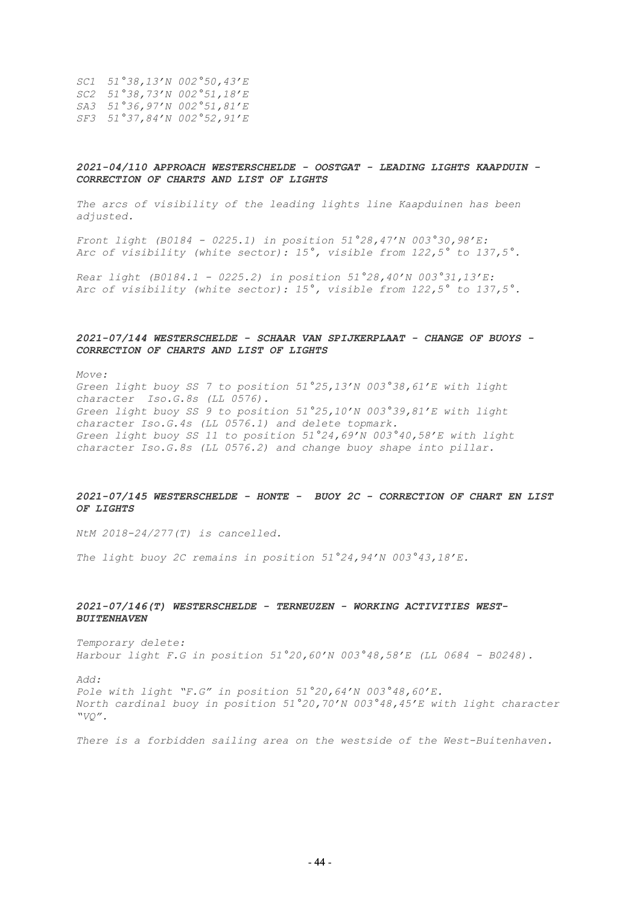*SC1 51°38,13'N 002°50,43'E*
*SC2 51°38,73'N 002°51,18'E*
*SA3 51°36,97'N 002°51,81'E*
*SF3 51°37,84'N 002°52,91'E*

### *2021-04/110 APPROACH WESTERSCHELDE - OOSTGAT - LEADING LIGHTS KAAPDUIN - CORRECTION OF CHARTS AND LIST OF LIGHTS*

*The arcs of visibility of the leading lights line Kaapduinen has been adjusted.*

*Front light (B0184 - 0225.1) in position 51°28,47'N 003°30,98'E:*
*Arc of visibility (white sector): 15°, visible from 122,5° to 137,5°.*

*Rear light (B0184.1 - 0225.2) in position 51°28,40'N 003°31,13'E:*
*Arc of visibility (white sector): 15°, visible from 122,5° to 137,5°.*

### *2021-07/144 WESTERSCHELDE - SCHAAR VAN SPIJKERPLAAT - CHANGE OF BUOYS - CORRECTION OF CHARTS AND LIST OF LIGHTS*

*Move:*
*Green light buoy SS 7 to position 51°25,13'N 003°38,61'E with light character Iso.G.8s (LL 0576).*
*Green light buoy SS 9 to position 51°25,10'N 003°39,81'E with light character Iso.G.4s (LL 0576.1) and delete topmark.*
*Green light buoy SS 11 to position 51°24,69'N 003°40,58'E with light character Iso.G.8s (LL 0576.2) and change buoy shape into pillar.*

### *2021-07/145 WESTERSCHELDE - HONTE - BUOY 2C - CORRECTION OF CHART EN LIST OF LIGHTS*

*NtM 2018-24/277(T) is cancelled.*

*The light buoy 2C remains in position 51°24,94'N 003°43,18'E.*

### *2021-07/146(T) WESTERSCHELDE - TERNEUZEN - WORKING ACTIVITIES WEST-BUITENHAVEN*

*Temporary delete:*
*Harbour light F.G in position 51°20,60'N 003°48,58'E (LL 0684 - B0248).*

*Add:*
*Pole with light "F.G" in position 51°20,64'N 003°48,60'E.*
*North cardinal buoy in position 51°20,70'N 003°48,45'E with light character "VQ".*

*There is a forbidden sailing area on the westside of the West-Buitenhaven.*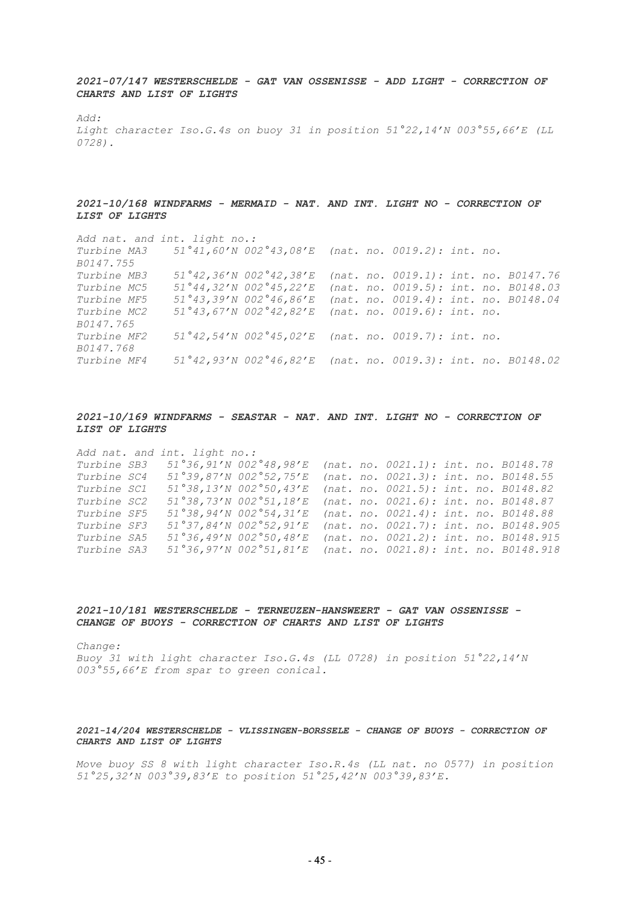***2021-07/147 WESTERSCHELDE - GAT VAN OSSENISSE - ADD LIGHT - CORRECTION OF CHARTS AND LIST OF LIGHTS***

*Add:*
*Light character Iso.G.4s on buoy 31 in position 51°22,14'N 003°55,66'E (LL 0728).*

***2021-10/168 WINDFARMS - MERMAID - NAT. AND INT. LIGHT NO - CORRECTION OF LIST OF LIGHTS***

*Add nat. and int. light no.:*

| | | |
|---|---|---|
| *Turbine MA3* | *51°41,60'N 002°43,08'E* | *(nat. no. 0019.2): int. no. B0147.755* |
| *Turbine MB3* | *51°42,36'N 002°42,38'E* | *(nat. no. 0019.1): int. no. B0147.76* |
| *Turbine MC5* | *51°44,32'N 002°45,22'E* | *(nat. no. 0019.5): int. no. B0148.03* |
| *Turbine MF5* | *51°43,39'N 002°46,86'E* | *(nat. no. 0019.4): int. no. B0148.04* |
| *Turbine MC2* | *51°43,67'N 002°42,82'E* | *(nat. no. 0019.6): int. no. B0147.765* |
| *Turbine MF2* | *51°42,54'N 002°45,02'E* | *(nat. no. 0019.7): int. no. B0147.768* |
| *Turbine MF4* | *51°42,93'N 002°46,82'E* | *(nat. no. 0019.3): int. no. B0148.02* |

***2021-10/169 WINDFARMS - SEASTAR - NAT. AND INT. LIGHT NO - CORRECTION OF LIST OF LIGHTS***

*Add nat. and int. light no.:*

| | | |
|---|---|---|
| *Turbine SB3* | *51°36,91'N 002°48,98'E* | *(nat. no. 0021.1): int. no. B0148.78* |
| *Turbine SC4* | *51°39,87'N 002°52,75'E* | *(nat. no. 0021.3): int. no. B0148.55* |
| *Turbine SC1* | *51°38,13'N 002°50,43'E* | *(nat. no. 0021.5): int. no. B0148.82* |
| *Turbine SC2* | *51°38,73'N 002°51,18'E* | *(nat. no. 0021.6): int. no. B0148.87* |
| *Turbine SF5* | *51°38,94'N 002°54,31'E* | *(nat. no. 0021.4): int. no. B0148.88* |
| *Turbine SF3* | *51°37,84'N 002°52,91'E* | *(nat. no. 0021.7): int. no. B0148.905* |
| *Turbine SA5* | *51°36,49'N 002°50,48'E* | *(nat. no. 0021.2): int. no. B0148.915* |
| *Turbine SA3* | *51°36,97'N 002°51,81'E* | *(nat. no. 0021.8): int. no. B0148.918* |

***2021-10/181 WESTERSCHELDE - TERNEUZEN-HANSWEERT - GAT VAN OSSENISSE - CHANGE OF BUOYS - CORRECTION OF CHARTS AND LIST OF LIGHTS***

*Change:*
*Buoy 31 with light character Iso.G.4s (LL 0728) in position 51°22,14'N 003°55,66'E from spar to green conical.*

***2021-14/204 WESTERSCHELDE - VLISSINGEN-BORSSELE - CHANGE OF BUOYS - CORRECTION OF CHARTS AND LIST OF LIGHTS***

*Move buoy SS 8 with light character Iso.R.4s (LL nat. no 0577) in position 51°25,32'N 003°39,83'E to position 51°25,42'N 003°39,83'E.*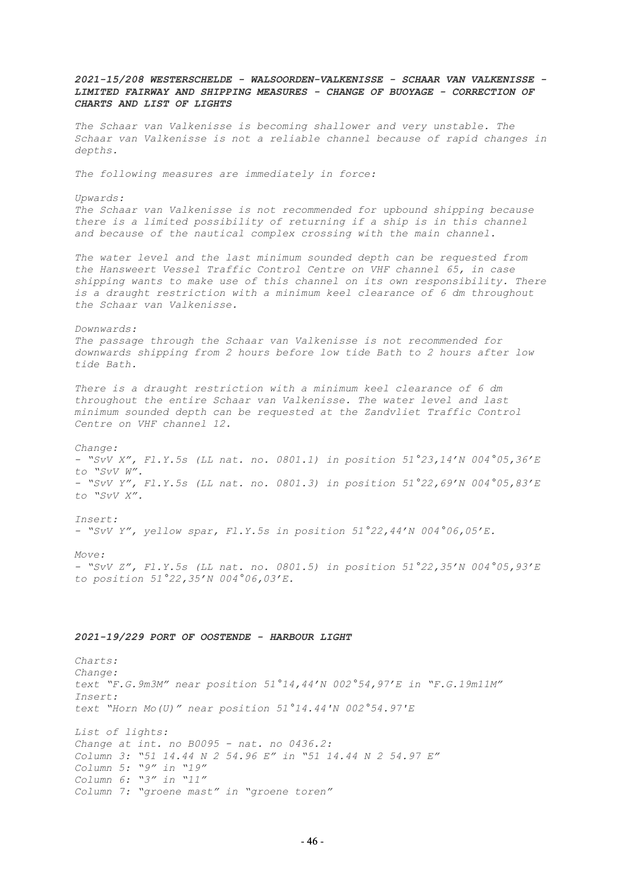***2021-15/208 WESTERSCHELDE - WALSOORDEN-VALKENISSE - SCHAAR VAN VALKENISSE - LIMITED FAIRWAY AND SHIPPING MEASURES - CHANGE OF BUOYAGE - CORRECTION OF CHARTS AND LIST OF LIGHTS***

*The Schaar van Valkenisse is becoming shallower and very unstable. The Schaar van Valkenisse is not a reliable channel because of rapid changes in depths.*

*The following measures are immediately in force:*

*Upwards:*
*The Schaar van Valkenisse is not recommended for upbound shipping because there is a limited possibility of returning if a ship is in this channel and because of the nautical complex crossing with the main channel.*

*The water level and the last minimum sounded depth can be requested from the Hansweert Vessel Traffic Control Centre on VHF channel 65, in case shipping wants to make use of this channel on its own responsibility. There is a draught restriction with a minimum keel clearance of 6 dm throughout the Schaar van Valkenisse.*

*Downwards:*
*The passage through the Schaar van Valkenisse is not recommended for downwards shipping from 2 hours before low tide Bath to 2 hours after low tide Bath.*

*There is a draught restriction with a minimum keel clearance of 6 dm throughout the entire Schaar van Valkenisse. The water level and last minimum sounded depth can be requested at the Zandvliet Traffic Control Centre on VHF channel 12.*

*Change:*
*- "SvV X", Fl.Y.5s (LL nat. no. 0801.1) in position 51°23,14'N 004°05,36'E to "SvV W".*
*- "SvV Y", Fl.Y.5s (LL nat. no. 0801.3) in position 51°22,69'N 004°05,83'E to "SvV X".*

*Insert:*
*- "SvV Y", yellow spar, Fl.Y.5s in position 51°22,44'N 004°06,05'E.*

*Move:*
*- "SvV Z", Fl.Y.5s (LL nat. no. 0801.5) in position 51°22,35'N 004°05,93'E to position 51°22,35'N 004°06,03'E.*

***2021-19/229 PORT OF OOSTENDE - HARBOUR LIGHT***

*Charts:*
*Change:*
*text "F.G.9m3M" near position 51°14,44'N 002°54,97'E in "F.G.19m11M"*
*Insert:*
*text "Horn Mo(U)" near position 51°14.44'N 002°54.97'E*

*List of lights:*
*Change at int. no B0095 - nat. no 0436.2:*
*Column 3: "51 14.44 N 2 54.96 E" in "51 14.44 N 2 54.97 E"*
*Column 5: "9" in "19"*
*Column 6: "3" in "11"*
*Column 7: "groene mast" in "groene toren"*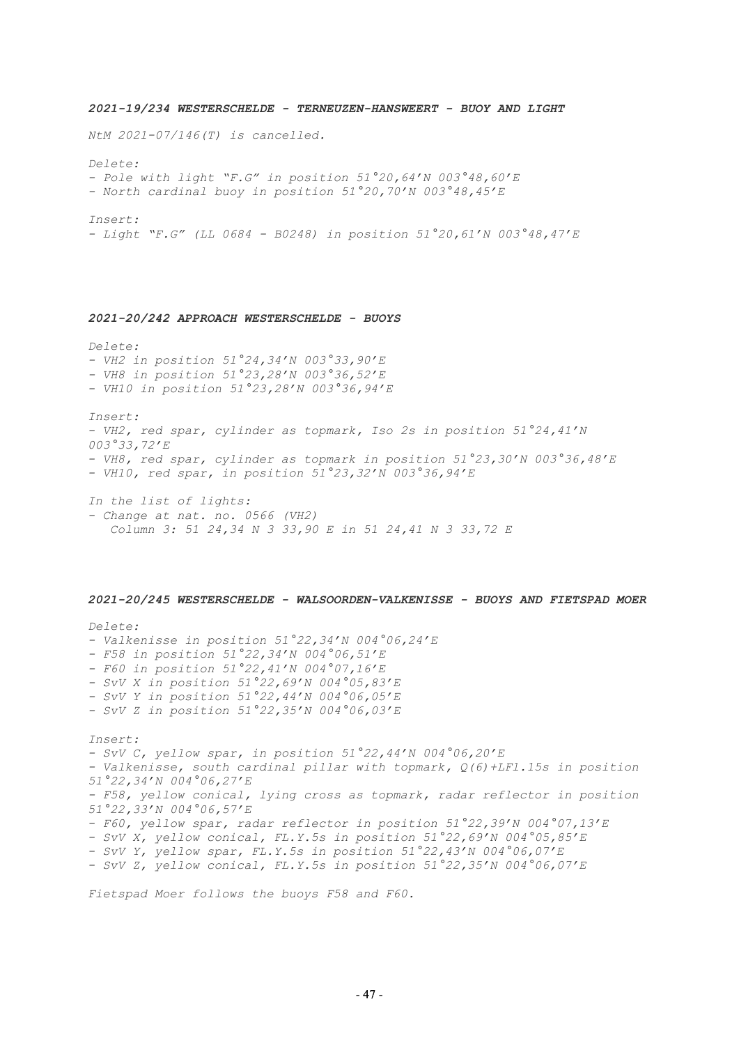### *2021-19/234 WESTERSCHELDE - TERNEUZEN-HANSWEERT - BUOY AND LIGHT*

*NtM 2021-07/146(T) is cancelled.*

*Delete:*
- *Pole with light "F.G" in position 51°20,64'N 003°48,60'E*
- *North cardinal buoy in position 51°20,70'N 003°48,45'E*

*Insert:*
- *Light "F.G" (LL 0684 - B0248) in position 51°20,61'N 003°48,47'E*

### *2021-20/242 APPROACH WESTERSCHELDE - BUOYS*

*Delete:*
- *VH2 in position 51°24,34'N 003°33,90'E*
- *VH8 in position 51°23,28'N 003°36,52'E*
- *VH10 in position 51°23,28'N 003°36,94'E*

*Insert:*
- *VH2, red spar, cylinder as topmark, Iso 2s in position 51°24,41'N 003°33,72'E*
- *VH8, red spar, cylinder as topmark in position 51°23,30'N 003°36,48'E*
- *VH10, red spar, in position 51°23,32'N 003°36,94'E*

*In the list of lights:*
- *Change at nat. no. 0566 (VH2)*
  *Column 3: 51 24,34 N 3 33,90 E in 51 24,41 N 3 33,72 E*

### *2021-20/245 WESTERSCHELDE - WALSOORDEN-VALKENISSE - BUOYS AND FIETSPAD MOER*

*Delete:*
- *Valkenisse in position 51°22,34'N 004°06,24'E*
- *F58 in position 51°22,34'N 004°06,51'E*
- *F60 in position 51°22,41'N 004°07,16'E*
- *SvV X in position 51°22,69'N 004°05,83'E*
- *SvV Y in position 51°22,44'N 004°06,05'E*
- *SvV Z in position 51°22,35'N 004°06,03'E*

*Insert:*
- *SvV C, yellow spar, in position 51°22,44'N 004°06,20'E*
- *Valkenisse, south cardinal pillar with topmark, Q(6)+LFl.15s in position 51°22,34'N 004°06,27'E*
- *F58, yellow conical, lying cross as topmark, radar reflector in position 51°22,33'N 004°06,57'E*
- *F60, yellow spar, radar reflector in position 51°22,39'N 004°07,13'E*
- *SvV X, yellow conical, FL.Y.5s in position 51°22,69'N 004°05,85'E*
- *SvV Y, yellow spar, FL.Y.5s in position 51°22,43'N 004°06,07'E*
- *SvV Z, yellow conical, FL.Y.5s in position 51°22,35'N 004°06,07'E*

*Fietspad Moer follows the buoys F58 and F60.*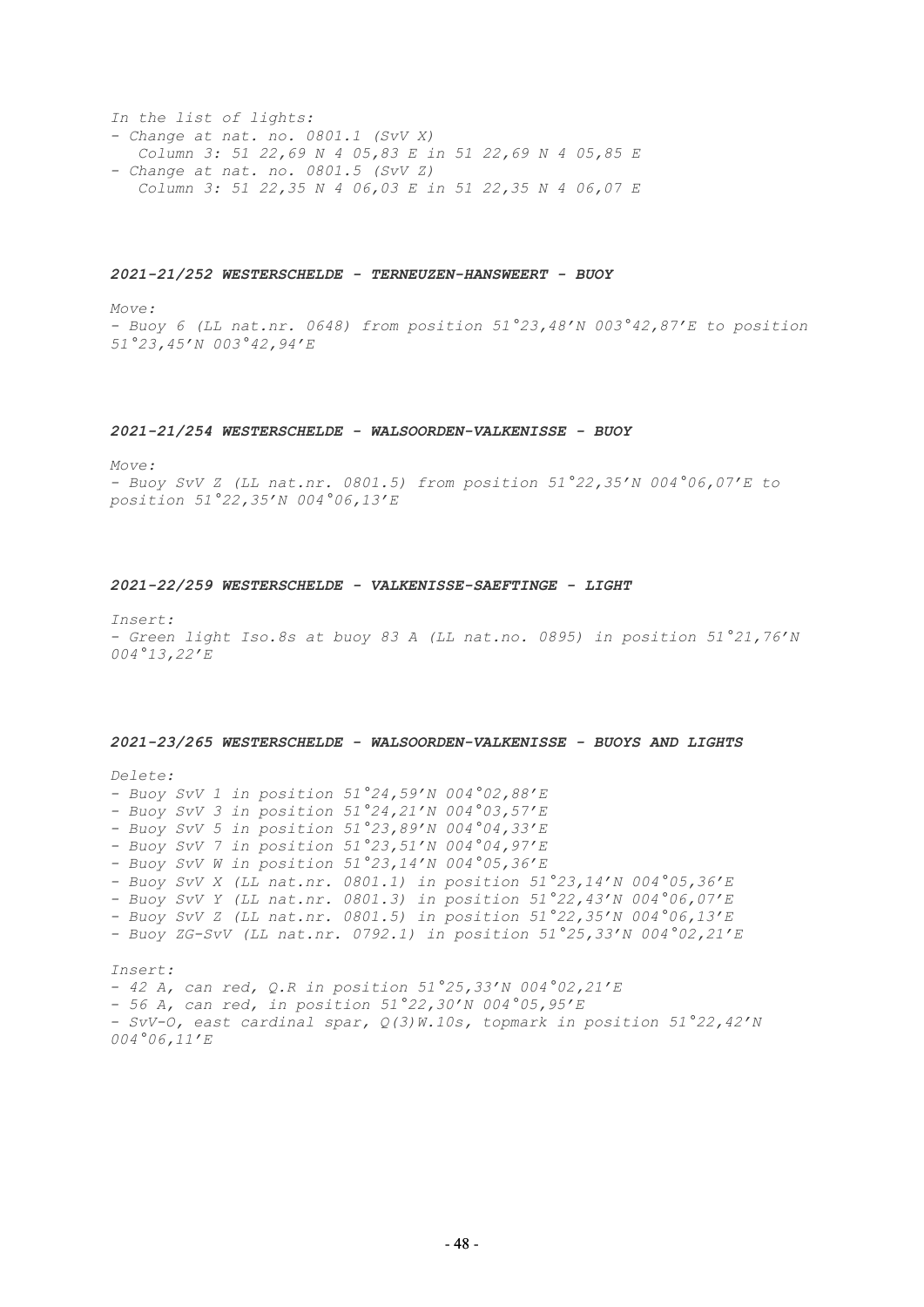*In the list of lights:*
*- Change at nat. no. 0801.1 (SvV X)*
*Column 3: 51 22,69 N 4 05,83 E in 51 22,69 N 4 05,85 E*
*- Change at nat. no. 0801.5 (SvV Z)*
*Column 3: 51 22,35 N 4 06,03 E in 51 22,35 N 4 06,07 E*

***2021-21/252 WESTERSCHELDE - TERNEUZEN-HANSWEERT - BUOY***

*Move:*
*- Buoy 6 (LL nat.nr. 0648) from position 51°23,48'N 003°42,87'E to position 51°23,45'N 003°42,94'E*

***2021-21/254 WESTERSCHELDE - WALSOORDEN-VALKENISSE - BUOY***

*Move:*
*- Buoy SvV Z (LL nat.nr. 0801.5) from position 51°22,35'N 004°06,07'E to position 51°22,35'N 004°06,13'E*

***2021-22/259 WESTERSCHELDE - VALKENISSE-SAEFTINGE - LIGHT***

*Insert:*
*- Green light Iso.8s at buoy 83 A (LL nat.no. 0895) in position 51°21,76'N 004°13,22'E*

***2021-23/265 WESTERSCHELDE - WALSOORDEN-VALKENISSE - BUOYS AND LIGHTS***

*Delete:*
*- Buoy SvV 1 in position 51°24,59'N 004°02,88'E*
*- Buoy SvV 3 in position 51°24,21'N 004°03,57'E*
*- Buoy SvV 5 in position 51°23,89'N 004°04,33'E*
*- Buoy SvV 7 in position 51°23,51'N 004°04,97'E*
*- Buoy SvV W in position 51°23,14'N 004°05,36'E*
*- Buoy SvV X (LL nat.nr. 0801.1) in position 51°23,14'N 004°05,36'E*
*- Buoy SvV Y (LL nat.nr. 0801.3) in position 51°22,43'N 004°06,07'E*
*- Buoy SvV Z (LL nat.nr. 0801.5) in position 51°22,35'N 004°06,13'E*
*- Buoy ZG-SvV (LL nat.nr. 0792.1) in position 51°25,33'N 004°02,21'E*

*Insert:*
*- 42 A, can red, Q.R in position 51°25,33'N 004°02,21'E*
*- 56 A, can red, in position 51°22,30'N 004°05,95'E*
*- SvV-O, east cardinal spar, Q(3)W.10s, topmark in position 51°22,42'N 004°06,11'E*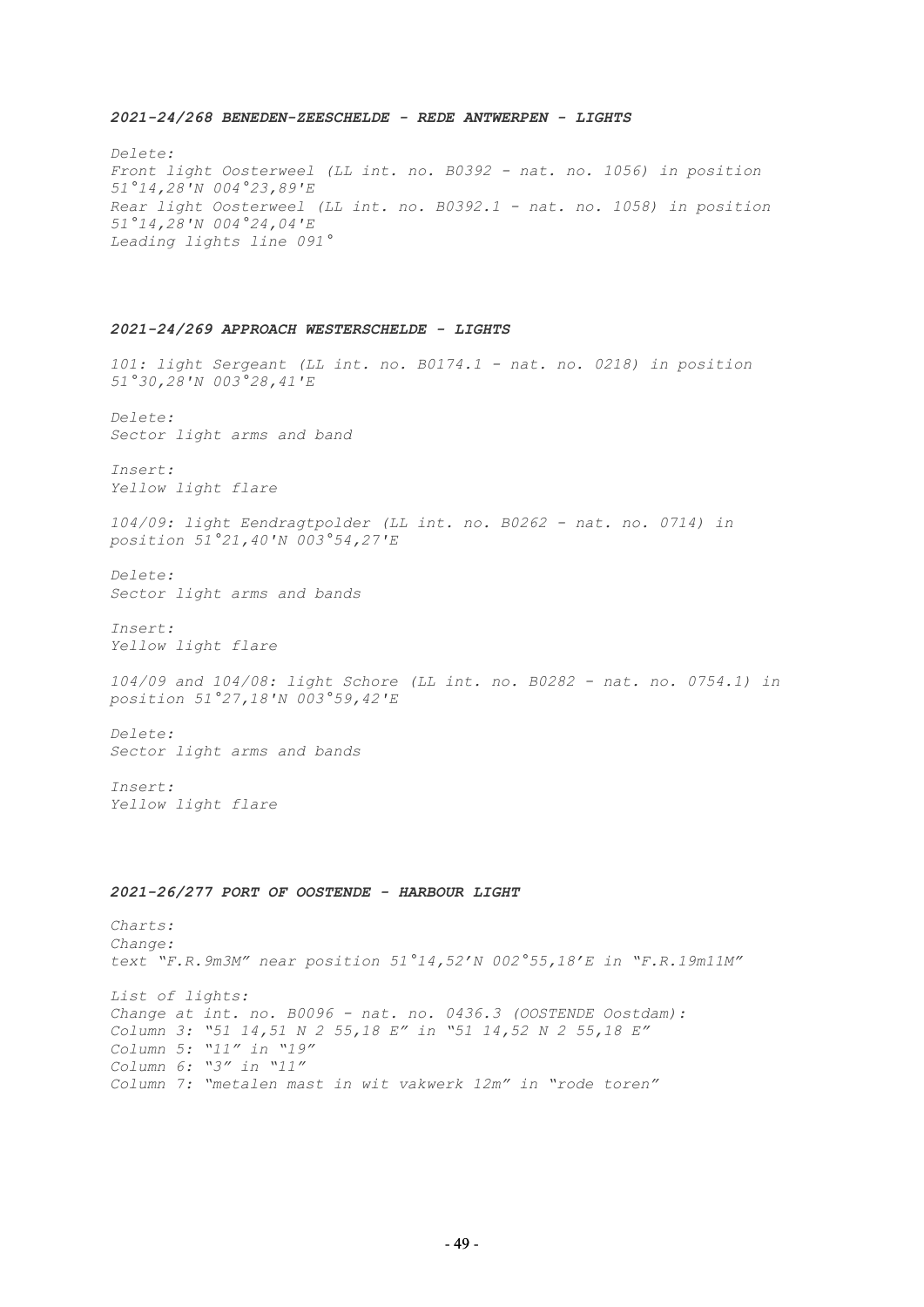### *2021-24/268 BENEDEN-ZEESCHELDE - REDE ANTWERPEN - LIGHTS*

*Delete:*
*Front light Oosterweel (LL int. no. B0392 - nat. no. 1056) in position 51°14,28'N 004°23,89'E*
*Rear light Oosterweel (LL int. no. B0392.1 - nat. no. 1058) in position 51°14,28'N 004°24,04'E*
*Leading lights line 091°*

### *2021-24/269 APPROACH WESTERSCHELDE - LIGHTS*

*101: light Sergeant (LL int. no. B0174.1 - nat. no. 0218) in position 51°30,28'N 003°28,41'E*

*Delete:*
*Sector light arms and band*

*Insert:*
*Yellow light flare*

*104/09: light Eendragtpolder (LL int. no. B0262 - nat. no. 0714) in position 51°21,40'N 003°54,27'E*

*Delete:*
*Sector light arms and bands*

*Insert:*
*Yellow light flare*

*104/09 and 104/08: light Schore (LL int. no. B0282 - nat. no. 0754.1) in position 51°27,18'N 003°59,42'E*

*Delete:*
*Sector light arms and bands*

*Insert:*
*Yellow light flare*

### *2021-26/277 PORT OF OOSTENDE - HARBOUR LIGHT*

*Charts:*
*Change:*
*text "F.R.9m3M" near position 51°14,52'N 002°55,18'E in "F.R.19m11M"*

*List of lights:*
*Change at int. no. B0096 - nat. no. 0436.3 (OOSTENDE Oostdam):*
*Column 3: "51 14,51 N 2 55,18 E" in "51 14,52 N 2 55,18 E"*
*Column 5: "11" in "19"*
*Column 6: "3" in "11"*
*Column 7: "metalen mast in wit vakwerk 12m" in "rode toren"*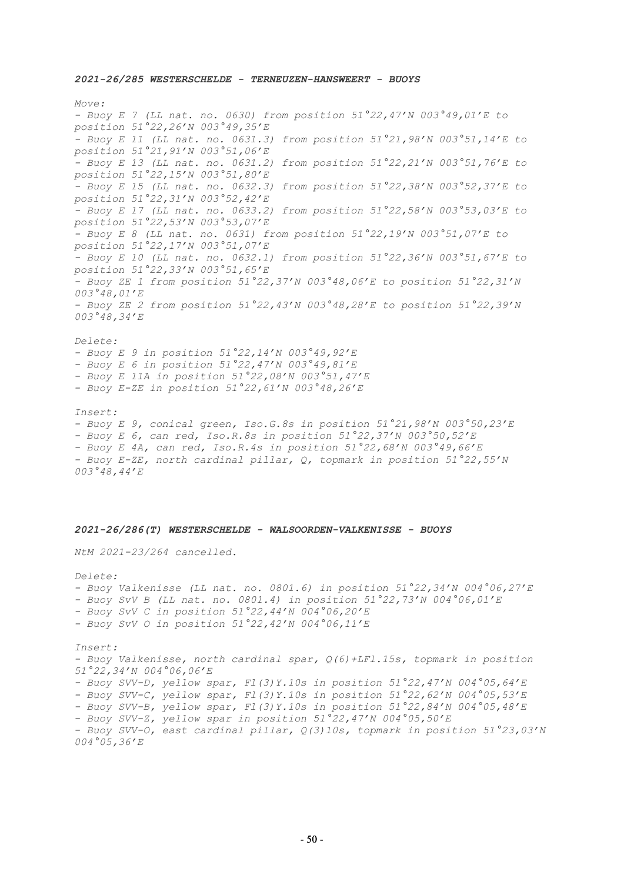***2021-26/285 WESTERSCHELDE - TERNEUZEN-HANSWEERT - BUOYS***

*Move:*

*- Buoy E 7 (LL nat. no. 0630) from position 51°22,47’N 003°49,01’E to position 51°22,26’N 003°49,35’E*
*- Buoy E 11 (LL nat. no. 0631.3) from position 51°21,98’N 003°51,14’E to position 51°21,91’N 003°51,06’E*
*- Buoy E 13 (LL nat. no. 0631.2) from position 51°22,21’N 003°51,76’E to position 51°22,15’N 003°51,80’E*
*- Buoy E 15 (LL nat. no. 0632.3) from position 51°22,38’N 003°52,37’E to position 51°22,31’N 003°52,42’E*
*- Buoy E 17 (LL nat. no. 0633.2) from position 51°22,58’N 003°53,03’E to position 51°22,53’N 003°53,07’E*
*- Buoy E 8 (LL nat. no. 0631) from position 51°22,19’N 003°51,07’E to position 51°22,17’N 003°51,07’E*
*- Buoy E 10 (LL nat. no. 0632.1) from position 51°22,36’N 003°51,67’E to position 51°22,33’N 003°51,65’E*
*- Buoy ZE 1 from position 51°22,37’N 003°48,06’E to position 51°22,31’N 003°48,01’E*
*- Buoy ZE 2 from position 51°22,43’N 003°48,28’E to position 51°22,39’N 003°48,34’E*

*Delete:*

*- Buoy E 9 in position 51°22,14’N 003°49,92’E*
*- Buoy E 6 in position 51°22,47’N 003°49,81’E*
*- Buoy E 11A in position 51°22,08’N 003°51,47’E*
*- Buoy E-ZE in position 51°22,61’N 003°48,26’E*

*Insert:*

*- Buoy E 9, conical green, Iso.G.8s in position 51°21,98’N 003°50,23’E*
*- Buoy E 6, can red, Iso.R.8s in position 51°22,37’N 003°50,52’E*
*- Buoy E 4A, can red, Iso.R.4s in position 51°22,68’N 003°49,66’E*
*- Buoy E-ZE, north cardinal pillar, Q, topmark in position 51°22,55’N 003°48,44’E*

***2021-26/286(T) WESTERSCHELDE - WALSOORDEN-VALKENISSE - BUOYS***

*NtM 2021-23/264 cancelled.*

*Delete:*

*- Buoy Valkenisse (LL nat. no. 0801.6) in position 51°22,34’N 004°06,27’E*
*- Buoy SvV B (LL nat. no. 0801.4) in position 51°22,73’N 004°06,01’E*
*- Buoy SvV C in position 51°22,44’N 004°06,20’E*
*- Buoy SvV O in position 51°22,42’N 004°06,11’E*

*Insert:*

*- Buoy Valkenisse, north cardinal spar, Q(6)+LFl.15s, topmark in position 51°22,34’N 004°06,06’E*
*- Buoy SVV-D, yellow spar, Fl(3)Y.10s in position 51°22,47’N 004°05,64’E*
*- Buoy SVV-C, yellow spar, Fl(3)Y.10s in position 51°22,62’N 004°05,53’E*
*- Buoy SVV-B, yellow spar, Fl(3)Y.10s in position 51°22,84’N 004°05,48’E*
*- Buoy SVV-Z, yellow spar in position 51°22,47’N 004°05,50’E*
*- Buoy SVV-O, east cardinal pillar, Q(3)10s, topmark in position 51°23,03’N 004°05,36’E*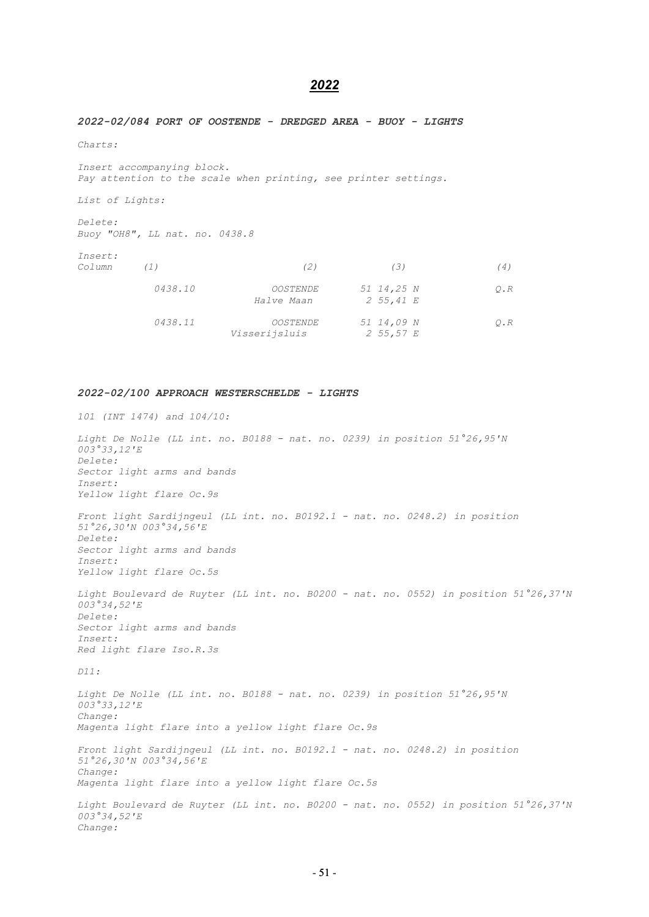# *2022*

### *2022-02/084 PORT OF OOSTENDE - DREDGED AREA - BUOY - LIGHTS*

*Charts:*

*Insert accompanying block.*
*Pay attention to the scale when printing, see printer settings.*

*List of Lights:*

*Delete:*
*Buoy "OH8", LL nat. no. 0438.8*

*Insert:*

| *Column* | *(1)* | *(2)* | *(3)* | *(4)* |
|---|---|---|---|---|
| | *0438.10* | *OOSTENDE Halve Maan* | *51 14,25 N 2 55,41 E* | *Q.R* |
| | *0438.11* | *OOSTENDE Visserijsluis* | *51 14,09 N 2 55,57 E* | *Q.R* |

### *2022-02/100 APPROACH WESTERSCHELDE - LIGHTS*

*101 (INT 1474) and 104/10:*

*Light De Nolle (LL int. no. B0188 - nat. no. 0239) in position 51°26,95'N 003°33,12'E*
*Delete:*
*Sector light arms and bands*
*Insert:*
*Yellow light flare Oc.9s*

*Front light Sardijngeul (LL int. no. B0192.1 - nat. no. 0248.2) in position 51°26,30'N 003°34,56'E*
*Delete:*
*Sector light arms and bands*
*Insert:*
*Yellow light flare Oc.5s*

*Light Boulevard de Ruyter (LL int. no. B0200 - nat. no. 0552) in position 51°26,37'N 003°34,52'E*
*Delete:*
*Sector light arms and bands*
*Insert:*
*Red light flare Iso.R.3s*

*D11:*

*Light De Nolle (LL int. no. B0188 - nat. no. 0239) in position 51°26,95'N 003°33,12'E*
*Change:*
*Magenta light flare into a yellow light flare Oc.9s*

*Front light Sardijngeul (LL int. no. B0192.1 - nat. no. 0248.2) in position 51°26,30'N 003°34,56'E*
*Change:*
*Magenta light flare into a yellow light flare Oc.5s*

*Light Boulevard de Ruyter (LL int. no. B0200 - nat. no. 0552) in position 51°26,37'N 003°34,52'E*
*Change:*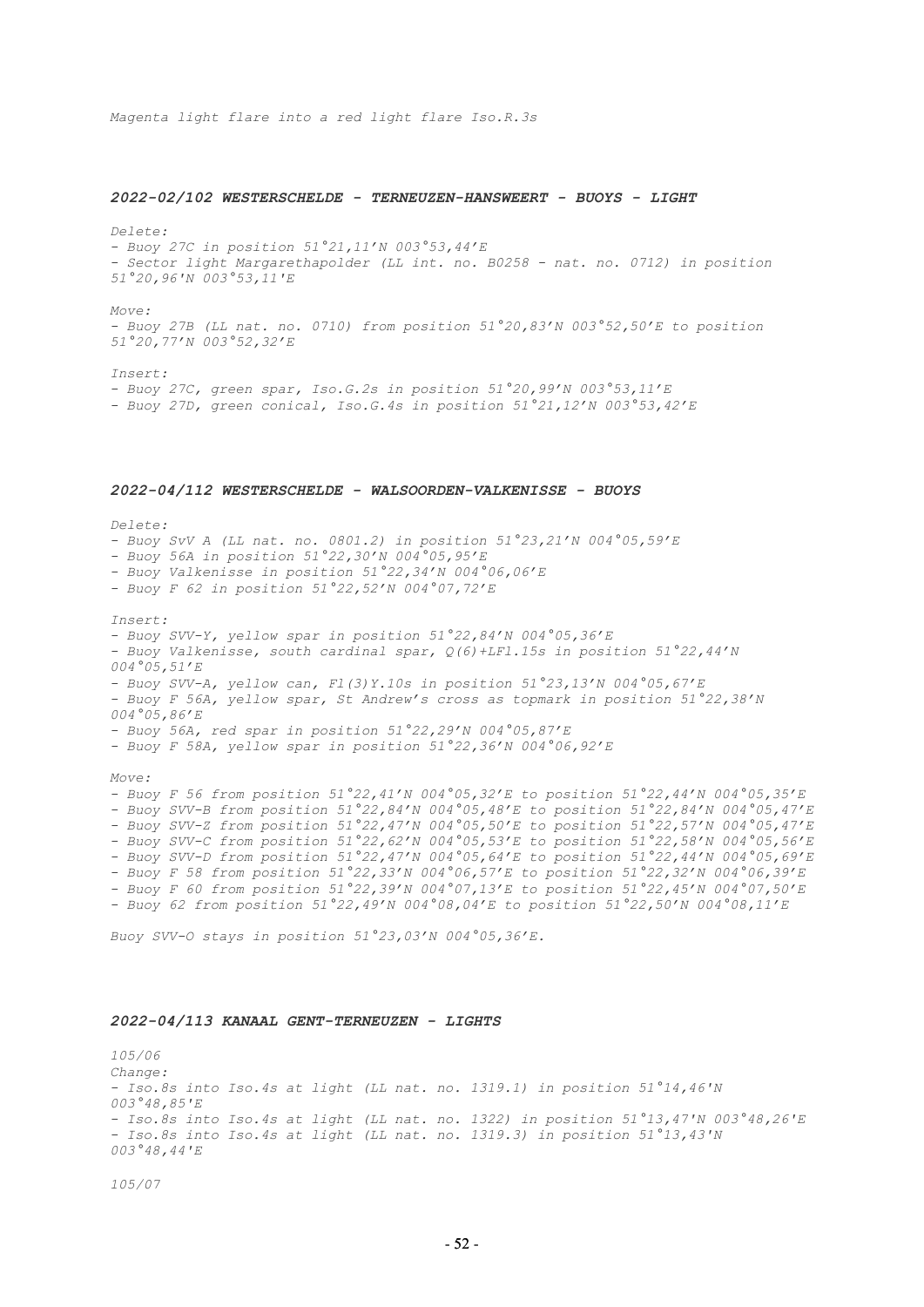*Magenta light flare into a red light flare Iso.R.3s*

### *2022-02/102 WESTERSCHELDE - TERNEUZEN-HANSWEERT - BUOYS - LIGHT*

*Delete:*
*- Buoy 27C in position 51°21,11'N 003°53,44'E*
*- Sector light Margarethapolder (LL int. no. B0258 - nat. no. 0712) in position 51°20,96'N 003°53,11'E*

*Move:*
*- Buoy 27B (LL nat. no. 0710) from position 51°20,83'N 003°52,50'E to position 51°20,77'N 003°52,32'E*

*Insert:*
*- Buoy 27C, green spar, Iso.G.2s in position 51°20,99'N 003°53,11'E*
*- Buoy 27D, green conical, Iso.G.4s in position 51°21,12'N 003°53,42'E*

### *2022-04/112 WESTERSCHELDE - WALSOORDEN-VALKENISSE - BUOYS*

*Delete:*
*- Buoy SvV A (LL nat. no. 0801.2) in position 51°23,21'N 004°05,59'E*
*- Buoy 56A in position 51°22,30'N 004°05,95'E*
*- Buoy Valkenisse in position 51°22,34'N 004°06,06'E*
*- Buoy F 62 in position 51°22,52'N 004°07,72'E*

*Insert:*
*- Buoy SVV-Y, yellow spar in position 51°22,84'N 004°05,36'E*
*- Buoy Valkenisse, south cardinal spar, Q(6)+LFl.15s in position 51°22,44'N 004°05,51'E*
*- Buoy SVV-A, yellow can, Fl(3)Y.10s in position 51°23,13'N 004°05,67'E*
*- Buoy F 56A, yellow spar, St Andrew's cross as topmark in position 51°22,38'N 004°05,86'E*
*- Buoy 56A, red spar in position 51°22,29'N 004°05,87'E*
*- Buoy F 58A, yellow spar in position 51°22,36'N 004°06,92'E*

*Move:*
*- Buoy F 56 from position 51°22,41'N 004°05,32'E to position 51°22,44'N 004°05,35'E*
*- Buoy SVV-B from position 51°22,84'N 004°05,48'E to position 51°22,84'N 004°05,47'E*
*- Buoy SVV-Z from position 51°22,47'N 004°05,50'E to position 51°22,57'N 004°05,47'E*
*- Buoy SVV-C from position 51°22,62'N 004°05,53'E to position 51°22,58'N 004°05,56'E*
*- Buoy SVV-D from position 51°22,47'N 004°05,64'E to position 51°22,44'N 004°05,69'E*
*- Buoy F 58 from position 51°22,33'N 004°06,57'E to position 51°22,32'N 004°06,39'E*
*- Buoy F 60 from position 51°22,39'N 004°07,13'E to position 51°22,45'N 004°07,50'E*
*- Buoy 62 from position 51°22,49'N 004°08,04'E to position 51°22,50'N 004°08,11'E*

*Buoy SVV-O stays in position 51°23,03'N 004°05,36'E.*

### *2022-04/113 KANAAL GENT-TERNEUZEN - LIGHTS*

*105/06*
*Change:*
*- Iso.8s into Iso.4s at light (LL nat. no. 1319.1) in position 51°14,46'N 003°48,85'E*
*- Iso.8s into Iso.4s at light (LL nat. no. 1322) in position 51°13,47'N 003°48,26'E*
*- Iso.8s into Iso.4s at light (LL nat. no. 1319.3) in position 51°13,43'N 003°48,44'E*

*105/07*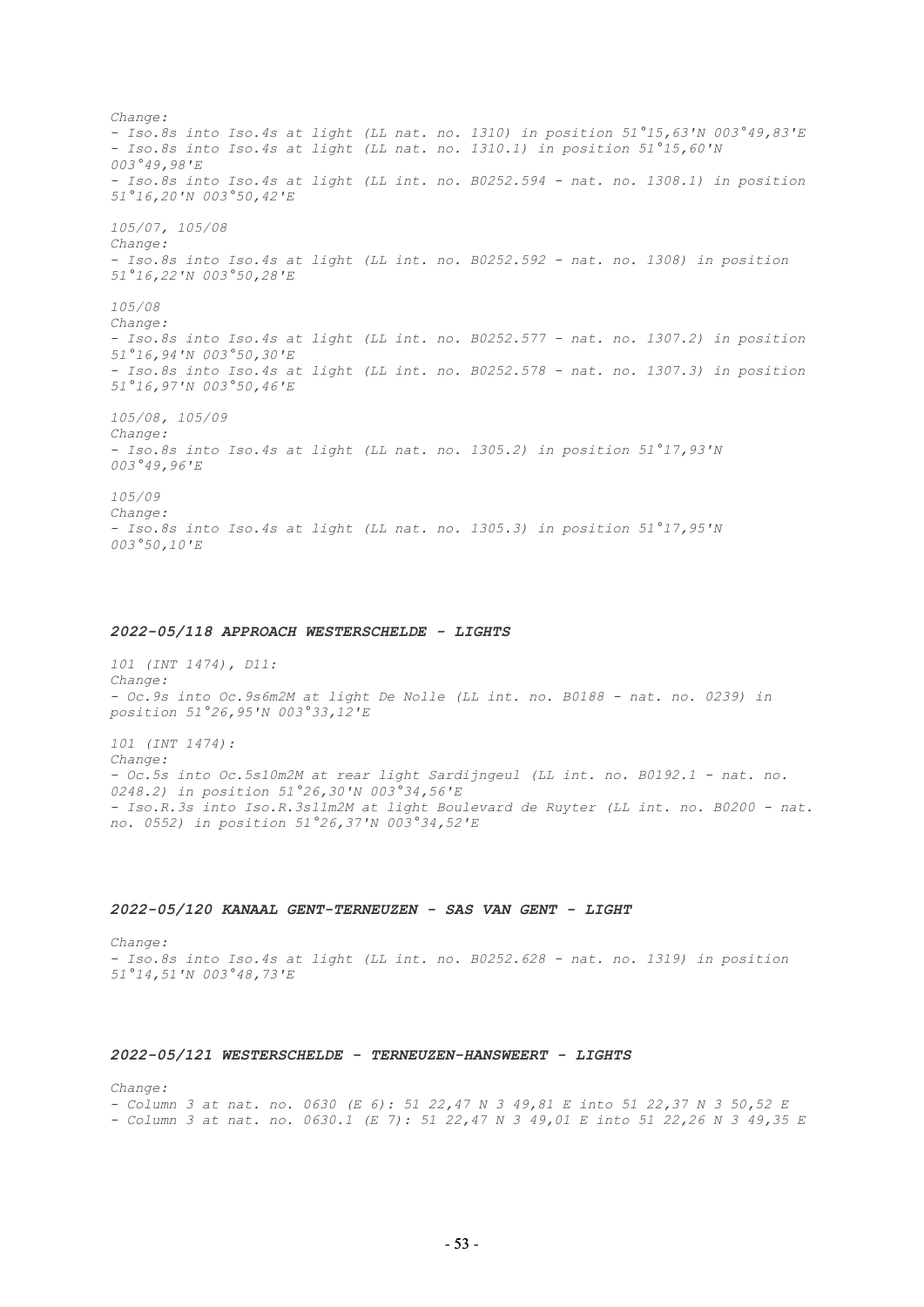*Change:*
*- Iso.8s into Iso.4s at light (LL nat. no. 1310) in position 51°15,63'N 003°49,83'E*
*- Iso.8s into Iso.4s at light (LL nat. no. 1310.1) in position 51°15,60'N 003°49,98'E*
*- Iso.8s into Iso.4s at light (LL int. no. B0252.594 - nat. no. 1308.1) in position 51°16,20'N 003°50,42'E*

*105/07, 105/08*
*Change:*
*- Iso.8s into Iso.4s at light (LL int. no. B0252.592 - nat. no. 1308) in position 51°16,22'N 003°50,28'E*

*105/08*
*Change:*
*- Iso.8s into Iso.4s at light (LL int. no. B0252.577 - nat. no. 1307.2) in position 51°16,94'N 003°50,30'E*
*- Iso.8s into Iso.4s at light (LL int. no. B0252.578 - nat. no. 1307.3) in position 51°16,97'N 003°50,46'E*

*105/08, 105/09*
*Change:*
*- Iso.8s into Iso.4s at light (LL nat. no. 1305.2) in position 51°17,93'N 003°49,96'E*

*105/09*
*Change:*
*- Iso.8s into Iso.4s at light (LL nat. no. 1305.3) in position 51°17,95'N 003°50,10'E*

### *2022-05/118 APPROACH WESTERSCHELDE - LIGHTS*

*101 (INT 1474), D11:*
*Change:*
*- Oc.9s into Oc.9s6m2M at light De Nolle (LL int. no. B0188 - nat. no. 0239) in position 51°26,95'N 003°33,12'E*

*101 (INT 1474):*
*Change:*
*- Oc.5s into Oc.5s10m2M at rear light Sardijngeul (LL int. no. B0192.1 - nat. no. 0248.2) in position 51°26,30'N 003°34,56'E*
*- Iso.R.3s into Iso.R.3s11m2M at light Boulevard de Ruyter (LL int. no. B0200 - nat. no. 0552) in position 51°26,37'N 003°34,52'E*

### *2022-05/120 KANAAL GENT-TERNEUZEN - SAS VAN GENT - LIGHT*

*Change:*
*- Iso.8s into Iso.4s at light (LL int. no. B0252.628 - nat. no. 1319) in position 51°14,51'N 003°48,73'E*

### *2022-05/121 WESTERSCHELDE - TERNEUZEN-HANSWEERT - LIGHTS*

*Change:*
*- Column 3 at nat. no. 0630 (E 6): 51 22,47 N 3 49,81 E into 51 22,37 N 3 50,52 E*
*- Column 3 at nat. no. 0630.1 (E 7): 51 22,47 N 3 49,01 E into 51 22,26 N 3 49,35 E*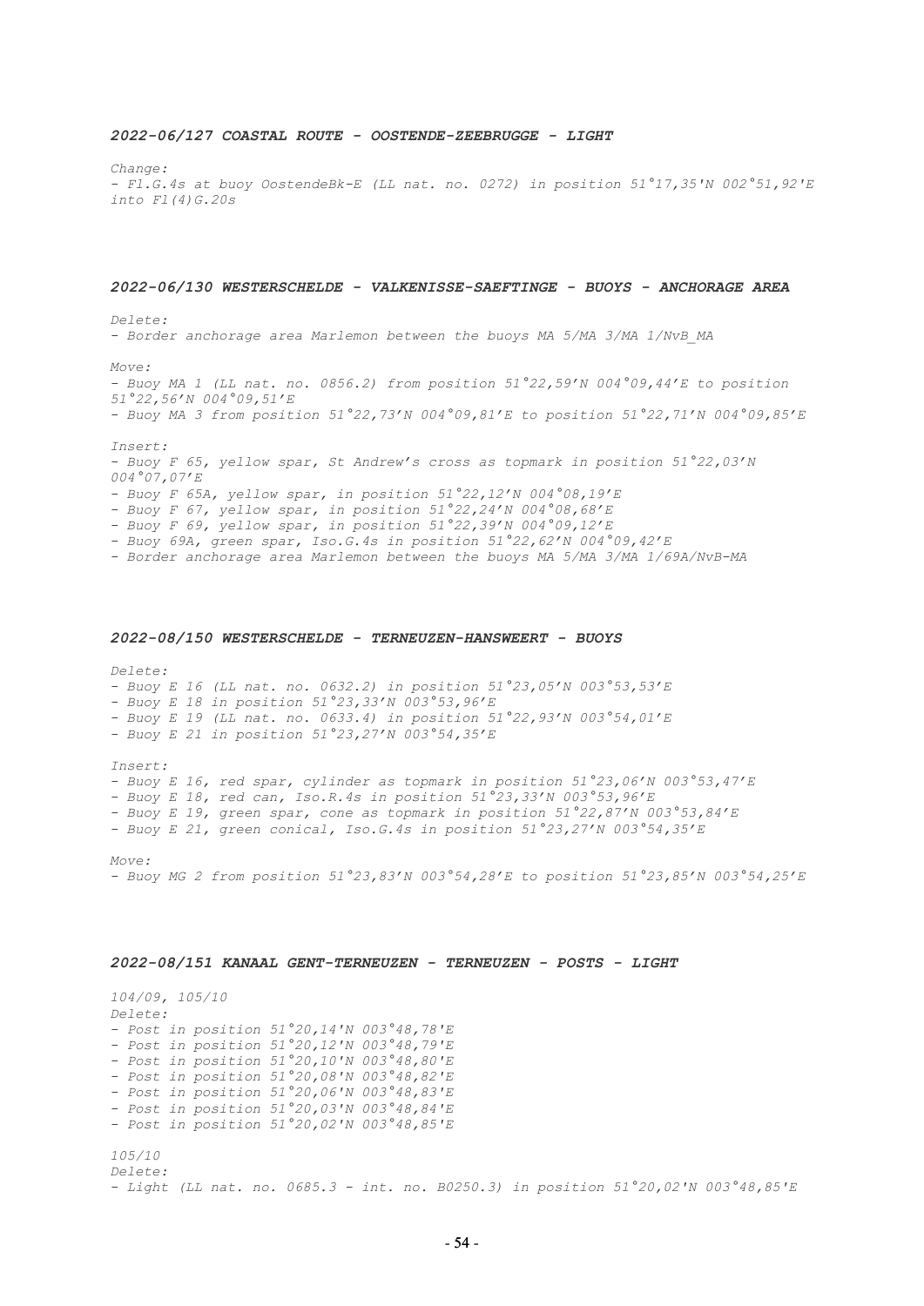### *2022-06/127 COASTAL ROUTE - OOSTENDE-ZEEBRUGGE - LIGHT*

*Change:*
*- Fl.G.4s at buoy OostendeBk-E (LL nat. no. 0272) in position 51°17,35'N 002°51,92'E into Fl(4)G.20s*

### *2022-06/130 WESTERSCHELDE - VALKENISSE-SAEFTINGE - BUOYS - ANCHORAGE AREA*

*Delete:*
*- Border anchorage area Marlemon between the buoys MA 5/MA 3/MA 1/NvB_MA*

*Move:*
*- Buoy MA 1 (LL nat. no. 0856.2) from position 51°22,59'N 004°09,44'E to position 51°22,56'N 004°09,51'E*
*- Buoy MA 3 from position 51°22,73'N 004°09,81'E to position 51°22,71'N 004°09,85'E*

*Insert:*
*- Buoy F 65, yellow spar, St Andrew's cross as topmark in position 51°22,03'N 004°07,07'E*
*- Buoy F 65A, yellow spar, in position 51°22,12'N 004°08,19'E*
*- Buoy F 67, yellow spar, in position 51°22,24'N 004°08,68'E*
*- Buoy F 69, yellow spar, in position 51°22,39'N 004°09,12'E*
*- Buoy 69A, green spar, Iso.G.4s in position 51°22,62'N 004°09,42'E*
*- Border anchorage area Marlemon between the buoys MA 5/MA 3/MA 1/69A/NvB-MA*

### *2022-08/150 WESTERSCHELDE - TERNEUZEN-HANSWEERT - BUOYS*

*Delete:*
*- Buoy E 16 (LL nat. no. 0632.2) in position 51°23,05'N 003°53,53'E*
*- Buoy E 18 in position 51°23,33'N 003°53,96'E*
*- Buoy E 19 (LL nat. no. 0633.4) in position 51°22,93'N 003°54,01'E*
*- Buoy E 21 in position 51°23,27'N 003°54,35'E*

*Insert:*
*- Buoy E 16, red spar, cylinder as topmark in position 51°23,06'N 003°53,47'E*
*- Buoy E 18, red can, Iso.R.4s in position 51°23,33'N 003°53,96'E*
*- Buoy E 19, green spar, cone as topmark in position 51°22,87'N 003°53,84'E*
*- Buoy E 21, green conical, Iso.G.4s in position 51°23,27'N 003°54,35'E*

*Move:*
*- Buoy MG 2 from position 51°23,83'N 003°54,28'E to position 51°23,85'N 003°54,25'E*

### *2022-08/151 KANAAL GENT-TERNEUZEN - TERNEUZEN - POSTS - LIGHT*

*104/09, 105/10*
*Delete:*
*- Post in position 51°20,14'N 003°48,78'E*
*- Post in position 51°20,12'N 003°48,79'E*
*- Post in position 51°20,10'N 003°48,80'E*
*- Post in position 51°20,08'N 003°48,82'E*
*- Post in position 51°20,06'N 003°48,83'E*
*- Post in position 51°20,03'N 003°48,84'E*
*- Post in position 51°20,02'N 003°48,85'E*

*105/10*
*Delete:*
*- Light (LL nat. no. 0685.3 - int. no. B0250.3) in position 51°20,02'N 003°48,85'E*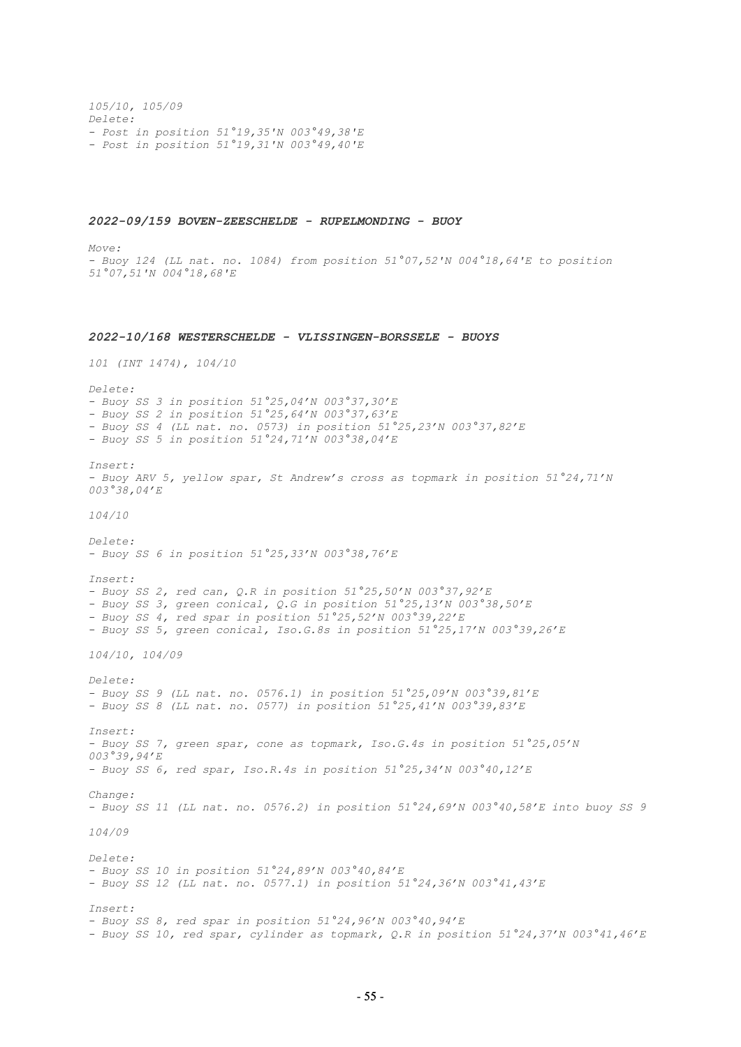*105/10, 105/09*

*Delete:*

*- Post in position 51°19,35'N 003°49,38'E*
*- Post in position 51°19,31'N 003°49,40'E*

### *2022-09/159 BOVEN-ZEESCHELDE - RUPELMONDING - BUOY*

*Move:*

*- Buoy 124 (LL nat. no. 1084) from position 51°07,52'N 004°18,64'E to position 51°07,51'N 004°18,68'E*

### *2022-10/168 WESTERSCHELDE - VLISSINGEN-BORSSELE - BUOYS*

*101 (INT 1474), 104/10*

*Delete:*

*- Buoy SS 3 in position 51°25,04'N 003°37,30'E*
*- Buoy SS 2 in position 51°25,64'N 003°37,63'E*
*- Buoy SS 4 (LL nat. no. 0573) in position 51°25,23'N 003°37,82'E*
*- Buoy SS 5 in position 51°24,71'N 003°38,04'E*

*Insert:*

*- Buoy ARV 5, yellow spar, St Andrew's cross as topmark in position 51°24,71'N 003°38,04'E*

*104/10*

*Delete:*

*- Buoy SS 6 in position 51°25,33'N 003°38,76'E*

*Insert:*

*- Buoy SS 2, red can, Q.R in position 51°25,50'N 003°37,92'E*
*- Buoy SS 3, green conical, Q.G in position 51°25,13'N 003°38,50'E*
*- Buoy SS 4, red spar in position 51°25,52'N 003°39,22'E*
*- Buoy SS 5, green conical, Iso.G.8s in position 51°25,17'N 003°39,26'E*

*104/10, 104/09*

*Delete:*

*- Buoy SS 9 (LL nat. no. 0576.1) in position 51°25,09'N 003°39,81'E*
*- Buoy SS 8 (LL nat. no. 0577) in position 51°25,41'N 003°39,83'E*

*Insert:*

*- Buoy SS 7, green spar, cone as topmark, Iso.G.4s in position 51°25,05'N 003°39,94'E*
*- Buoy SS 6, red spar, Iso.R.4s in position 51°25,34'N 003°40,12'E*

*Change:*

*- Buoy SS 11 (LL nat. no. 0576.2) in position 51°24,69'N 003°40,58'E into buoy SS 9*

*104/09*

*Delete:*

*- Buoy SS 10 in position 51°24,89'N 003°40,84'E*
*- Buoy SS 12 (LL nat. no. 0577.1) in position 51°24,36'N 003°41,43'E*

*Insert:*

*- Buoy SS 8, red spar in position 51°24,96'N 003°40,94'E*
*- Buoy SS 10, red spar, cylinder as topmark, Q.R in position 51°24,37'N 003°41,46'E*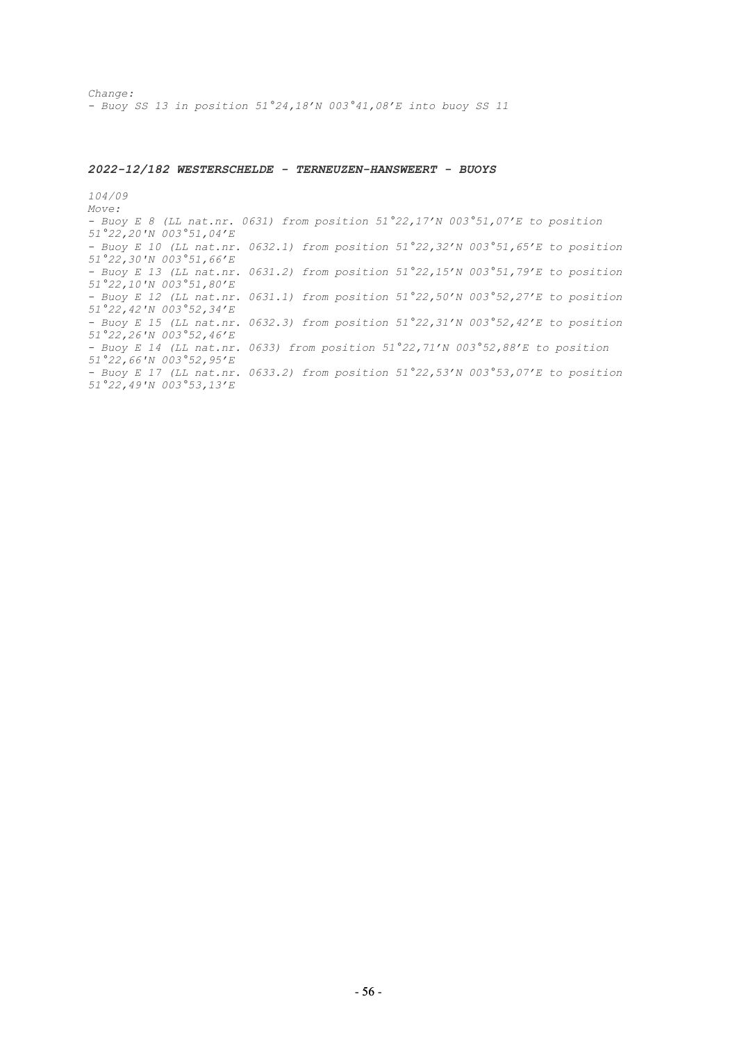*Change:*
*- Buoy SS 13 in position 51°24,18’N 003°41,08’E into buoy SS 11*

### *2022-12/182 WESTERSCHELDE - TERNEUZEN-HANSWEERT - BUOYS*

*104/09*
*Move:*
*- Buoy E 8 (LL nat.nr. 0631) from position 51°22,17’N 003°51,07’E to position 51°22,20'N 003°51,04’E*
*- Buoy E 10 (LL nat.nr. 0632.1) from position 51°22,32’N 003°51,65’E to position 51°22,30'N 003°51,66’E*
*- Buoy E 13 (LL nat.nr. 0631.2) from position 51°22,15’N 003°51,79’E to position 51°22,10'N 003°51,80’E*
*- Buoy E 12 (LL nat.nr. 0631.1) from position 51°22,50’N 003°52,27’E to position 51°22,42'N 003°52,34’E*
*- Buoy E 15 (LL nat.nr. 0632.3) from position 51°22,31’N 003°52,42’E to position 51°22,26'N 003°52,46’E*
*- Buoy E 14 (LL nat.nr. 0633) from position 51°22,71’N 003°52,88’E to position 51°22,66'N 003°52,95’E*
*- Buoy E 17 (LL nat.nr. 0633.2) from position 51°22,53’N 003°53,07’E to position 51°22,49'N 003°53,13’E*